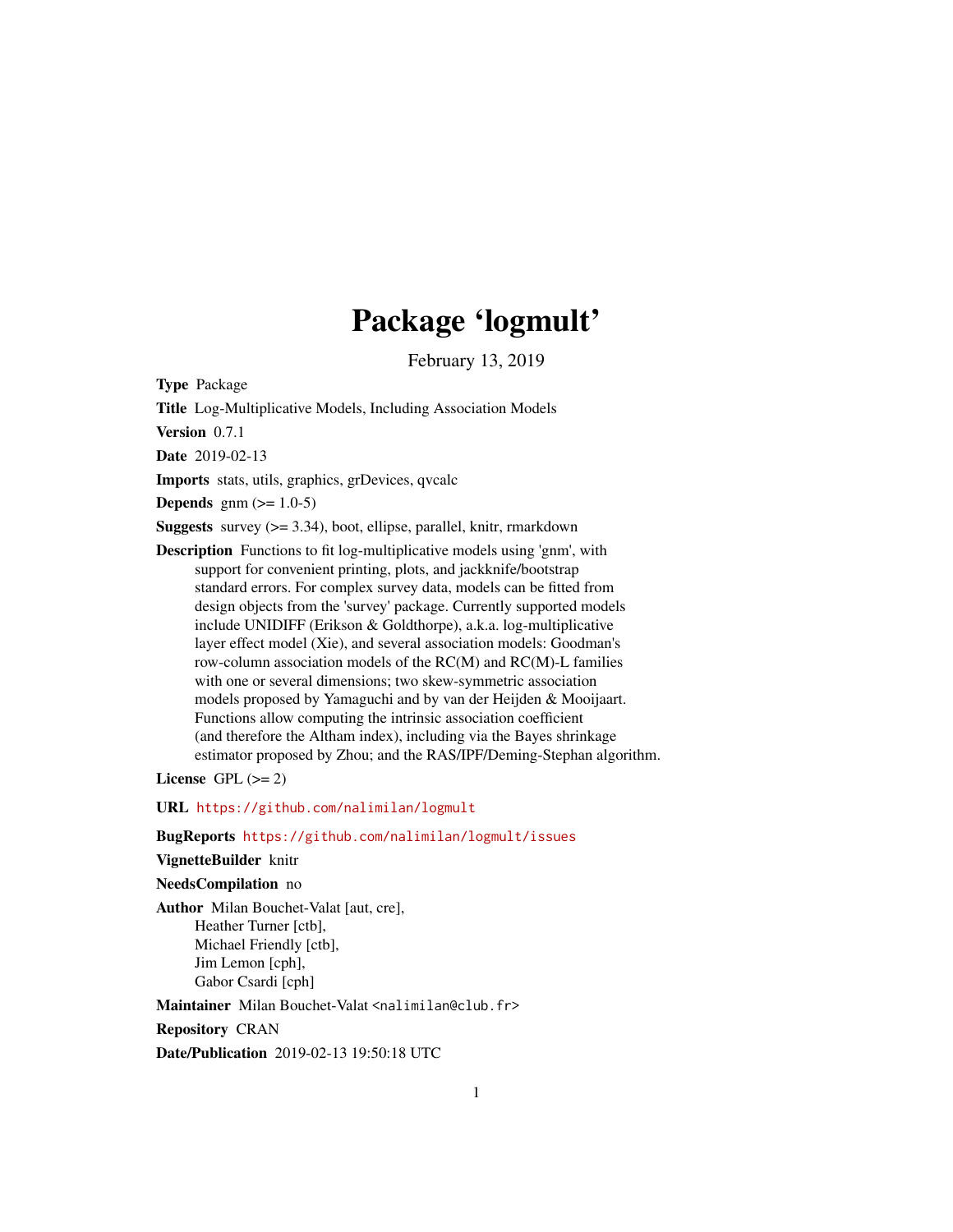# Package 'logmult'

February 13, 2019

**Type** Package

**Title** Log-Multiplicative Models, Including Association Models

**Version** 0.7.1

**Date** 2019-02-13

**Imports** stats, utils, graphics, grDevices, qvcalc

**Depends** gnm (>= 1.0-5)

**Suggests** survey (>= 3.34), boot, ellipse, parallel, knitr, rmarkdown

**Description** Functions to fit log-multiplicative models using 'gnm', with support for convenient printing, plots, and jackknife/bootstrap standard errors. For complex survey data, models can be fitted from design objects from the 'survey' package. Currently supported models include UNIDIFF (Erikson & Goldthorpe), a.k.a. log-multiplicative layer effect model (Xie), and several association models: Goodman's row-column association models of the RC(M) and RC(M)-L families with one or several dimensions; two skew-symmetric association models proposed by Yamaguchi and by van der Heijden & Mooijaart. Functions allow computing the intrinsic association coefficient (and therefore the Altham index), including via the Bayes shrinkage estimator proposed by Zhou; and the RAS/IPF/Deming-Stephan algorithm.

**License** GPL (>= 2)

**URL** https://github.com/nalimilan/logmult

**BugReports** https://github.com/nalimilan/logmult/issues

**VignetteBuilder** knitr

**NeedsCompilation** no

**Author** Milan Bouchet-Valat [aut, cre],
Heather Turner [ctb],
Michael Friendly [ctb],
Jim Lemon [cph],
Gabor Csardi [cph]

**Maintainer** Milan Bouchet-Valat <nalimilan@club.fr>

**Repository** CRAN

**Date/Publication** 2019-02-13 19:50:18 UTC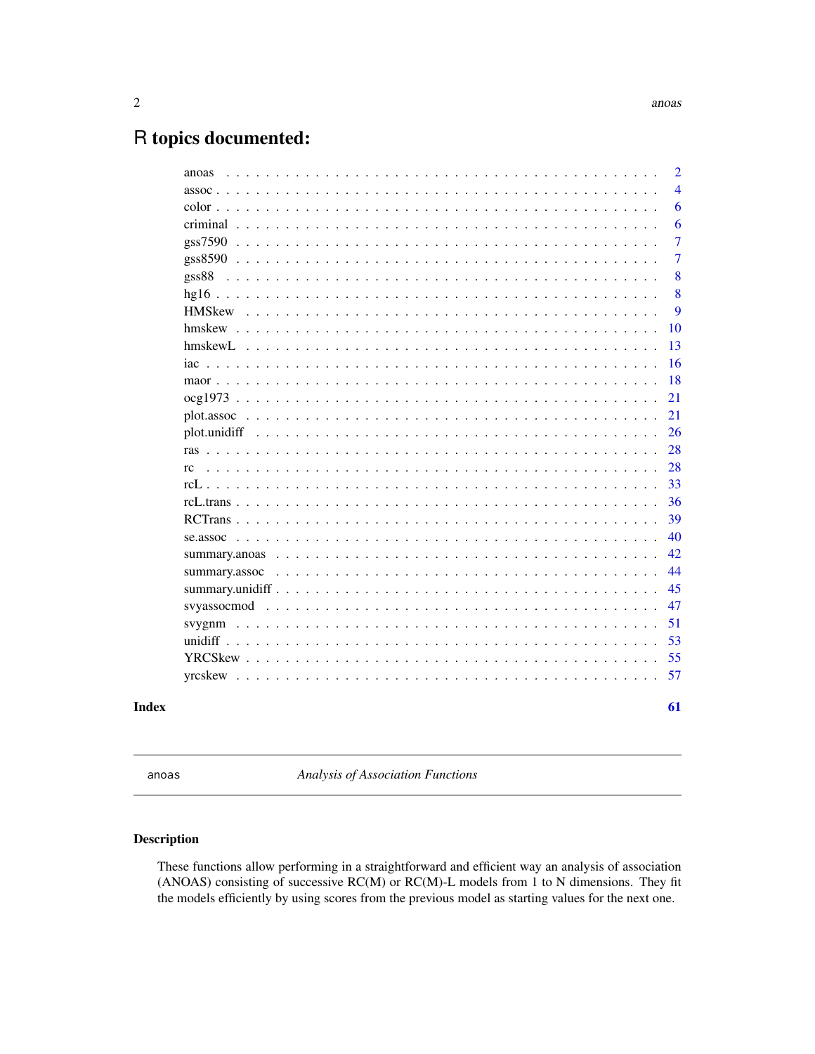# R topics documented:

| | |
|---|---|
| anoas | 2 |
| assoc | 4 |
| color | 6 |
| criminal | 6 |
| gss7590 | 7 |
| gss8590 | 7 |
| gss88 | 8 |
| hg16 | 8 |
| HMSkew | 9 |
| hmskew | 10 |
| hmskewL | 13 |
| iac | 16 |
| maor | 18 |
| ocg1973 | 21 |
| plot.assoc | 21 |
| plot.unidiff | 26 |
| ras | 28 |
| rc | 28 |
| rcL | 33 |
| rcL.trans | 36 |
| RCTrans | 39 |
| se.assoc | 40 |
| summary.anoas | 42 |
| summary.assoc | 44 |
| summary.unidiff | 45 |
| svyassocmod | 47 |
| svygnm | 51 |
| unidiff | 53 |
| YRCSkew | 55 |
| yrcskew | 57 |

**Index** 61

---

anoas *Analysis of Association Functions*

---

## Description

These functions allow performing in a straightforward and efficient way an analysis of association (ANOAS) consisting of successive RC(M) or RC(M)-L models from 1 to N dimensions. They fit the models efficiently by using scores from the previous model as starting values for the next one.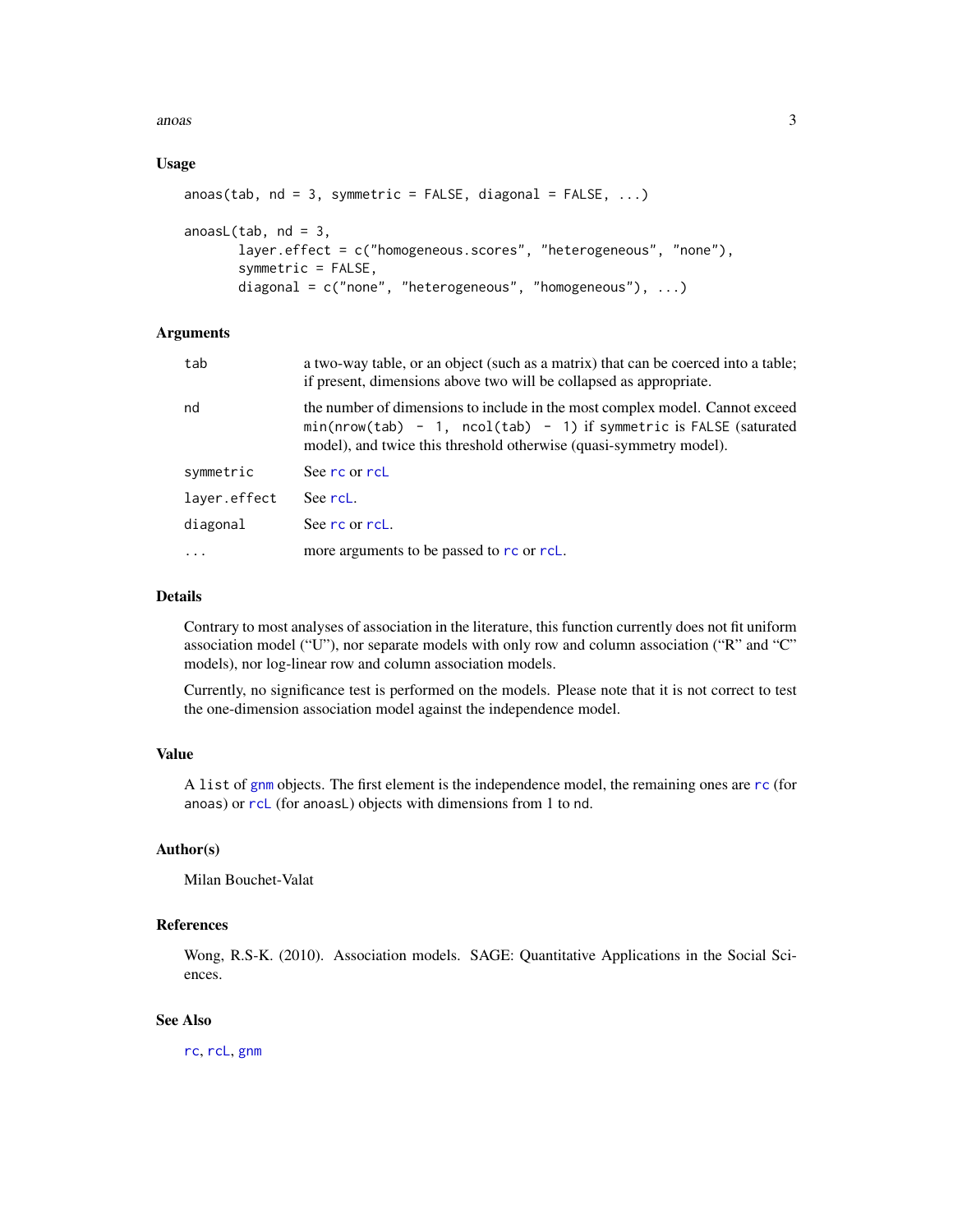### Usage

```
anoas(tab, nd = 3, symmetric = FALSE, diagonal = FALSE, ...)

anoasL(tab, nd = 3,
       layer.effect = c("homogeneous.scores", "heterogeneous", "none"),
       symmetric = FALSE,
       diagonal = c("none", "heterogeneous", "homogeneous"), ...)
```

### Arguments

| | |
|---|---|
| `tab` | a two-way table, or an object (such as a matrix) that can be coerced into a table; if present, dimensions above two will be collapsed as appropriate. |
| `nd` | the number of dimensions to include in the most complex model. Cannot exceed `min(nrow(tab) - 1, ncol(tab) - 1)` if `symmetric` is `FALSE` (saturated model), and twice this threshold otherwise (quasi-symmetry model). |
| `symmetric` | See `rc` or `rcL` |
| `layer.effect` | See `rcL`. |
| `diagonal` | See `rc` or `rcL`. |
| `...` | more arguments to be passed to `rc` or `rcL`. |

### Details

Contrary to most analyses of association in the literature, this function currently does not fit uniform association model ("U"), nor separate models with only row and column association ("R" and "C" models), nor log-linear row and column association models.

Currently, no significance test is performed on the models. Please note that it is not correct to test the one-dimension association model against the independence model.

### Value

A `list` of `gnm` objects. The first element is the independence model, the remaining ones are `rc` (for `anoas`) or `rcL` (for `anoasL`) objects with dimensions from 1 to `nd`.

### Author(s)

Milan Bouchet-Valat

### References

Wong, R.S-K. (2010). Association models. SAGE: Quantitative Applications in the Social Sciences.

### See Also

`rc`, `rcL`, `gnm`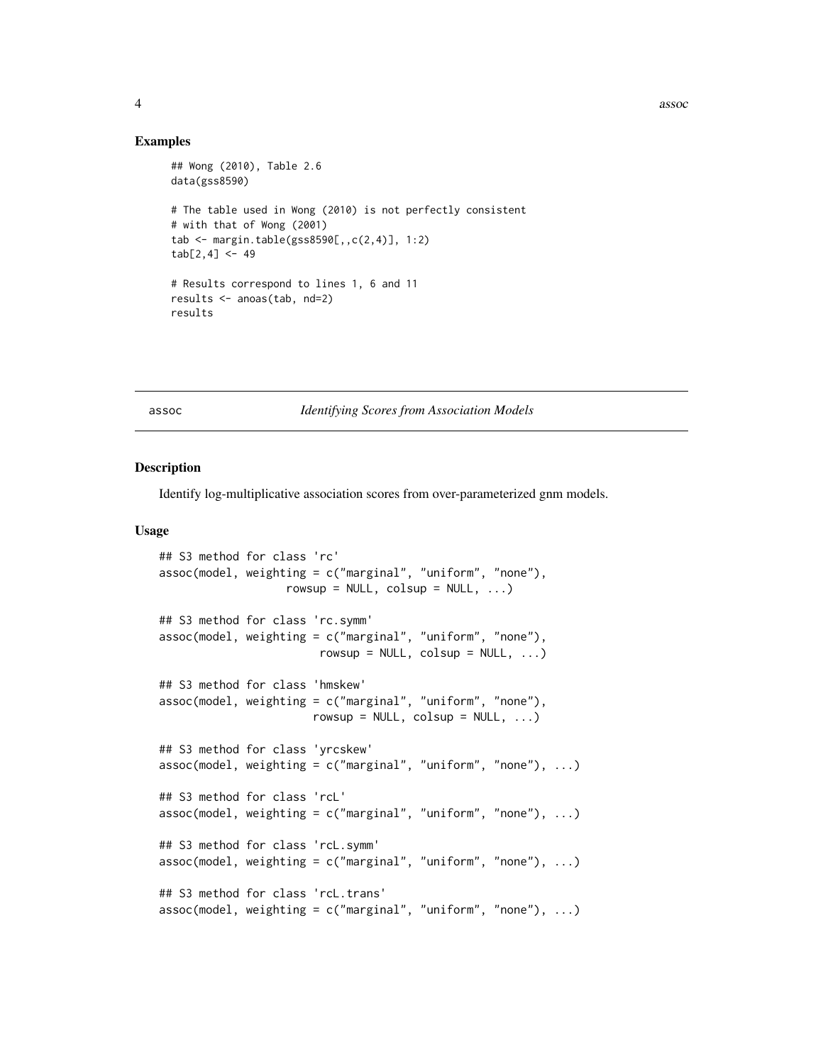### Examples

```
## Wong (2010), Table 2.6
data(gss8590)

# The table used in Wong (2010) is not perfectly consistent
# with that of Wong (2001)
tab <- margin.table(gss8590[,,c(2,4)], 1:2)
tab[2,4] <- 49

# Results correspond to lines 1, 6 and 11
results <- anoas(tab, nd=2)
results
```

---

assoc *Identifying Scores from Association Models*

---

### Description

Identify log-multiplicative association scores from over-parameterized gnm models.

### Usage

```
## S3 method for class 'rc'
assoc(model, weighting = c("marginal", "uniform", "none"),
                  rowsup = NULL, colsup = NULL, ...)

## S3 method for class 'rc.symm'
assoc(model, weighting = c("marginal", "uniform", "none"),
                       rowsup = NULL, colsup = NULL, ...)

## S3 method for class 'hmskew'
assoc(model, weighting = c("marginal", "uniform", "none"),
                      rowsup = NULL, colsup = NULL, ...)

## S3 method for class 'yrcskew'
assoc(model, weighting = c("marginal", "uniform", "none"), ...)

## S3 method for class 'rcL'
assoc(model, weighting = c("marginal", "uniform", "none"), ...)

## S3 method for class 'rcL.symm'
assoc(model, weighting = c("marginal", "uniform", "none"), ...)

## S3 method for class 'rcL.trans'
assoc(model, weighting = c("marginal", "uniform", "none"), ...)
```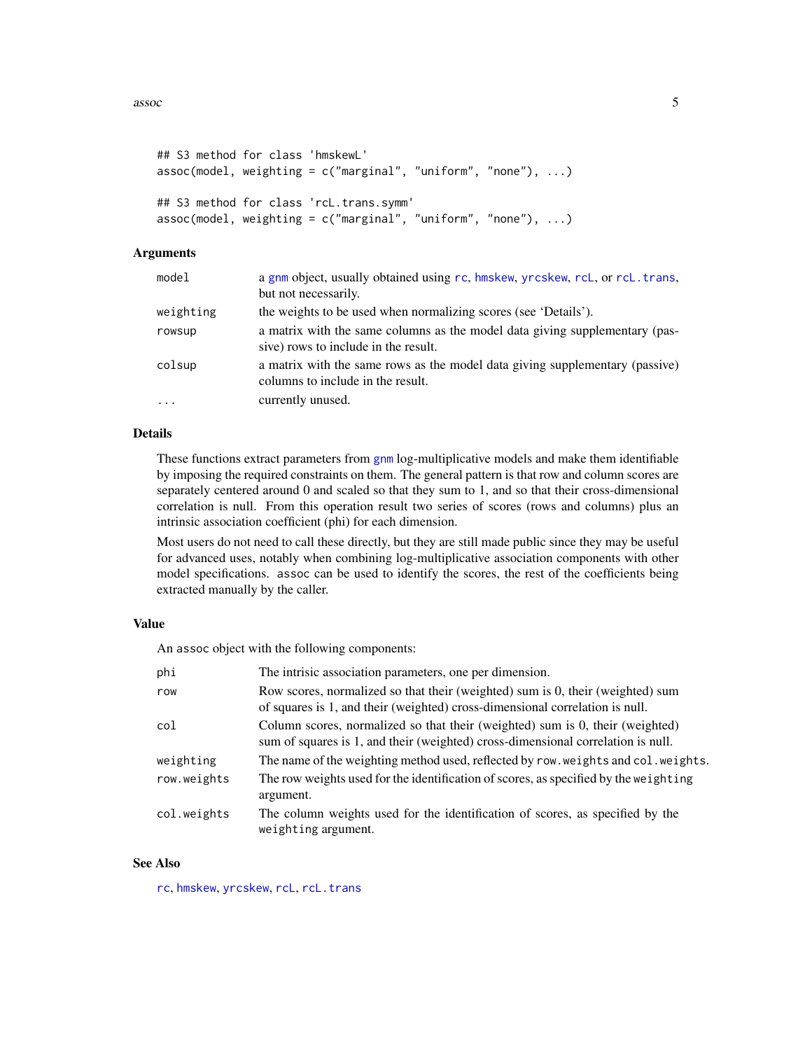```
## S3 method for class 'hmskewL'
assoc(model, weighting = c("marginal", "uniform", "none"), ...)

## S3 method for class 'rcL.trans.symm'
assoc(model, weighting = c("marginal", "uniform", "none"), ...)
```

### Arguments

| | |
|---|---|
| `model` | a `gnm` object, usually obtained using `rc`, `hmskew`, `yrcskew`, `rcL`, or `rcL.trans`, but not necessarily. |
| `weighting` | the weights to be used when normalizing scores (see 'Details'). |
| `rowsup` | a matrix with the same columns as the model data giving supplementary (passive) rows to include in the result. |
| `colsup` | a matrix with the same rows as the model data giving supplementary (passive) columns to include in the result. |
| `...` | currently unused. |

### Details

These functions extract parameters from `gnm` log-multiplicative models and make them identifiable by imposing the required constraints on them. The general pattern is that row and column scores are separately centered around 0 and scaled so that they sum to 1, and so that their cross-dimensional correlation is null. From this operation result two series of scores (rows and columns) plus an intrinsic association coefficient (phi) for each dimension.

Most users do not need to call these directly, but they are still made public since they may be useful for advanced uses, notably when combining log-multiplicative association components with other model specifications. `assoc` can be used to identify the scores, the rest of the coefficients being extracted manually by the caller.

### Value

An `assoc` object with the following components:

| | |
|---|---|
| `phi` | The intrisic association parameters, one per dimension. |
| `row` | Row scores, normalized so that their (weighted) sum is 0, their (weighted) sum of squares is 1, and their (weighted) cross-dimensional correlation is null. |
| `col` | Column scores, normalized so that their (weighted) sum is 0, their (weighted) sum of squares is 1, and their (weighted) cross-dimensional correlation is null. |
| `weighting` | The name of the weighting method used, reflected by `row.weights` and `col.weights`. |
| `row.weights` | The row weights used for the identification of scores, as specified by the `weighting` argument. |
| `col.weights` | The column weights used for the identification of scores, as specified by the `weighting` argument. |

### See Also

`rc`, `hmskew`, `yrcskew`, `rcL`, `rcL.trans`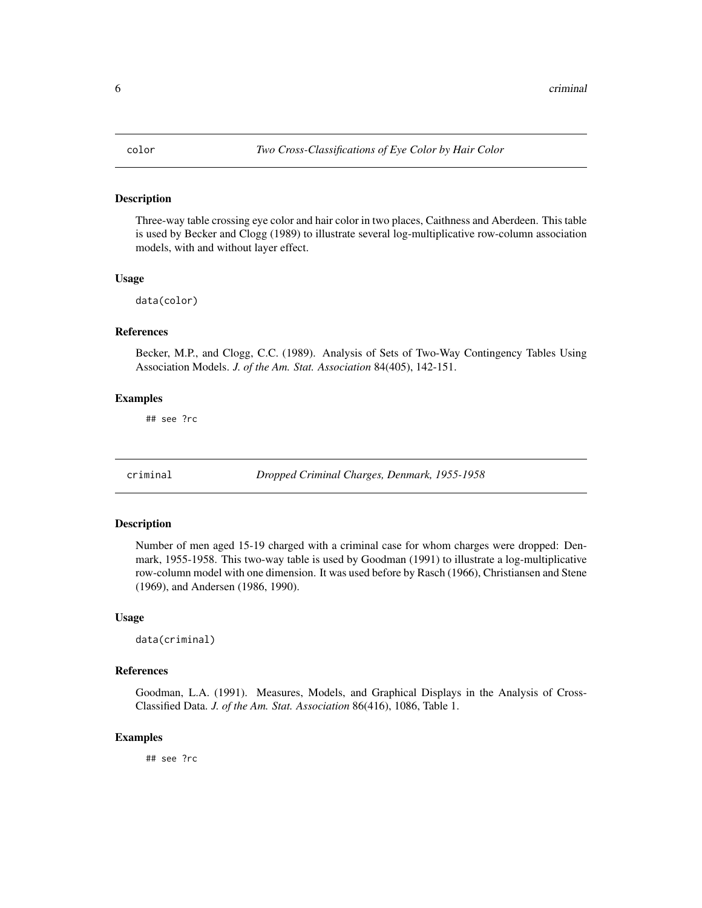## color — *Two Cross-Classifications of Eye Color by Hair Color*

### Description

Three-way table crossing eye color and hair color in two places, Caithness and Aberdeen. This table is used by Becker and Clogg (1989) to illustrate several log-multiplicative row-column association models, with and without layer effect.

### Usage

```
data(color)
```

### References

Becker, M.P., and Clogg, C.C. (1989). Analysis of Sets of Two-Way Contingency Tables Using Association Models. *J. of the Am. Stat. Association* 84(405), 142-151.

### Examples

```
## see ?rc
```

## criminal — *Dropped Criminal Charges, Denmark, 1955-1958*

### Description

Number of men aged 15-19 charged with a criminal case for whom charges were dropped: Denmark, 1955-1958. This two-way table is used by Goodman (1991) to illustrate a log-multiplicative row-column model with one dimension. It was used before by Rasch (1966), Christiansen and Stene (1969), and Andersen (1986, 1990).

### Usage

```
data(criminal)
```

### References

Goodman, L.A. (1991). Measures, Models, and Graphical Displays in the Analysis of Cross-Classified Data. *J. of the Am. Stat. Association* 86(416), 1086, Table 1.

### Examples

```
## see ?rc
```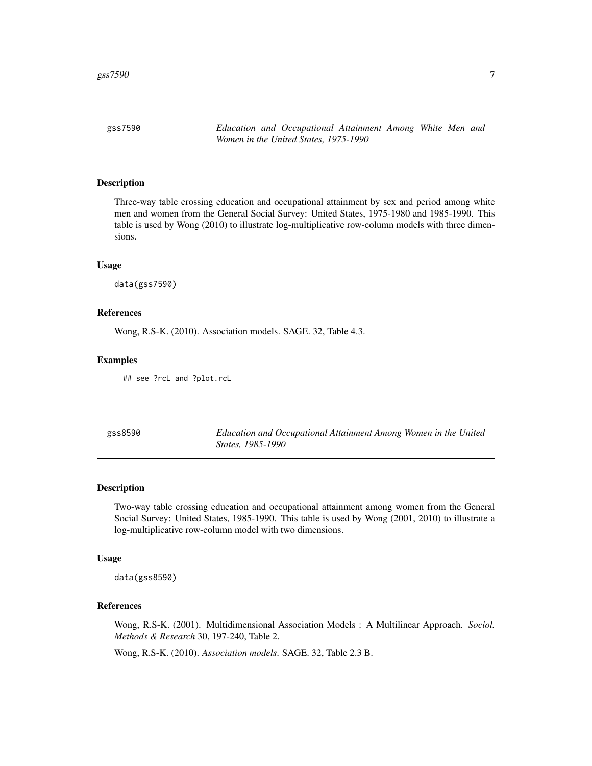## gss7590 — *Education and Occupational Attainment Among White Men and Women in the United States, 1975-1990*

### Description

Three-way table crossing education and occupational attainment by sex and period among white men and women from the General Social Survey: United States, 1975-1980 and 1985-1990. This table is used by Wong (2010) to illustrate log-multiplicative row-column models with three dimensions.

### Usage

```
data(gss7590)
```

### References

Wong, R.S-K. (2010). Association models. SAGE. 32, Table 4.3.

### Examples

```
## see ?rcL and ?plot.rcL
```

## gss8590 — *Education and Occupational Attainment Among Women in the United States, 1985-1990*

### Description

Two-way table crossing education and occupational attainment among women from the General Social Survey: United States, 1985-1990. This table is used by Wong (2001, 2010) to illustrate a log-multiplicative row-column model with two dimensions.

### Usage

```
data(gss8590)
```

### References

Wong, R.S-K. (2001). Multidimensional Association Models : A Multilinear Approach. *Sociol. Methods & Research* 30, 197-240, Table 2.

Wong, R.S-K. (2010). *Association models*. SAGE. 32, Table 2.3 B.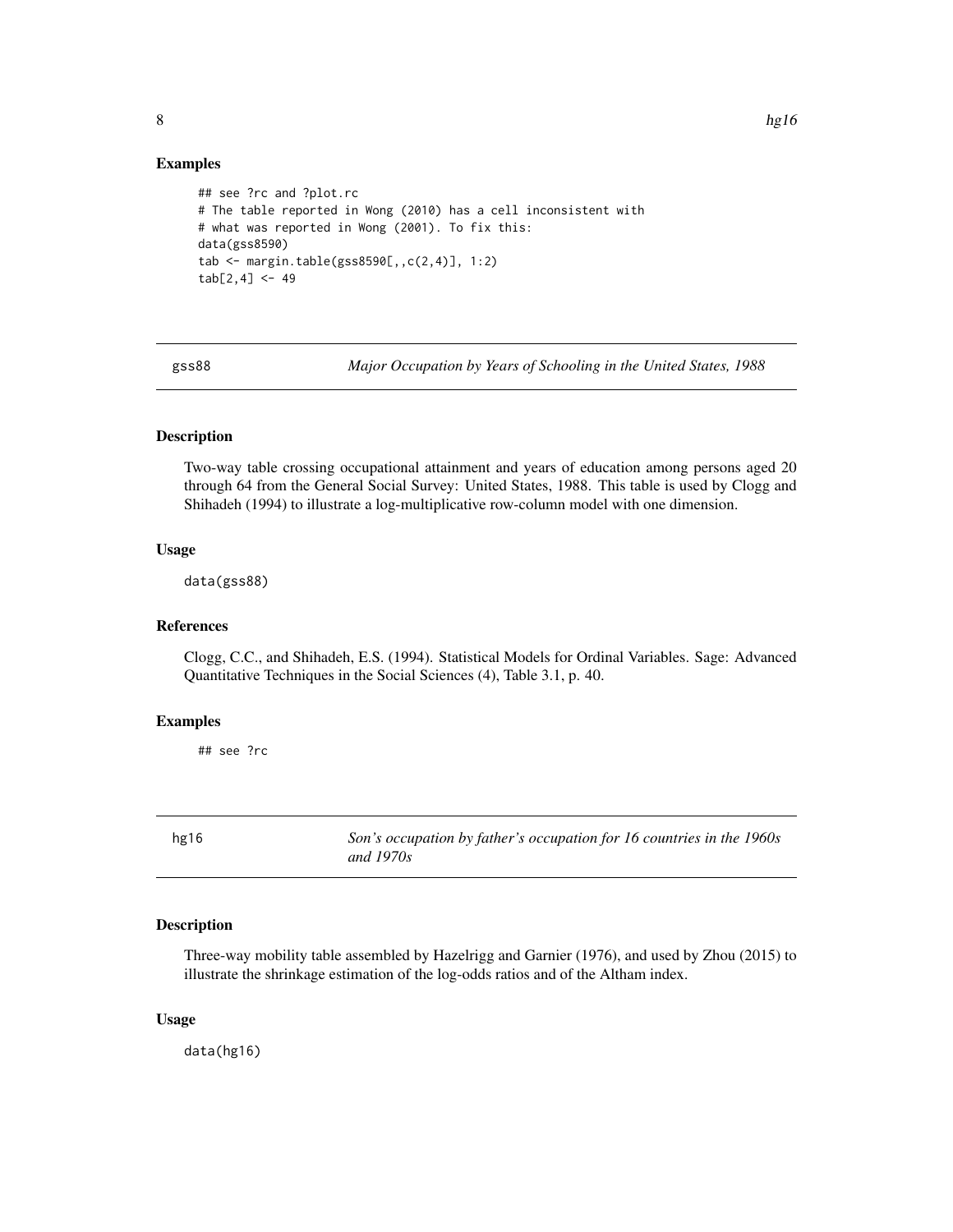### Examples

```
## see ?rc and ?plot.rc
# The table reported in Wong (2010) has a cell inconsistent with
# what was reported in Wong (2001). To fix this:
data(gss8590)
tab <- margin.table(gss8590[,,c(2,4)], 1:2)
tab[2,4] <- 49
```

---

## gss88 — *Major Occupation by Years of Schooling in the United States, 1988*

### Description

Two-way table crossing occupational attainment and years of education among persons aged 20 through 64 from the General Social Survey: United States, 1988. This table is used by Clogg and Shihadeh (1994) to illustrate a log-multiplicative row-column model with one dimension.

### Usage

```
data(gss88)
```

### References

Clogg, C.C., and Shihadeh, E.S. (1994). Statistical Models for Ordinal Variables. Sage: Advanced Quantitative Techniques in the Social Sciences (4), Table 3.1, p. 40.

### Examples

```
## see ?rc
```

---

## hg16 — *Son's occupation by father's occupation for 16 countries in the 1960s and 1970s*

### Description

Three-way mobility table assembled by Hazelrigg and Garnier (1976), and used by Zhou (2015) to illustrate the shrinkage estimation of the log-odds ratios and of the Altham index.

### Usage

```
data(hg16)
```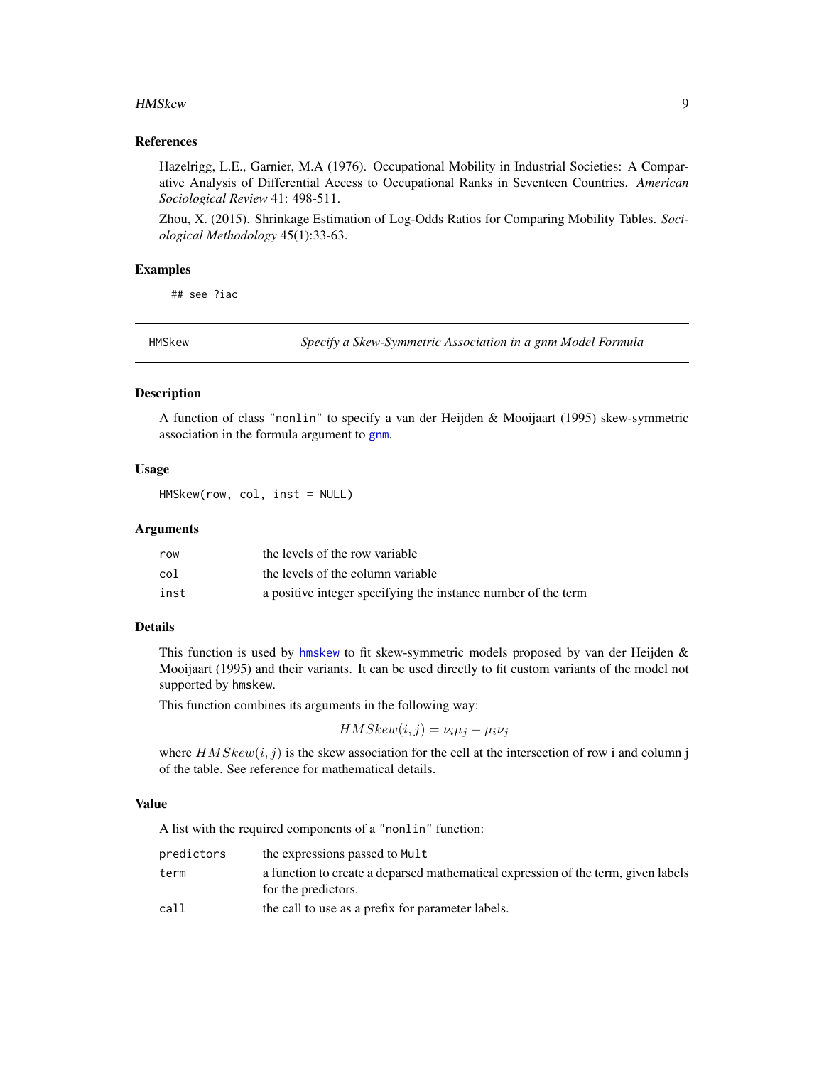### References

Hazelrigg, L.E., Garnier, M.A (1976). Occupational Mobility in Industrial Societies: A Comparative Analysis of Differential Access to Occupational Ranks in Seventeen Countries. *American Sociological Review* 41: 498-511.

Zhou, X. (2015). Shrinkage Estimation of Log-Odds Ratios for Comparing Mobility Tables. *Sociological Methodology* 45(1):33-63.

### Examples

```
## see ?iac
```

---

## HMSkew — *Specify a Skew-Symmetric Association in a gnm Model Formula*

### Description

A function of class "nonlin" to specify a van der Heijden & Mooijaart (1995) skew-symmetric association in the formula argument to gnm.

### Usage

```
HMSkew(row, col, inst = NULL)
```

### Arguments

| | |
|---|---|
| row | the levels of the row variable |
| col | the levels of the column variable |
| inst | a positive integer specifying the instance number of the term |

### Details

This function is used by hmskew to fit skew-symmetric models proposed by van der Heijden & Mooijaart (1995) and their variants. It can be used directly to fit custom variants of the model not supported by hmskew.

This function combines its arguments in the following way:

$$HMSkew(i, j) = \nu_i \mu_j - \mu_i \nu_j$$

where $HMSkew(i, j)$ is the skew association for the cell at the intersection of row i and column j of the table. See reference for mathematical details.

### Value

A list with the required components of a "nonlin" function:

| | |
|---|---|
| predictors | the expressions passed to Mult |
| term | a function to create a deparsed mathematical expression of the term, given labels for the predictors. |
| call | the call to use as a prefix for parameter labels. |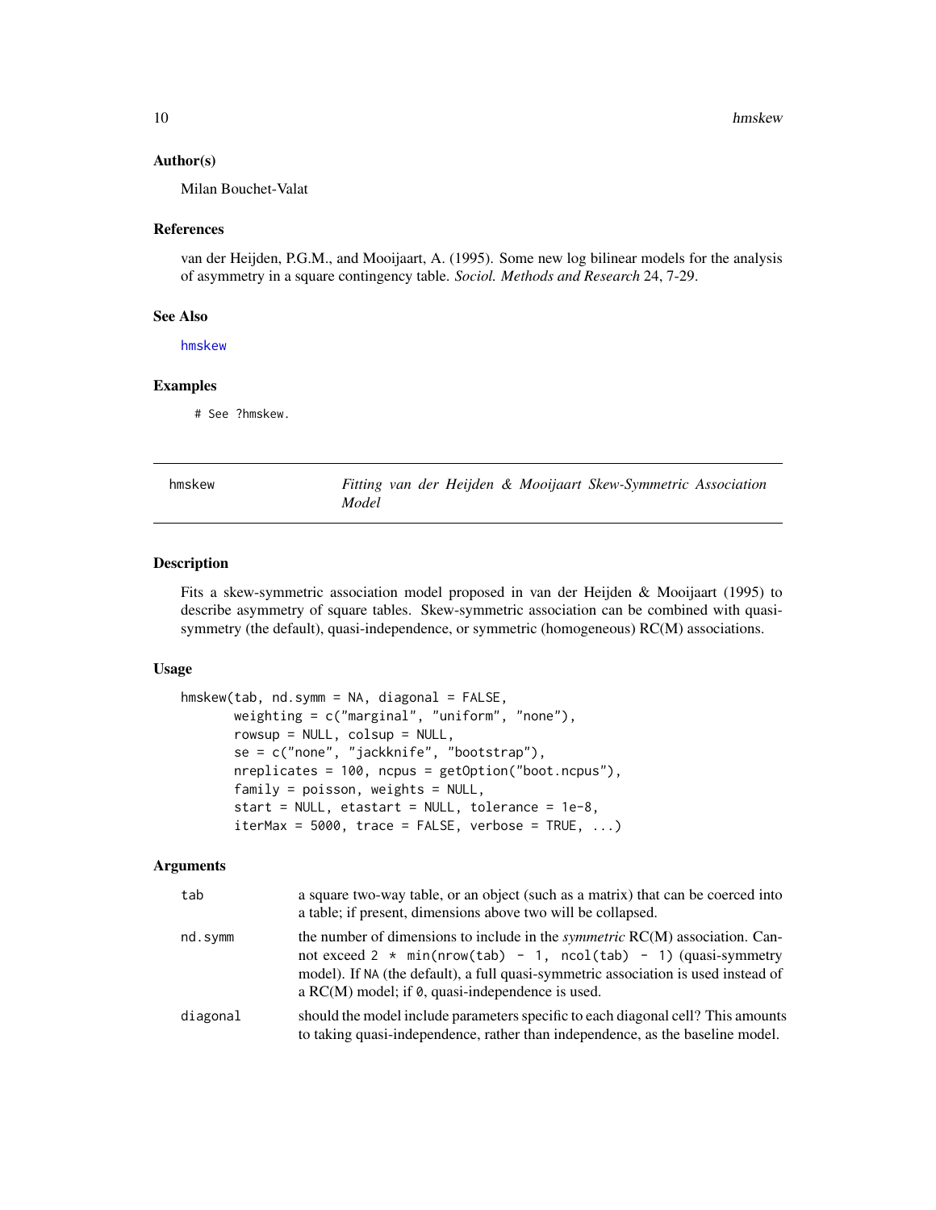### Author(s)

Milan Bouchet-Valat

### References

van der Heijden, P.G.M., and Mooijaart, A. (1995). Some new log bilinear models for the analysis of asymmetry in a square contingency table. *Sociol. Methods and Research* 24, 7-29.

### See Also

hmskew

### Examples

```
# See ?hmskew.
```

---

## hmskew — *Fitting van der Heijden & Mooijaart Skew-Symmetric Association Model*

### Description

Fits a skew-symmetric association model proposed in van der Heijden & Mooijaart (1995) to describe asymmetry of square tables. Skew-symmetric association can be combined with quasi-symmetry (the default), quasi-independence, or symmetric (homogeneous) RC(M) associations.

### Usage

```
hmskew(tab, nd.symm = NA, diagonal = FALSE,
       weighting = c("marginal", "uniform", "none"),
       rowsup = NULL, colsup = NULL,
       se = c("none", "jackknife", "bootstrap"),
       nreplicates = 100, ncpus = getOption("boot.ncpus"),
       family = poisson, weights = NULL,
       start = NULL, etastart = NULL, tolerance = 1e-8,
       iterMax = 5000, trace = FALSE, verbose = TRUE, ...)
```

### Arguments

| | |
|---|---|
| `tab` | a square two-way table, or an object (such as a matrix) that can be coerced into a table; if present, dimensions above two will be collapsed. |
| `nd.symm` | the number of dimensions to include in the *symmetric* RC(M) association. Cannot exceed `2 * min(nrow(tab) - 1, ncol(tab) - 1)` (quasi-symmetry model). If `NA` (the default), a full quasi-symmetric association is used instead of a RC(M) model; if `0`, quasi-independence is used. |
| `diagonal` | should the model include parameters specific to each diagonal cell? This amounts to taking quasi-independence, rather than independence, as the baseline model. |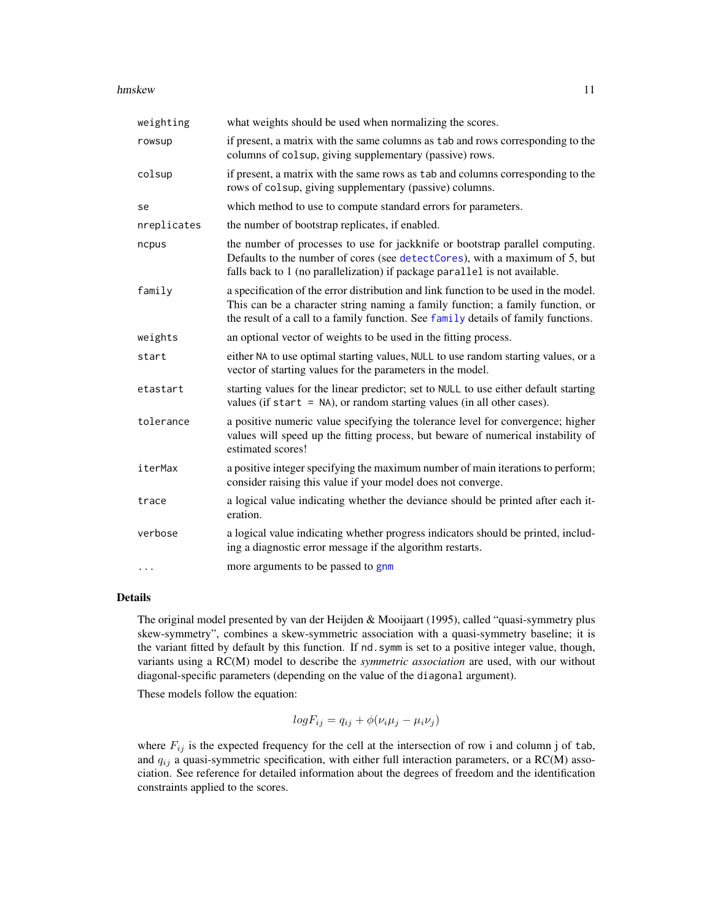| | |
|---|---|
| weighting | what weights should be used when normalizing the scores. |
| rowsup | if present, a matrix with the same columns as tab and rows corresponding to the columns of colsup, giving supplementary (passive) rows. |
| colsup | if present, a matrix with the same rows as tab and columns corresponding to the rows of colsup, giving supplementary (passive) columns. |
| se | which method to use to compute standard errors for parameters. |
| nreplicates | the number of bootstrap replicates, if enabled. |
| ncpus | the number of processes to use for jackknife or bootstrap parallel computing. Defaults to the number of cores (see detectCores), with a maximum of 5, but falls back to 1 (no parallelization) if package parallel is not available. |
| family | a specification of the error distribution and link function to be used in the model. This can be a character string naming a family function; a family function, or the result of a call to a family function. See family details of family functions. |
| weights | an optional vector of weights to be used in the fitting process. |
| start | either NA to use optimal starting values, NULL to use random starting values, or a vector of starting values for the parameters in the model. |
| etastart | starting values for the linear predictor; set to NULL to use either default starting values (if start = NA), or random starting values (in all other cases). |
| tolerance | a positive numeric value specifying the tolerance level for convergence; higher values will speed up the fitting process, but beware of numerical instability of estimated scores! |
| iterMax | a positive integer specifying the maximum number of main iterations to perform; consider raising this value if your model does not converge. |
| trace | a logical value indicating whether the deviance should be printed after each iteration. |
| verbose | a logical value indicating whether progress indicators should be printed, including a diagnostic error message if the algorithm restarts. |
| ... | more arguments to be passed to gnm |

## Details

The original model presented by van der Heijden & Mooijaart (1995), called "quasi-symmetry plus skew-symmetry", combines a skew-symmetric association with a quasi-symmetry baseline; it is the variant fitted by default by this function. If nd.symm is set to a positive integer value, though, variants using a RC(M) model to describe the *symmetric association* are used, with our without diagonal-specific parameters (depending on the value of the diagonal argument).

These models follow the equation:

$$logF_{ij} = q_{ij} + \phi(\nu_i \mu_j - \mu_i \nu_j)$$

where $F_{ij}$ is the expected frequency for the cell at the intersection of row i and column j of tab, and $q_{ij}$ a quasi-symmetric specification, with either full interaction parameters, or a RC(M) association. See reference for detailed information about the degrees of freedom and the identification constraints applied to the scores.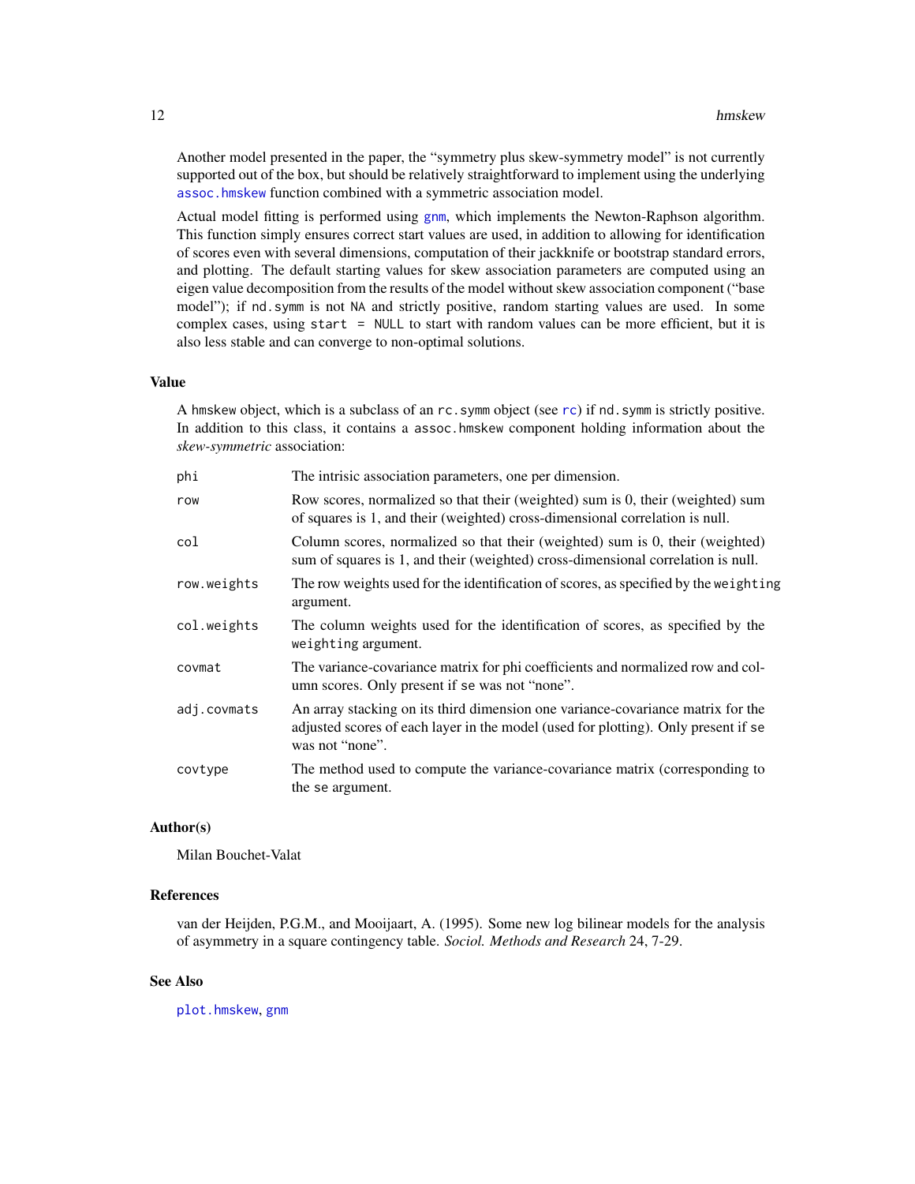Another model presented in the paper, the "symmetry plus skew-symmetry model" is not currently supported out of the box, but should be relatively straightforward to implement using the underlying assoc.hmskew function combined with a symmetric association model.

Actual model fitting is performed using gnm, which implements the Newton-Raphson algorithm. This function simply ensures correct start values are used, in addition to allowing for identification of scores even with several dimensions, computation of their jackknife or bootstrap standard errors, and plotting. The default starting values for skew association parameters are computed using an eigen value decomposition from the results of the model without skew association component ("base model"); if `nd.symm` is not `NA` and strictly positive, random starting values are used. In some complex cases, using `start = NULL` to start with random values can be more efficient, but it is also less stable and can converge to non-optimal solutions.

## Value

A `hmskew` object, which is a subclass of an `rc.symm` object (see rc) if `nd.symm` is strictly positive. In addition to this class, it contains a `assoc.hmskew` component holding information about the *skew-symmetric* association:

| | |
|---|---|
| `phi` | The intrisic association parameters, one per dimension. |
| `row` | Row scores, normalized so that their (weighted) sum is 0, their (weighted) sum of squares is 1, and their (weighted) cross-dimensional correlation is null. |
| `col` | Column scores, normalized so that their (weighted) sum is 0, their (weighted) sum of squares is 1, and their (weighted) cross-dimensional correlation is null. |
| `row.weights` | The row weights used for the identification of scores, as specified by the `weighting` argument. |
| `col.weights` | The column weights used for the identification of scores, as specified by the `weighting` argument. |
| `covmat` | The variance-covariance matrix for phi coefficients and normalized row and column scores. Only present if `se` was not "none". |
| `adj.covmats` | An array stacking on its third dimension one variance-covariance matrix for the adjusted scores of each layer in the model (used for plotting). Only present if `se` was not "none". |
| `covtype` | The method used to compute the variance-covariance matrix (corresponding to the `se` argument. |

## Author(s)

Milan Bouchet-Valat

## References

van der Heijden, P.G.M., and Mooijaart, A. (1995). Some new log bilinear models for the analysis of asymmetry in a square contingency table. *Sociol. Methods and Research* 24, 7-29.

## See Also

plot.hmskew, gnm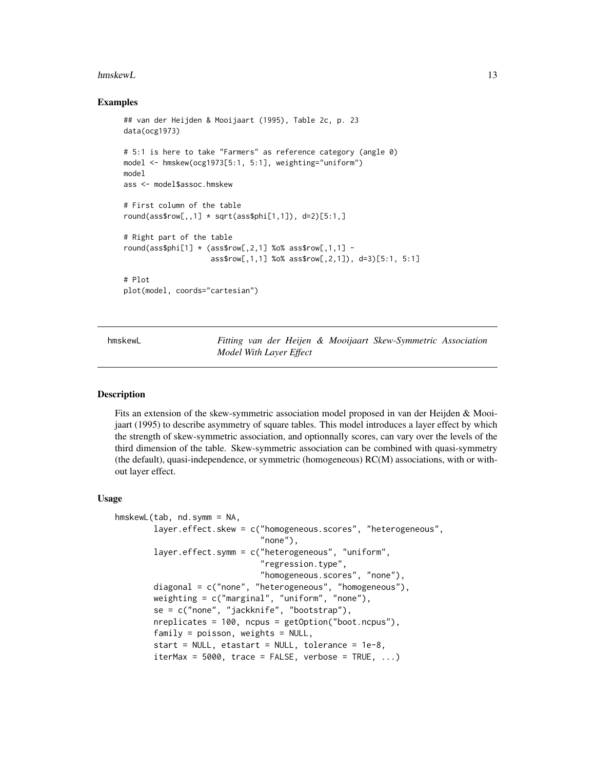## Examples

```
## van der Heijden & Mooijaart (1995), Table 2c, p. 23
data(ocg1973)

# 5:1 is here to take "Farmers" as reference category (angle 0)
model <- hmskew(ocg1973[5:1, 5:1], weighting="uniform")
model
ass <- model$assoc.hmskew

# First column of the table
round(ass$row[,,1] * sqrt(ass$phi[1,1]), d=2)[5:1,]

# Right part of the table
round(ass$phi[1] * (ass$row[,2,1] %o% ass$row[,1,1] -
                    ass$row[,1,1] %o% ass$row[,2,1]), d=3)[5:1, 5:1]

# Plot
plot(model, coords="cartesian")
```

---

## hmskewL — *Fitting van der Heijen & Mooijaart Skew-Symmetric Association Model With Layer Effect*

---

### Description

Fits an extension of the skew-symmetric association model proposed in van der Heijden & Mooijaart (1995) to describe asymmetry of square tables. This model introduces a layer effect by which the strength of skew-symmetric association, and optionnally scores, can vary over the levels of the third dimension of the table. Skew-symmetric association can be combined with quasi-symmetry (the default), quasi-independence, or symmetric (homogeneous) RC(M) associations, with or without layer effect.

### Usage

```
hmskewL(tab, nd.symm = NA,
        layer.effect.skew = c("homogeneous.scores", "heterogeneous",
                              "none"),
        layer.effect.symm = c("heterogeneous", "uniform",
                              "regression.type",
                              "homogeneous.scores", "none"),
        diagonal = c("none", "heterogeneous", "homogeneous"),
        weighting = c("marginal", "uniform", "none"),
        se = c("none", "jackknife", "bootstrap"),
        nreplicates = 100, ncpus = getOption("boot.ncpus"),
        family = poisson, weights = NULL,
        start = NULL, etastart = NULL, tolerance = 1e-8,
        iterMax = 5000, trace = FALSE, verbose = TRUE, ...)
```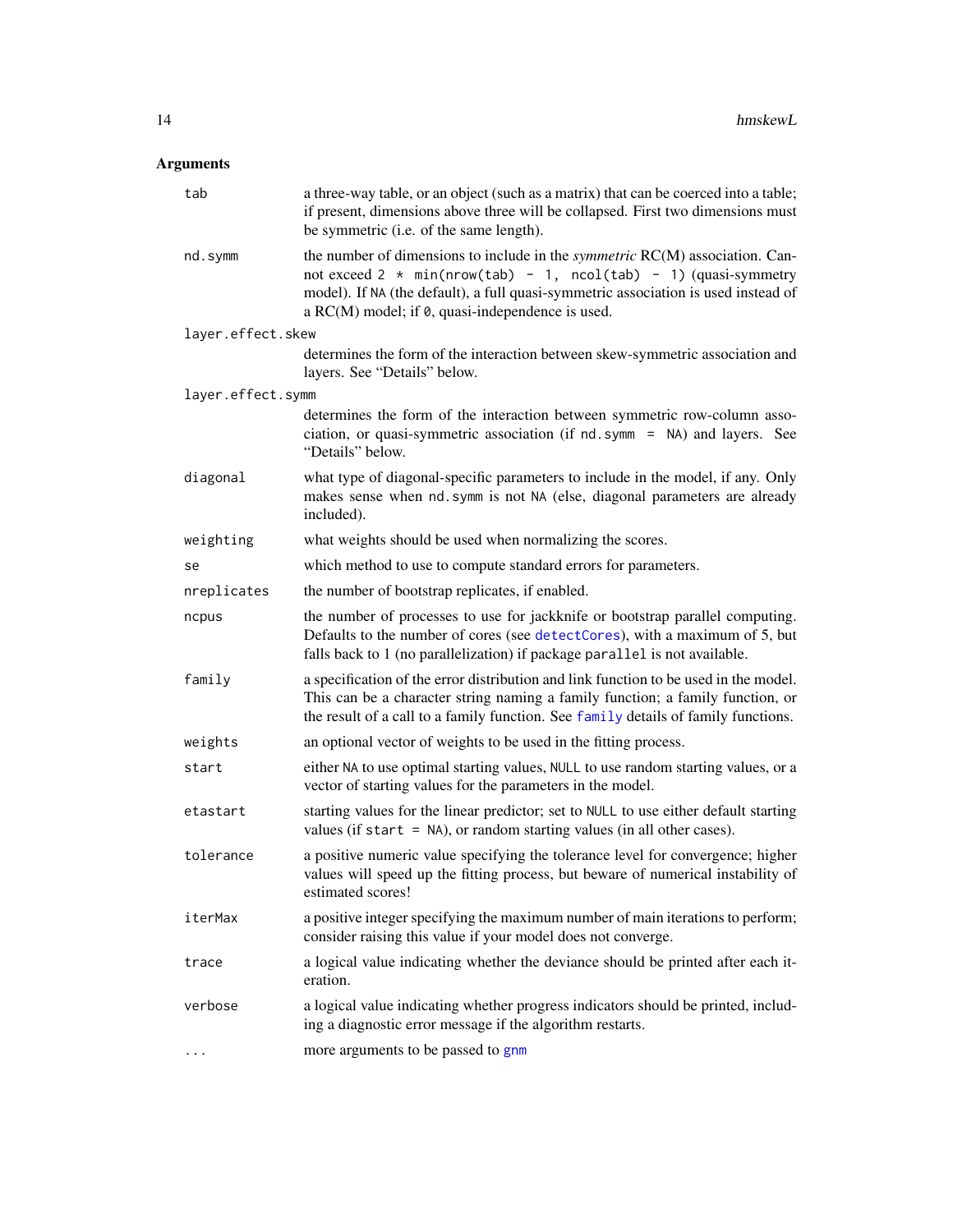## Arguments

- **tab**: a three-way table, or an object (such as a matrix) that can be coerced into a table; if present, dimensions above three will be collapsed. First two dimensions must be symmetric (i.e. of the same length).
- **nd.symm**: the number of dimensions to include in the *symmetric* RC(M) association. Cannot exceed `2 * min(nrow(tab) - 1, ncol(tab) - 1)` (quasi-symmetry model). If `NA` (the default), a full quasi-symmetric association is used instead of a RC(M) model; if `0`, quasi-independence is used.
- **layer.effect.skew**: determines the form of the interaction between skew-symmetric association and layers. See "Details" below.
- **layer.effect.symm**: determines the form of the interaction between symmetric row-column association, or quasi-symmetric association (if `nd.symm = NA`) and layers. See "Details" below.
- **diagonal**: what type of diagonal-specific parameters to include in the model, if any. Only makes sense when `nd.symm` is not `NA` (else, diagonal parameters are already included).
- **weighting**: what weights should be used when normalizing the scores.
- **se**: which method to use to compute standard errors for parameters.
- **nreplicates**: the number of bootstrap replicates, if enabled.
- **ncpus**: the number of processes to use for jackknife or bootstrap parallel computing. Defaults to the number of cores (see `detectCores`), with a maximum of 5, but falls back to 1 (no parallelization) if package `parallel` is not available.
- **family**: a specification of the error distribution and link function to be used in the model. This can be a character string naming a family function; a family function, or the result of a call to a family function. See `family` details of family functions.
- **weights**: an optional vector of weights to be used in the fitting process.
- **start**: either `NA` to use optimal starting values, `NULL` to use random starting values, or a vector of starting values for the parameters in the model.
- **etastart**: starting values for the linear predictor; set to `NULL` to use either default starting values (if `start = NA`), or random starting values (in all other cases).
- **tolerance**: a positive numeric value specifying the tolerance level for convergence; higher values will speed up the fitting process, but beware of numerical instability of estimated scores!
- **iterMax**: a positive integer specifying the maximum number of main iterations to perform; consider raising this value if your model does not converge.
- **trace**: a logical value indicating whether the deviance should be printed after each iteration.
- **verbose**: a logical value indicating whether progress indicators should be printed, including a diagnostic error message if the algorithm restarts.
- **...**: more arguments to be passed to `gnm`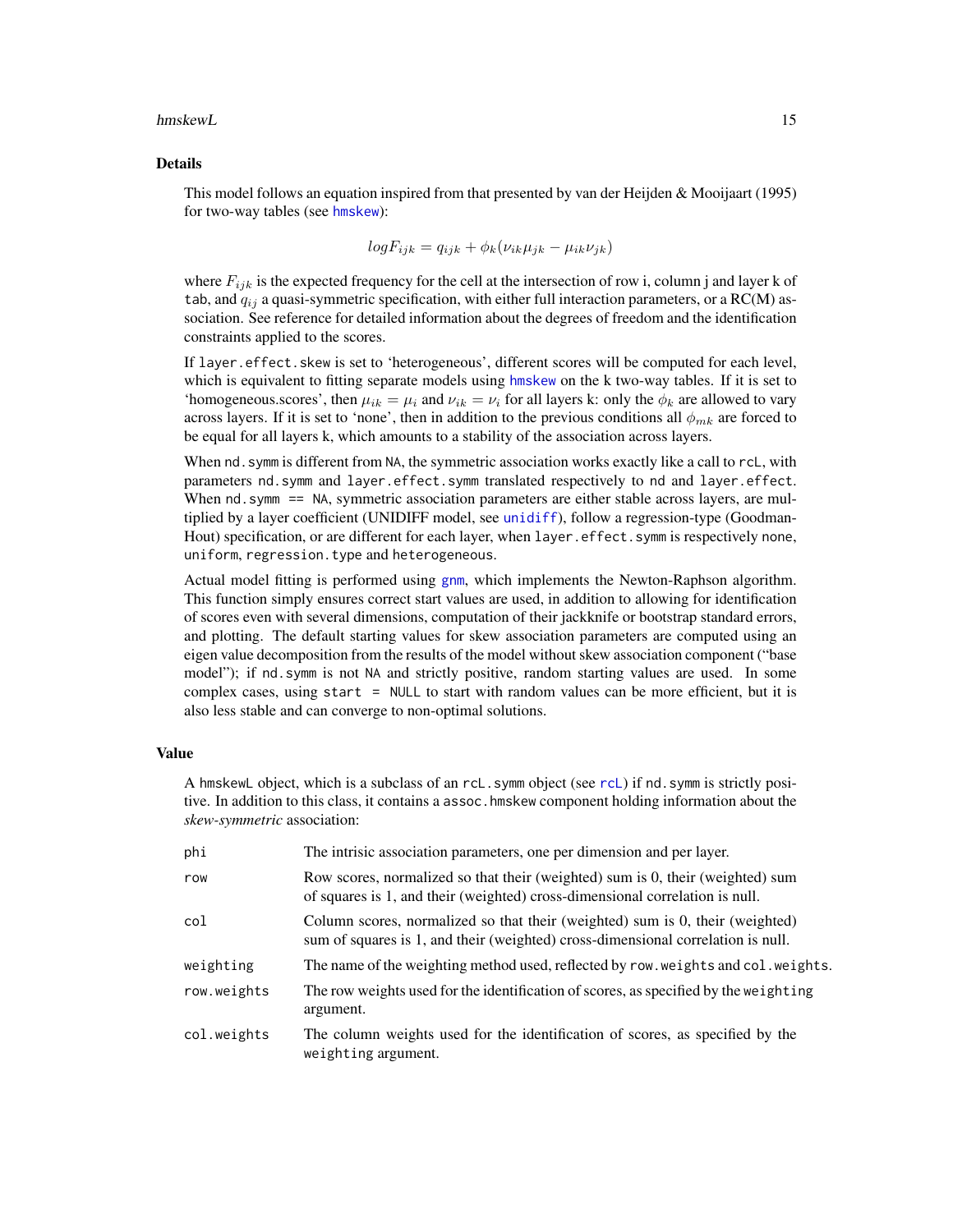## Details

This model follows an equation inspired from that presented by van der Heijden & Mooijaart (1995) for two-way tables (see `hmskew`):

$$logF_{ijk} = q_{ijk} + \phi_k(\nu_{ik}\mu_{jk} - \mu_{ik}\nu_{jk})$$

where $F_{ijk}$ is the expected frequency for the cell at the intersection of row i, column j and layer k of `tab`, and $q_{ij}$ a quasi-symmetric specification, with either full interaction parameters, or a RC(M) association. See reference for detailed information about the degrees of freedom and the identification constraints applied to the scores.

If `layer.effect.skew` is set to 'heterogeneous', different scores will be computed for each level, which is equivalent to fitting separate models using `hmskew` on the k two-way tables. If it is set to 'homogeneous.scores', then $\mu_{ik} = \mu_i$ and $\nu_{ik} = \nu_i$ for all layers k: only the $\phi_k$ are allowed to vary across layers. If it is set to 'none', then in addition to the previous conditions all $\phi_{mk}$ are forced to be equal for all layers k, which amounts to a stability of the association across layers.

When `nd.symm` is different from `NA`, the symmetric association works exactly like a call to `rcL`, with parameters `nd.symm` and `layer.effect.symm` translated respectively to `nd` and `layer.effect`. When `nd.symm == NA`, symmetric association parameters are either stable across layers, are multiplied by a layer coefficient (UNIDIFF model, see `unidiff`), follow a regression-type (Goodman-Hout) specification, or are different for each layer, when `layer.effect.symm` is respectively `none`, `uniform`, `regression.type` and `heterogeneous`.

Actual model fitting is performed using `gnm`, which implements the Newton-Raphson algorithm. This function simply ensures correct start values are used, in addition to allowing for identification of scores even with several dimensions, computation of their jackknife or bootstrap standard errors, and plotting. The default starting values for skew association parameters are computed using an eigen value decomposition from the results of the model without skew association component ("base model"); if `nd.symm` is not `NA` and strictly positive, random starting values are used. In some complex cases, using `start = NULL` to start with random values can be more efficient, but it is also less stable and can converge to non-optimal solutions.

## Value

A `hmskewL` object, which is a subclass of an `rcL.symm` object (see `rcL`) if `nd.symm` is strictly positive. In addition to this class, it contains a `assoc.hmskew` component holding information about the *skew-symmetric* association:

| | |
|---|---|
| `phi` | The intrisic association parameters, one per dimension and per layer. |
| `row` | Row scores, normalized so that their (weighted) sum is 0, their (weighted) sum of squares is 1, and their (weighted) cross-dimensional correlation is null. |
| `col` | Column scores, normalized so that their (weighted) sum is 0, their (weighted) sum of squares is 1, and their (weighted) cross-dimensional correlation is null. |
| `weighting` | The name of the weighting method used, reflected by `row.weights` and `col.weights`. |
| `row.weights` | The row weights used for the identification of scores, as specified by the `weighting` argument. |
| `col.weights` | The column weights used for the identification of scores, as specified by the `weighting` argument. |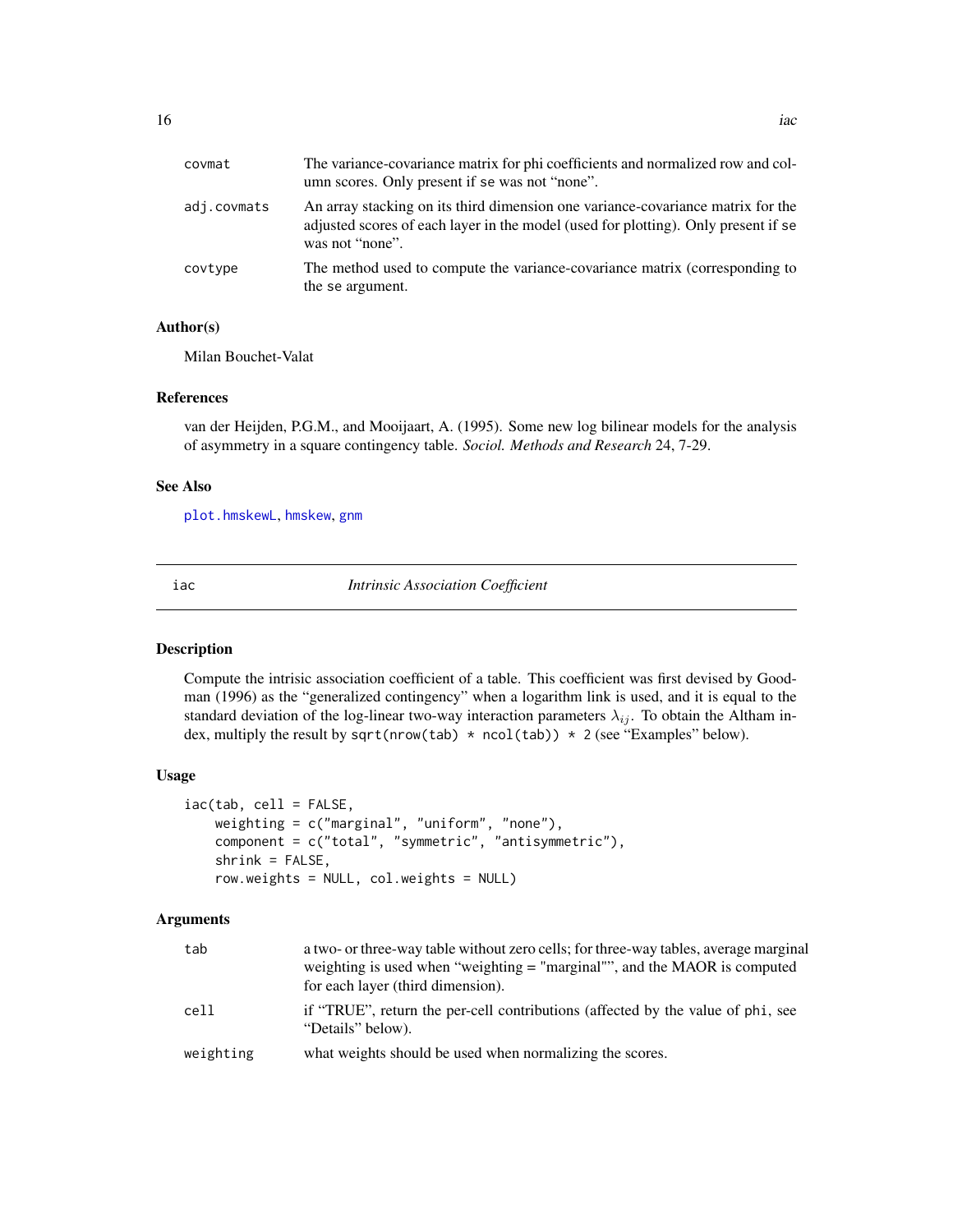| | |
|---|---|
| covmat | The variance-covariance matrix for phi coefficients and normalized row and column scores. Only present if se was not "none". |
| adj.covmats | An array stacking on its third dimension one variance-covariance matrix for the adjusted scores of each layer in the model (used for plotting). Only present if se was not "none". |
| covtype | The method used to compute the variance-covariance matrix (corresponding to the se argument. |

### Author(s)

Milan Bouchet-Valat

### References

van der Heijden, P.G.M., and Mooijaart, A. (1995). Some new log bilinear models for the analysis of asymmetry in a square contingency table. *Sociol. Methods and Research* 24, 7-29.

### See Also

plot.hmskewL, hmskew, gnm

---

## iac — *Intrinsic Association Coefficient*

---

### Description

Compute the intrisic association coefficient of a table. This coefficient was first devised by Goodman (1996) as the "generalized contingency" when a logarithm link is used, and it is equal to the standard deviation of the log-linear two-way interaction parameters $\lambda_{ij}$. To obtain the Altham index, multiply the result by sqrt(nrow(tab) * ncol(tab)) * 2 (see "Examples" below).

### Usage

```
iac(tab, cell = FALSE,
    weighting = c("marginal", "uniform", "none"),
    component = c("total", "symmetric", "antisymmetric"),
    shrink = FALSE,
    row.weights = NULL, col.weights = NULL)
```

### Arguments

| | |
|---|---|
| tab | a two- or three-way table without zero cells; for three-way tables, average marginal weighting is used when "weighting = "marginal"", and the MAOR is computed for each layer (third dimension). |
| cell | if "TRUE", return the per-cell contributions (affected by the value of phi, see "Details" below). |
| weighting | what weights should be used when normalizing the scores. |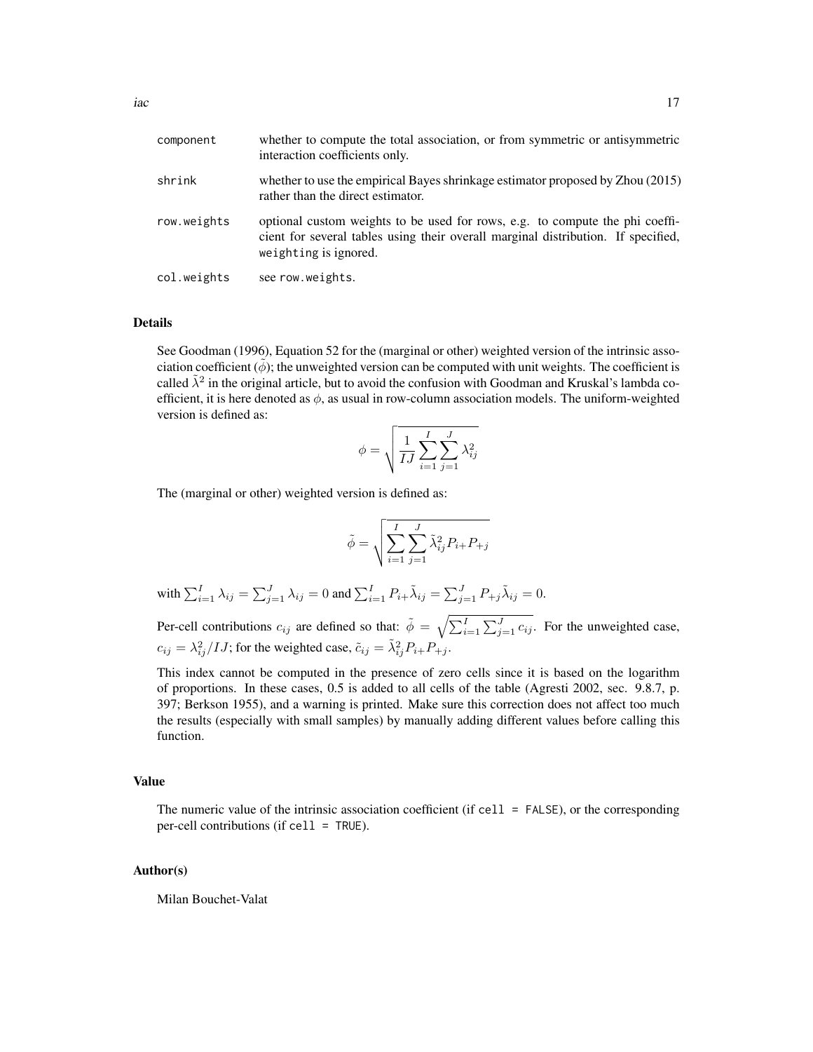| | |
|---|---|
| component | whether to compute the total association, or from symmetric or antisymmetric interaction coefficients only. |
| shrink | whether to use the empirical Bayes shrinkage estimator proposed by Zhou (2015) rather than the direct estimator. |
| row.weights | optional custom weights to be used for rows, e.g. to compute the phi coefficient for several tables using their overall marginal distribution. If specified, weighting is ignored. |
| col.weights | see row.weights. |

## Details

See Goodman (1996), Equation 52 for the (marginal or other) weighted version of the intrinsic association coefficient ($\tilde{\phi}$); the unweighted version can be computed with unit weights. The coefficient is called $\tilde{\lambda}^2$ in the original article, but to avoid the confusion with Goodman and Kruskal's lambda coefficient, it is here denoted as $\phi$, as usual in row-column association models. The uniform-weighted version is defined as:

$$\phi = \sqrt{\frac{1}{IJ} \sum_{i=1}^{I} \sum_{j=1}^{J} \lambda_{ij}^2}$$

The (marginal or other) weighted version is defined as:

$$\tilde{\phi} = \sqrt{\sum_{i=1}^{I} \sum_{j=1}^{J} \tilde{\lambda}_{ij}^2 P_{i+} P_{+j}}$$

with $\sum_{i=1}^{I} \lambda_{ij} = \sum_{j=1}^{J} \lambda_{ij} = 0$ and $\sum_{i=1}^{I} P_{i+} \tilde{\lambda}_{ij} = \sum_{j=1}^{J} P_{+j} \tilde{\lambda}_{ij} = 0$.

Per-cell contributions $c_{ij}$ are defined so that: $\tilde{\phi} = \sqrt{\sum_{i=1}^{I} \sum_{j=1}^{J} c_{ij}}$. For the unweighted case, $c_{ij} = \lambda_{ij}^2 / IJ$; for the weighted case, $\tilde{c}_{ij} = \tilde{\lambda}_{ij}^2 P_{i+} P_{+j}$.

This index cannot be computed in the presence of zero cells since it is based on the logarithm of proportions. In these cases, 0.5 is added to all cells of the table (Agresti 2002, sec. 9.8.7, p. 397; Berkson 1955), and a warning is printed. Make sure this correction does not affect too much the results (especially with small samples) by manually adding different values before calling this function.

## Value

The numeric value of the intrinsic association coefficient (if cell = FALSE), or the corresponding per-cell contributions (if cell = TRUE).

## Author(s)

Milan Bouchet-Valat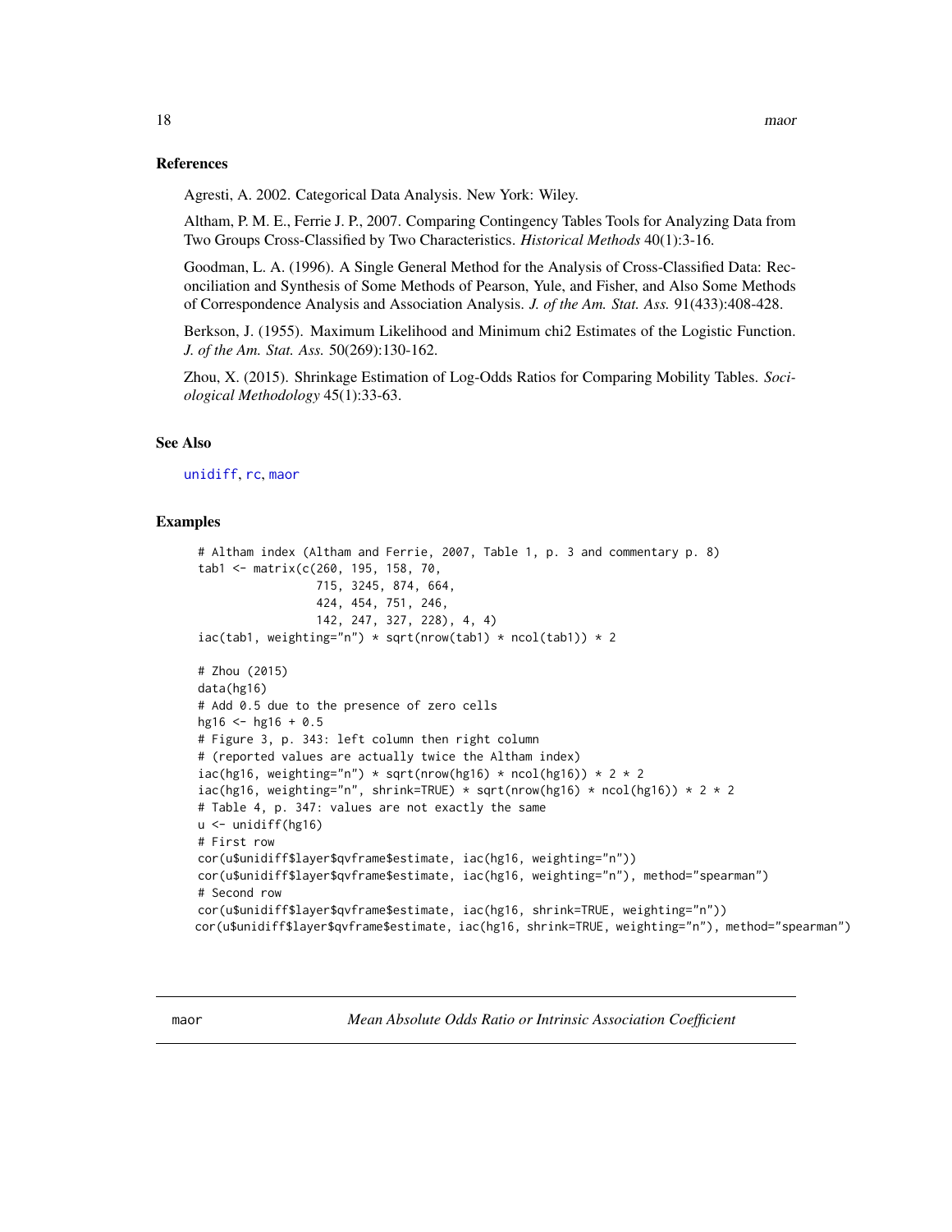## References

Agresti, A. 2002. Categorical Data Analysis. New York: Wiley.

Altham, P. M. E., Ferrie J. P., 2007. Comparing Contingency Tables Tools for Analyzing Data from Two Groups Cross-Classified by Two Characteristics. *Historical Methods* 40(1):3-16.

Goodman, L. A. (1996). A Single General Method for the Analysis of Cross-Classified Data: Reconciliation and Synthesis of Some Methods of Pearson, Yule, and Fisher, and Also Some Methods of Correspondence Analysis and Association Analysis. *J. of the Am. Stat. Ass.* 91(433):408-428.

Berkson, J. (1955). Maximum Likelihood and Minimum chi2 Estimates of the Logistic Function. *J. of the Am. Stat. Ass.* 50(269):130-162.

Zhou, X. (2015). Shrinkage Estimation of Log-Odds Ratios for Comparing Mobility Tables. *Sociological Methodology* 45(1):33-63.

## See Also

unidiff, rc, maor

## Examples

```
# Altham index (Altham and Ferrie, 2007, Table 1, p. 3 and commentary p. 8)
tab1 <- matrix(c(260, 195, 158, 70,
                 715, 3245, 874, 664,
                 424, 454, 751, 246,
                 142, 247, 327, 228), 4, 4)
iac(tab1, weighting="n") * sqrt(nrow(tab1) * ncol(tab1)) * 2

# Zhou (2015)
data(hg16)
# Add 0.5 due to the presence of zero cells
hg16 <- hg16 + 0.5
# Figure 3, p. 343: left column then right column
# (reported values are actually twice the Altham index)
iac(hg16, weighting="n") * sqrt(nrow(hg16) * ncol(hg16)) * 2 * 2
iac(hg16, weighting="n", shrink=TRUE) * sqrt(nrow(hg16) * ncol(hg16)) * 2 * 2
# Table 4, p. 347: values are not exactly the same
u <- unidiff(hg16)
# First row
cor(u$unidiff$layer$qvframe$estimate, iac(hg16, weighting="n"))
cor(u$unidiff$layer$qvframe$estimate, iac(hg16, weighting="n"), method="spearman")
# Second row
cor(u$unidiff$layer$qvframe$estimate, iac(hg16, shrink=TRUE, weighting="n"))
cor(u$unidiff$layer$qvframe$estimate, iac(hg16, shrink=TRUE, weighting="n"), method="spearman")
```

---

maor — *Mean Absolute Odds Ratio or Intrinsic Association Coefficient*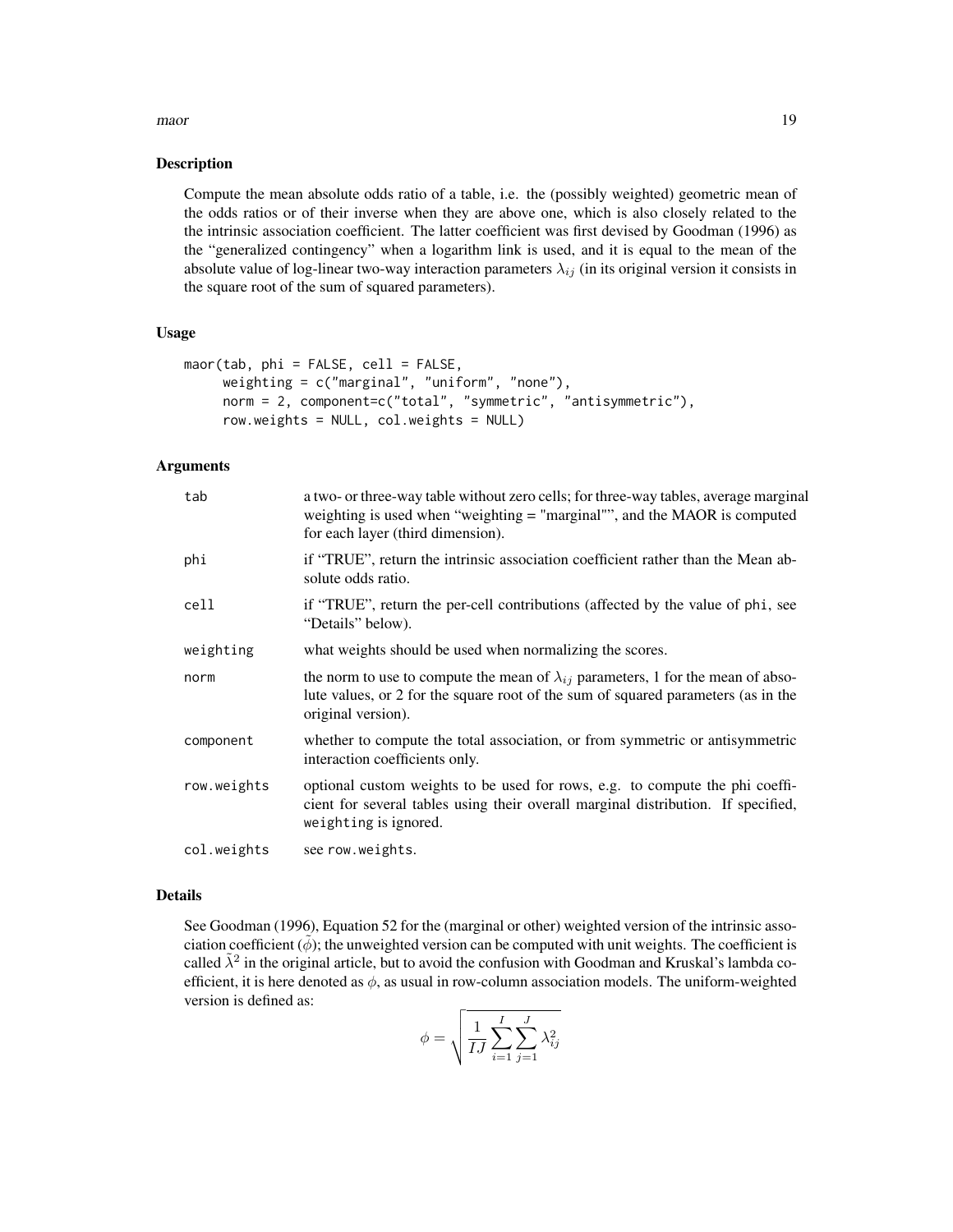### Description

Compute the mean absolute odds ratio of a table, i.e. the (possibly weighted) geometric mean of the odds ratios or of their inverse when they are above one, which is also closely related to the the intrinsic association coefficient. The latter coefficient was first devised by Goodman (1996) as the "generalized contingency" when a logarithm link is used, and it is equal to the mean of the absolute value of log-linear two-way interaction parameters $\lambda_{ij}$ (in its original version it consists in the square root of the sum of squared parameters).

### Usage

```
maor(tab, phi = FALSE, cell = FALSE,
     weighting = c("marginal", "uniform", "none"),
     norm = 2, component=c("total", "symmetric", "antisymmetric"),
     row.weights = NULL, col.weights = NULL)
```

### Arguments

| | |
|---|---|
| tab | a two- or three-way table without zero cells; for three-way tables, average marginal weighting is used when "weighting = "marginal"", and the MAOR is computed for each layer (third dimension). |
| phi | if "TRUE", return the intrinsic association coefficient rather than the Mean absolute odds ratio. |
| cell | if "TRUE", return the per-cell contributions (affected by the value of phi, see "Details" below). |
| weighting | what weights should be used when normalizing the scores. |
| norm | the norm to use to compute the mean of $\lambda_{ij}$ parameters, 1 for the mean of absolute values, or 2 for the square root of the sum of squared parameters (as in the original version). |
| component | whether to compute the total association, or from symmetric or antisymmetric interaction coefficients only. |
| row.weights | optional custom weights to be used for rows, e.g. to compute the phi coefficient for several tables using their overall marginal distribution. If specified, weighting is ignored. |
| col.weights | see row.weights. |

### Details

See Goodman (1996), Equation 52 for the (marginal or other) weighted version of the intrinsic association coefficient ($\tilde{\phi}$); the unweighted version can be computed with unit weights. The coefficient is called $\tilde{\lambda}^2$ in the original article, but to avoid the confusion with Goodman and Kruskal's lambda coefficient, it is here denoted as $\phi$, as usual in row-column association models. The uniform-weighted version is defined as:

$$\phi = \sqrt{\frac{1}{IJ} \sum_{i=1}^{I} \sum_{j=1}^{J} \lambda_{ij}^2}$$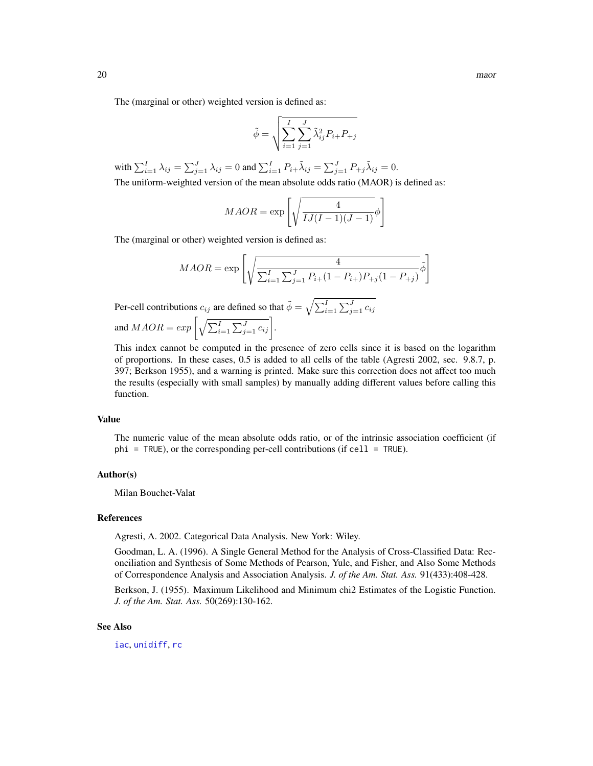The (marginal or other) weighted version is defined as:

$$\tilde{\phi} = \sqrt{\sum_{i=1}^{I} \sum_{j=1}^{J} \tilde{\lambda}_{ij}^2 P_{i+} P_{+j}}$$

with $\sum_{i=1}^{I} \lambda_{ij} = \sum_{j=1}^{J} \lambda_{ij} = 0$ and $\sum_{i=1}^{I} P_{i+} \tilde{\lambda}_{ij} = \sum_{j=1}^{J} P_{+j} \tilde{\lambda}_{ij} = 0$.

The uniform-weighted version of the mean absolute odds ratio (MAOR) is defined as:

$$MAOR = \exp\left[\sqrt{\frac{4}{IJ(I-1)(J-1)}}\phi\right]$$

The (marginal or other) weighted version is defined as:

$$MAOR = \exp\left[\sqrt{\frac{4}{\sum_{i=1}^{I} \sum_{j=1}^{J} P_{i+}(1 - P_{i+}) P_{+j}(1 - P_{+j})}}\tilde{\phi}\right]$$

Per-cell contributions $c_{ij}$ are defined so that $\tilde{\phi} = \sqrt{\sum_{i=1}^{I} \sum_{j=1}^{J} c_{ij}}$ and $MAOR = exp\left[\sqrt{\sum_{i=1}^{I} \sum_{j=1}^{J} c_{ij}}\right]$.

This index cannot be computed in the presence of zero cells since it is based on the logarithm of proportions. In these cases, 0.5 is added to all cells of the table (Agresti 2002, sec. 9.8.7, p. 397; Berkson 1955), and a warning is printed. Make sure this correction does not affect too much the results (especially with small samples) by manually adding different values before calling this function.

## Value

The numeric value of the mean absolute odds ratio, or of the intrinsic association coefficient (if `phi = TRUE`), or the corresponding per-cell contributions (if `cell = TRUE`).

## Author(s)

Milan Bouchet-Valat

## References

Agresti, A. 2002. Categorical Data Analysis. New York: Wiley.

Goodman, L. A. (1996). A Single General Method for the Analysis of Cross-Classified Data: Reconciliation and Synthesis of Some Methods of Pearson, Yule, and Fisher, and Also Some Methods of Correspondence Analysis and Association Analysis. *J. of the Am. Stat. Ass.* 91(433):408-428.

Berkson, J. (1955). Maximum Likelihood and Minimum chi2 Estimates of the Logistic Function. *J. of the Am. Stat. Ass.* 50(269):130-162.

## See Also

`iac`, `unidiff`, `rc`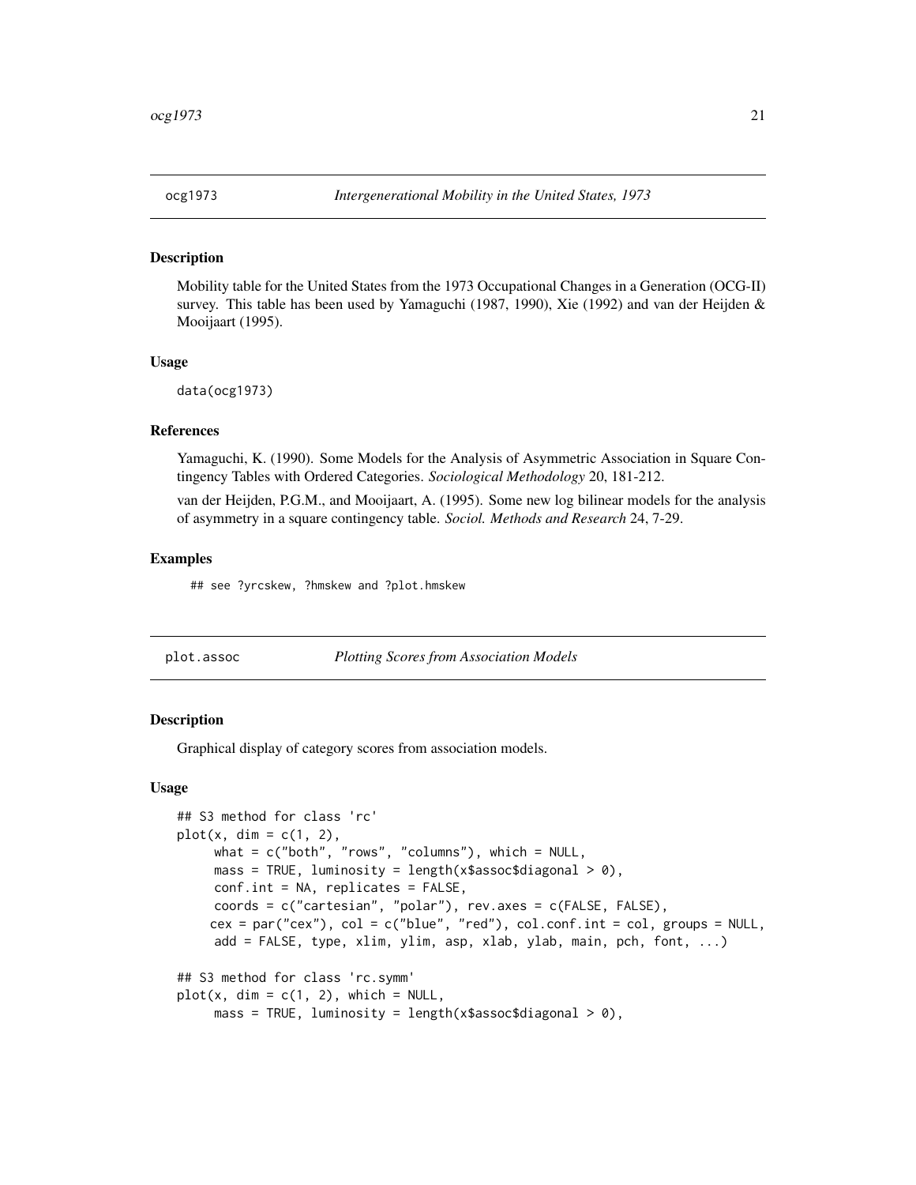## ocg1973 — *Intergenerational Mobility in the United States, 1973*

### Description

Mobility table for the United States from the 1973 Occupational Changes in a Generation (OCG-II) survey. This table has been used by Yamaguchi (1987, 1990), Xie (1992) and van der Heijden & Mooijaart (1995).

### Usage

```
data(ocg1973)
```

### References

Yamaguchi, K. (1990). Some Models for the Analysis of Asymmetric Association in Square Contingency Tables with Ordered Categories. *Sociological Methodology* 20, 181-212.

van der Heijden, P.G.M., and Mooijaart, A. (1995). Some new log bilinear models for the analysis of asymmetry in a square contingency table. *Sociol. Methods and Research* 24, 7-29.

### Examples

```
## see ?yrcskew, ?hmskew and ?plot.hmskew
```

## plot.assoc — *Plotting Scores from Association Models*

### Description

Graphical display of category scores from association models.

### Usage

```
## S3 method for class 'rc'
plot(x, dim = c(1, 2),
     what = c("both", "rows", "columns"), which = NULL,
     mass = TRUE, luminosity = length(x$assoc$diagonal > 0),
     conf.int = NA, replicates = FALSE,
     coords = c("cartesian", "polar"), rev.axes = c(FALSE, FALSE),
     cex = par("cex"), col = c("blue", "red"), col.conf.int = col, groups = NULL,
     add = FALSE, type, xlim, ylim, asp, xlab, ylab, main, pch, font, ...)

## S3 method for class 'rc.symm'
plot(x, dim = c(1, 2), which = NULL,
     mass = TRUE, luminosity = length(x$assoc$diagonal > 0),
```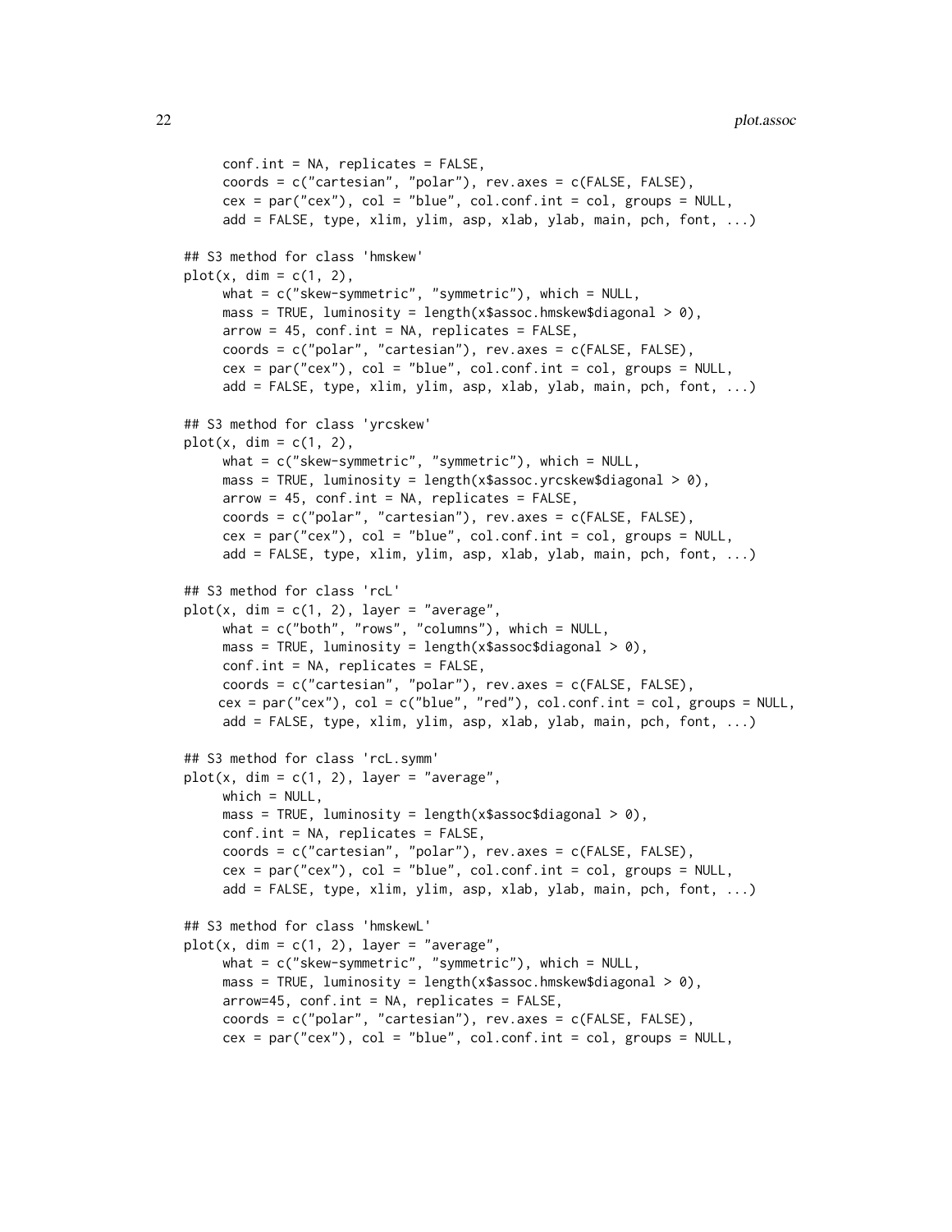```
     conf.int = NA, replicates = FALSE,
     coords = c("cartesian", "polar"), rev.axes = c(FALSE, FALSE),
     cex = par("cex"), col = "blue", col.conf.int = col, groups = NULL,
     add = FALSE, type, xlim, ylim, asp, xlab, ylab, main, pch, font, ...)

## S3 method for class 'hmskew'
plot(x, dim = c(1, 2),
     what = c("skew-symmetric", "symmetric"), which = NULL,
     mass = TRUE, luminosity = length(x$assoc.hmskew$diagonal > 0),
     arrow = 45, conf.int = NA, replicates = FALSE,
     coords = c("polar", "cartesian"), rev.axes = c(FALSE, FALSE),
     cex = par("cex"), col = "blue", col.conf.int = col, groups = NULL,
     add = FALSE, type, xlim, ylim, asp, xlab, ylab, main, pch, font, ...)

## S3 method for class 'yrcskew'
plot(x, dim = c(1, 2),
     what = c("skew-symmetric", "symmetric"), which = NULL,
     mass = TRUE, luminosity = length(x$assoc.yrcskew$diagonal > 0),
     arrow = 45, conf.int = NA, replicates = FALSE,
     coords = c("polar", "cartesian"), rev.axes = c(FALSE, FALSE),
     cex = par("cex"), col = "blue", col.conf.int = col, groups = NULL,
     add = FALSE, type, xlim, ylim, asp, xlab, ylab, main, pch, font, ...)

## S3 method for class 'rcL'
plot(x, dim = c(1, 2), layer = "average",
     what = c("both", "rows", "columns"), which = NULL,
     mass = TRUE, luminosity = length(x$assoc$diagonal > 0),
     conf.int = NA, replicates = FALSE,
     coords = c("cartesian", "polar"), rev.axes = c(FALSE, FALSE),
    cex = par("cex"), col = c("blue", "red"), col.conf.int = col, groups = NULL,
     add = FALSE, type, xlim, ylim, asp, xlab, ylab, main, pch, font, ...)

## S3 method for class 'rcL.symm'
plot(x, dim = c(1, 2), layer = "average",
     which = NULL,
     mass = TRUE, luminosity = length(x$assoc$diagonal > 0),
     conf.int = NA, replicates = FALSE,
     coords = c("cartesian", "polar"), rev.axes = c(FALSE, FALSE),
     cex = par("cex"), col = "blue", col.conf.int = col, groups = NULL,
     add = FALSE, type, xlim, ylim, asp, xlab, ylab, main, pch, font, ...)

## S3 method for class 'hmskewL'
plot(x, dim = c(1, 2), layer = "average",
     what = c("skew-symmetric", "symmetric"), which = NULL,
     mass = TRUE, luminosity = length(x$assoc.hmskew$diagonal > 0),
     arrow=45, conf.int = NA, replicates = FALSE,
     coords = c("polar", "cartesian"), rev.axes = c(FALSE, FALSE),
     cex = par("cex"), col = "blue", col.conf.int = col, groups = NULL,
```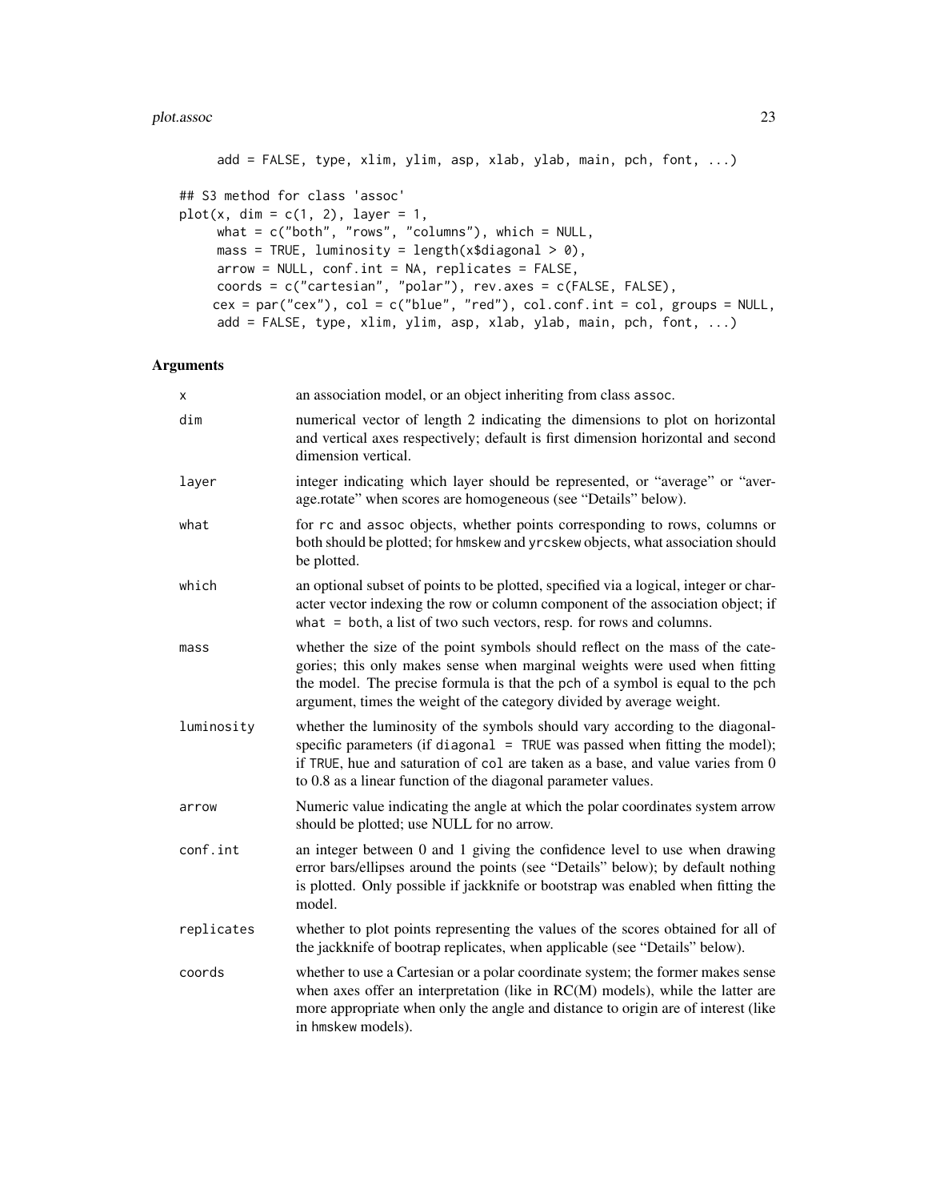```
     add = FALSE, type, xlim, ylim, asp, xlab, ylab, main, pch, font, ...)

## S3 method for class 'assoc'
plot(x, dim = c(1, 2), layer = 1,
     what = c("both", "rows", "columns"), which = NULL,
     mass = TRUE, luminosity = length(x$diagonal > 0),
     arrow = NULL, conf.int = NA, replicates = FALSE,
     coords = c("cartesian", "polar"), rev.axes = c(FALSE, FALSE),
     cex = par("cex"), col = c("blue", "red"), col.conf.int = col, groups = NULL,
     add = FALSE, type, xlim, ylim, asp, xlab, ylab, main, pch, font, ...)
```

## Arguments

| | |
|---|---|
| x | an association model, or an object inheriting from class assoc. |
| dim | numerical vector of length 2 indicating the dimensions to plot on horizontal and vertical axes respectively; default is first dimension horizontal and second dimension vertical. |
| layer | integer indicating which layer should be represented, or "average" or "average.rotate" when scores are homogeneous (see "Details" below). |
| what | for rc and assoc objects, whether points corresponding to rows, columns or both should be plotted; for hmskew and yrcskew objects, what association should be plotted. |
| which | an optional subset of points to be plotted, specified via a logical, integer or character vector indexing the row or column component of the association object; if what = both, a list of two such vectors, resp. for rows and columns. |
| mass | whether the size of the point symbols should reflect on the mass of the categories; this only makes sense when marginal weights were used when fitting the model. The precise formula is that the pch of a symbol is equal to the pch argument, times the weight of the category divided by average weight. |
| luminosity | whether the luminosity of the symbols should vary according to the diagonal-specific parameters (if diagonal = TRUE was passed when fitting the model); if TRUE, hue and saturation of col are taken as a base, and value varies from 0 to 0.8 as a linear function of the diagonal parameter values. |
| arrow | Numeric value indicating the angle at which the polar coordinates system arrow should be plotted; use NULL for no arrow. |
| conf.int | an integer between 0 and 1 giving the confidence level to use when drawing error bars/ellipses around the points (see "Details" below); by default nothing is plotted. Only possible if jackknife or bootstrap was enabled when fitting the model. |
| replicates | whether to plot points representing the values of the scores obtained for all of the jackknife of bootrap replicates, when applicable (see "Details" below). |
| coords | whether to use a Cartesian or a polar coordinate system; the former makes sense when axes offer an interpretation (like in RC(M) models), while the latter are more appropriate when only the angle and distance to origin are of interest (like in hmskew models). |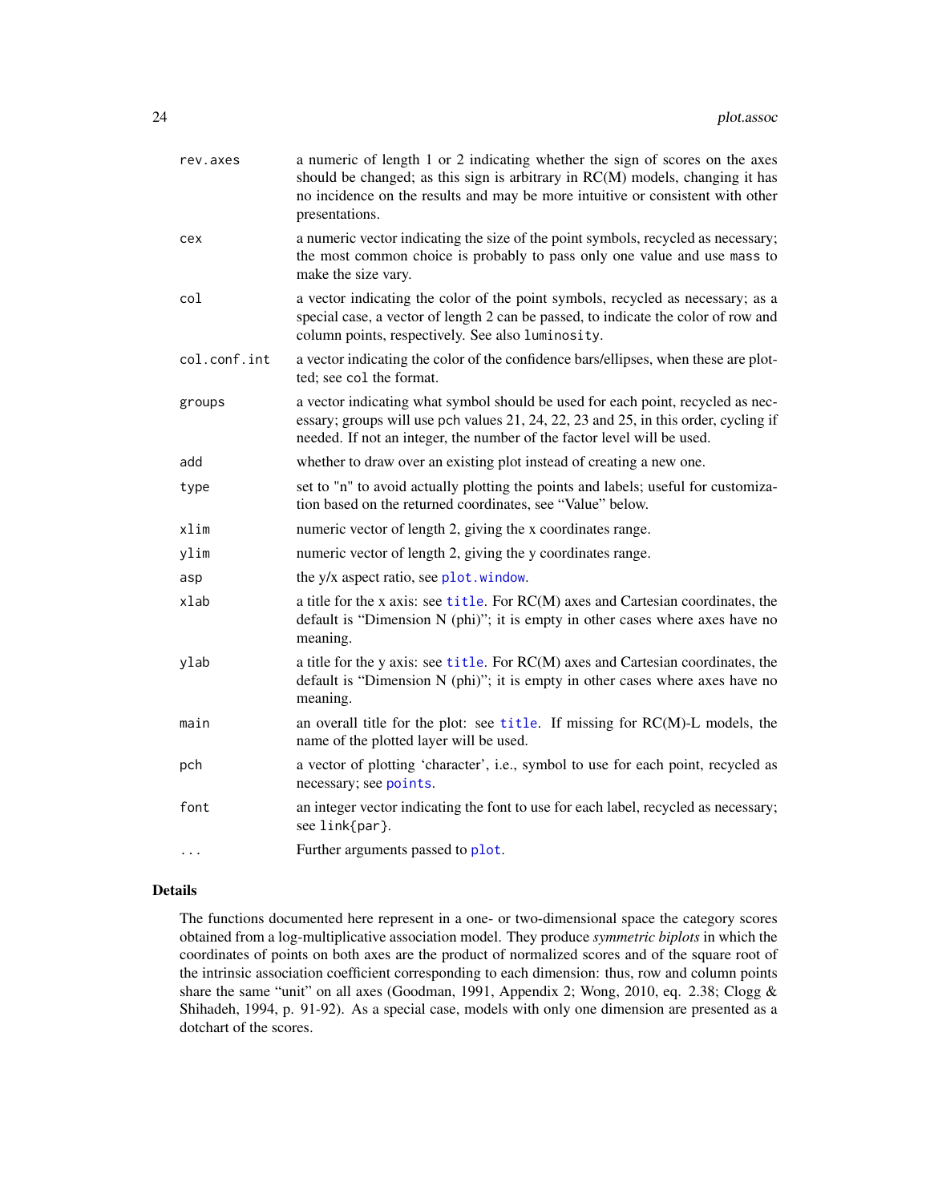| | |
|---|---|
| `rev.axes` | a numeric of length 1 or 2 indicating whether the sign of scores on the axes should be changed; as this sign is arbitrary in RC(M) models, changing it has no incidence on the results and may be more intuitive or consistent with other presentations. |
| `cex` | a numeric vector indicating the size of the point symbols, recycled as necessary; the most common choice is probably to pass only one value and use `mass` to make the size vary. |
| `col` | a vector indicating the color of the point symbols, recycled as necessary; as a special case, a vector of length 2 can be passed, to indicate the color of row and column points, respectively. See also `luminosity`. |
| `col.conf.int` | a vector indicating the color of the confidence bars/ellipses, when these are plotted; see `col` the format. |
| `groups` | a vector indicating what symbol should be used for each point, recycled as necessary; groups will use `pch` values 21, 24, 22, 23 and 25, in this order, cycling if needed. If not an integer, the number of the factor level will be used. |
| `add` | whether to draw over an existing plot instead of creating a new one. |
| `type` | set to "n" to avoid actually plotting the points and labels; useful for customization based on the returned coordinates, see "Value" below. |
| `xlim` | numeric vector of length 2, giving the x coordinates range. |
| `ylim` | numeric vector of length 2, giving the y coordinates range. |
| `asp` | the y/x aspect ratio, see `plot.window`. |
| `xlab` | a title for the x axis: see `title`. For RC(M) axes and Cartesian coordinates, the default is "Dimension N (phi)"; it is empty in other cases where axes have no meaning. |
| `ylab` | a title for the y axis: see `title`. For RC(M) axes and Cartesian coordinates, the default is "Dimension N (phi)"; it is empty in other cases where axes have no meaning. |
| `main` | an overall title for the plot: see `title`. If missing for RC(M)-L models, the name of the plotted layer will be used. |
| `pch` | a vector of plotting 'character', i.e., symbol to use for each point, recycled as necessary; see `points`. |
| `font` | an integer vector indicating the font to use for each label, recycled as necessary; see `link{par}`. |
| `...` | Further arguments passed to `plot`. |

## Details

The functions documented here represent in a one- or two-dimensional space the category scores obtained from a log-multiplicative association model. They produce *symmetric biplots* in which the coordinates of points on both axes are the product of normalized scores and of the square root of the intrinsic association coefficient corresponding to each dimension: thus, row and column points share the same "unit" on all axes (Goodman, 1991, Appendix 2; Wong, 2010, eq. 2.38; Clogg & Shihadeh, 1994, p. 91-92). As a special case, models with only one dimension are presented as a dotchart of the scores.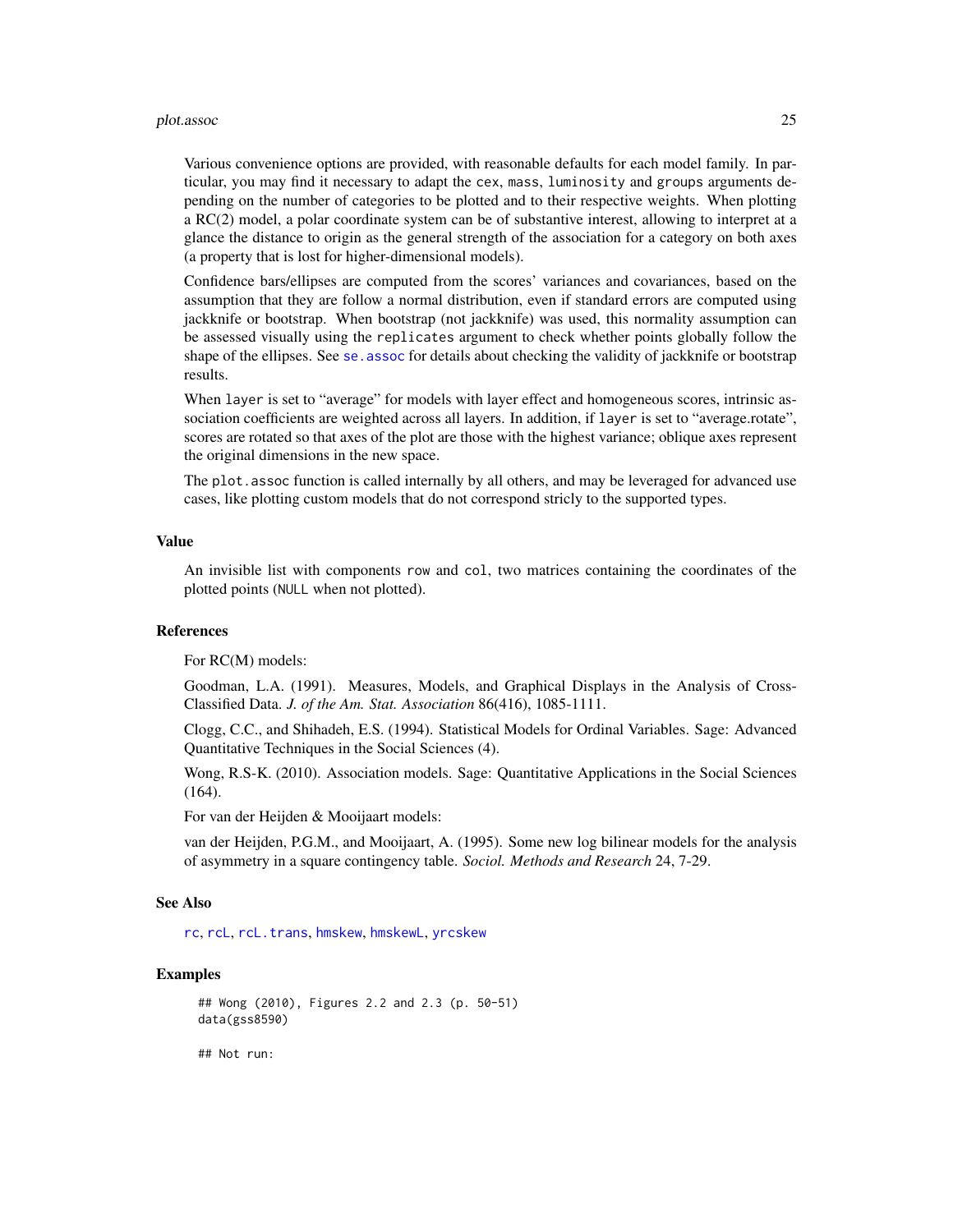Various convenience options are provided, with reasonable defaults for each model family. In particular, you may find it necessary to adapt the `cex`, `mass`, `luminosity` and `groups` arguments depending on the number of categories to be plotted and to their respective weights. When plotting a RC(2) model, a polar coordinate system can be of substantive interest, allowing to interpret at a glance the distance to origin as the general strength of the association for a category on both axes (a property that is lost for higher-dimensional models).

Confidence bars/ellipses are computed from the scores' variances and covariances, based on the assumption that they are follow a normal distribution, even if standard errors are computed using jackknife or bootstrap. When bootstrap (not jackknife) was used, this normality assumption can be assessed visually using the `replicates` argument to check whether points globally follow the shape of the ellipses. See `se.assoc` for details about checking the validity of jackknife or bootstrap results.

When `layer` is set to "average" for models with layer effect and homogeneous scores, intrinsic association coefficients are weighted across all layers. In addition, if `layer` is set to "average.rotate", scores are rotated so that axes of the plot are those with the highest variance; oblique axes represent the original dimensions in the new space.

The `plot.assoc` function is called internally by all others, and may be leveraged for advanced use cases, like plotting custom models that do not correspond stricly to the supported types.

## Value

An invisible list with components `row` and `col`, two matrices containing the coordinates of the plotted points (`NULL` when not plotted).

## References

For RC(M) models:

Goodman, L.A. (1991). Measures, Models, and Graphical Displays in the Analysis of Cross-Classified Data. *J. of the Am. Stat. Association* 86(416), 1085-1111.

Clogg, C.C., and Shihadeh, E.S. (1994). Statistical Models for Ordinal Variables. Sage: Advanced Quantitative Techniques in the Social Sciences (4).

Wong, R.S-K. (2010). Association models. Sage: Quantitative Applications in the Social Sciences (164).

For van der Heijden & Mooijaart models:

van der Heijden, P.G.M., and Mooijaart, A. (1995). Some new log bilinear models for the analysis of asymmetry in a square contingency table. *Sociol. Methods and Research* 24, 7-29.

## See Also

`rc`, `rcL`, `rcL.trans`, `hmskew`, `hmskewL`, `yrcskew`

## Examples

```
## Wong (2010), Figures 2.2 and 2.3 (p. 50-51)
data(gss8590)

## Not run:
```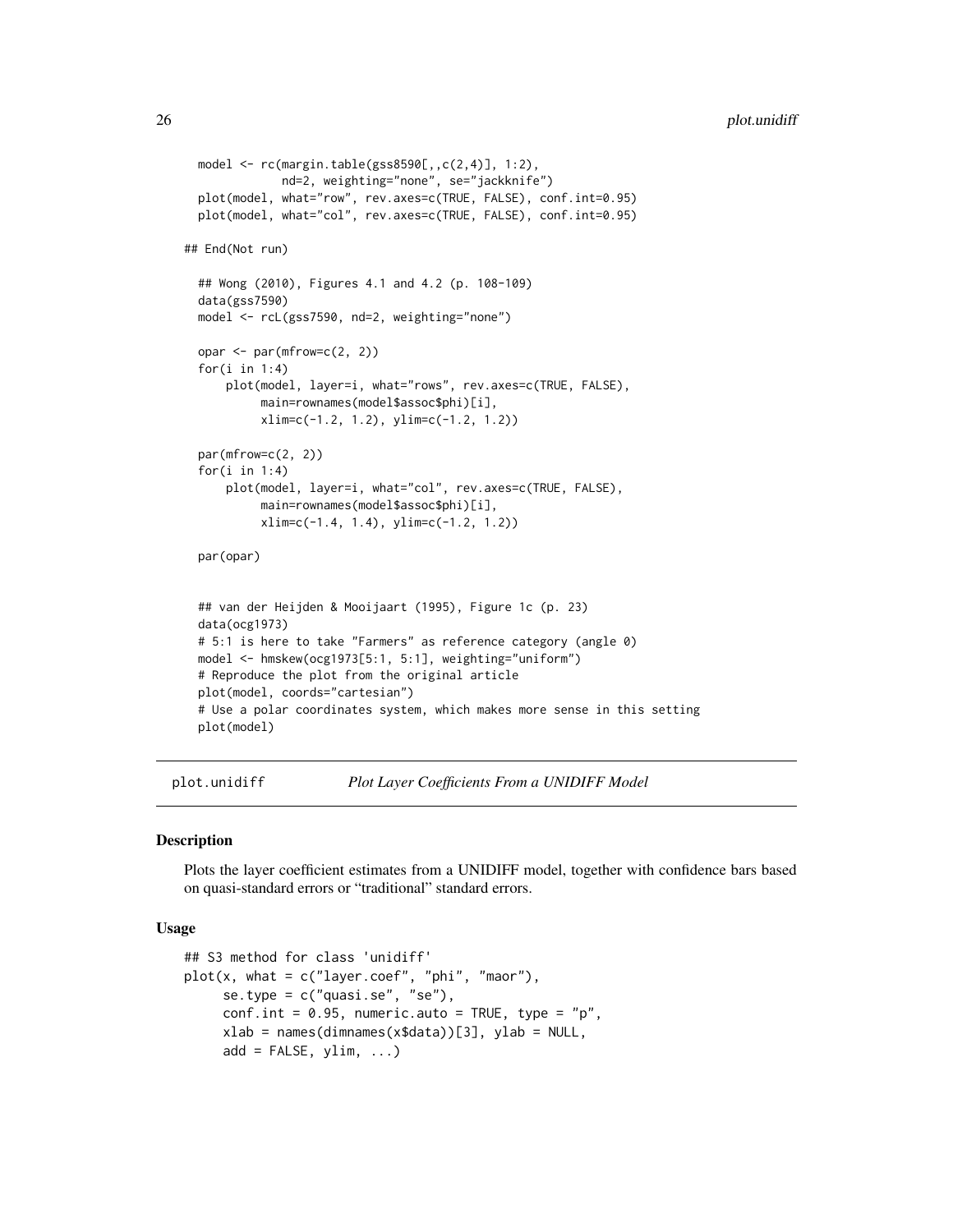```
  model <- rc(margin.table(gss8590[,,c(2,4)], 1:2),
              nd=2, weighting="none", se="jackknife")
  plot(model, what="row", rev.axes=c(TRUE, FALSE), conf.int=0.95)
  plot(model, what="col", rev.axes=c(TRUE, FALSE), conf.int=0.95)

## End(Not run)

  ## Wong (2010), Figures 4.1 and 4.2 (p. 108-109)
  data(gss7590)
  model <- rcL(gss7590, nd=2, weighting="none")

  opar <- par(mfrow=c(2, 2))
  for(i in 1:4)
      plot(model, layer=i, what="rows", rev.axes=c(TRUE, FALSE),
           main=rownames(model$assoc$phi)[i],
           xlim=c(-1.2, 1.2), ylim=c(-1.2, 1.2))

  par(mfrow=c(2, 2))
  for(i in 1:4)
      plot(model, layer=i, what="col", rev.axes=c(TRUE, FALSE),
           main=rownames(model$assoc$phi)[i],
           xlim=c(-1.4, 1.4), ylim=c(-1.2, 1.2))

  par(opar)


  ## van der Heijden & Mooijaart (1995), Figure 1c (p. 23)
  data(ocg1973)
  # 5:1 is here to take "Farmers" as reference category (angle 0)
  model <- hmskew(ocg1973[5:1, 5:1], weighting="uniform")
  # Reproduce the plot from the original article
  plot(model, coords="cartesian")
  # Use a polar coordinates system, which makes more sense in this setting
  plot(model)
```

## plot.unidiff — *Plot Layer Coefficients From a UNIDIFF Model*

### Description

Plots the layer coefficient estimates from a UNIDIFF model, together with confidence bars based on quasi-standard errors or "traditional" standard errors.

### Usage

```
## S3 method for class 'unidiff'
plot(x, what = c("layer.coef", "phi", "maor"),
     se.type = c("quasi.se", "se"),
     conf.int = 0.95, numeric.auto = TRUE, type = "p",
     xlab = names(dimnames(x$data))[3], ylab = NULL,
     add = FALSE, ylim, ...)
```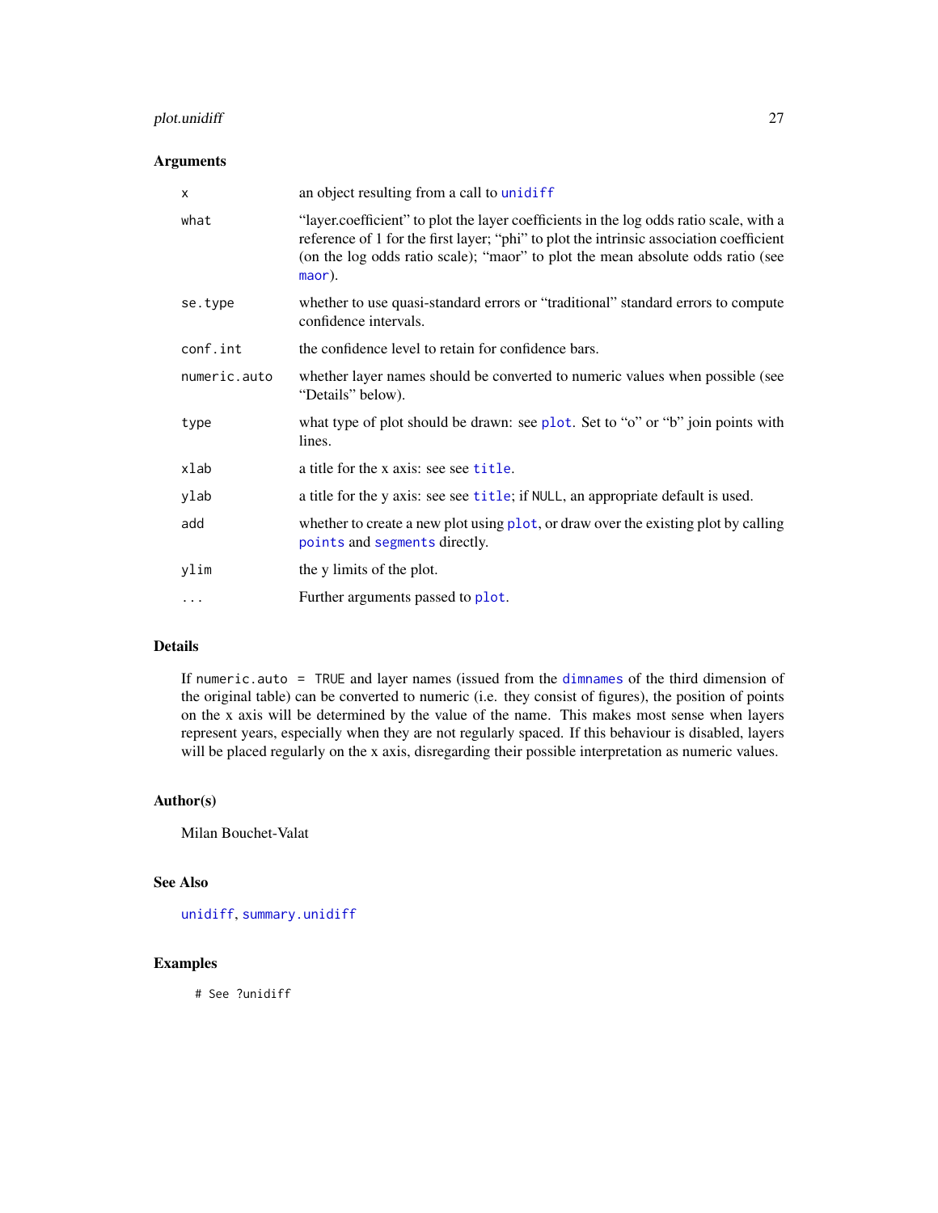### Arguments

| | |
|---|---|
| `x` | an object resulting from a call to `unidiff` |
| `what` | "layer.coefficient" to plot the layer coefficients in the log odds ratio scale, with a reference of 1 for the first layer; "phi" to plot the intrinsic association coefficient (on the log odds ratio scale); "maor" to plot the mean absolute odds ratio (see `maor`). |
| `se.type` | whether to use quasi-standard errors or "traditional" standard errors to compute confidence intervals. |
| `conf.int` | the confidence level to retain for confidence bars. |
| `numeric.auto` | whether layer names should be converted to numeric values when possible (see "Details" below). |
| `type` | what type of plot should be drawn: see `plot`. Set to "o" or "b" join points with lines. |
| `xlab` | a title for the x axis: see see `title`. |
| `ylab` | a title for the y axis: see see `title`; if `NULL`, an appropriate default is used. |
| `add` | whether to create a new plot using `plot`, or draw over the existing plot by calling `points` and `segments` directly. |
| `ylim` | the y limits of the plot. |
| `...` | Further arguments passed to `plot`. |

### Details

If `numeric.auto = TRUE` and layer names (issued from the `dimnames` of the third dimension of the original table) can be converted to numeric (i.e. they consist of figures), the position of points on the x axis will be determined by the value of the name. This makes most sense when layers represent years, especially when they are not regularly spaced. If this behaviour is disabled, layers will be placed regularly on the x axis, disregarding their possible interpretation as numeric values.

### Author(s)

Milan Bouchet-Valat

### See Also

`unidiff`, `summary.unidiff`

### Examples

```
# See ?unidiff
```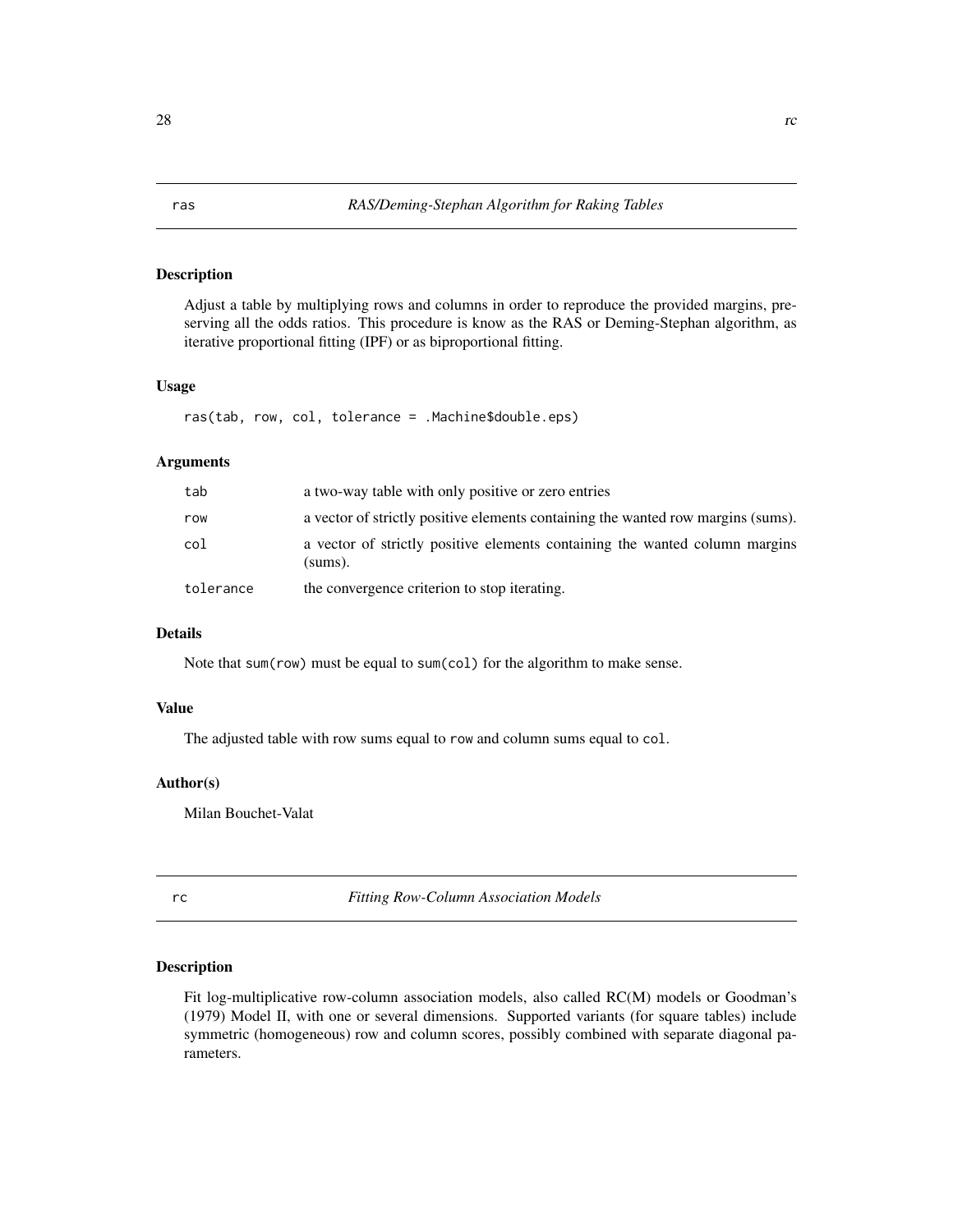## ras — *RAS/Deming-Stephan Algorithm for Raking Tables*

### Description

Adjust a table by multiplying rows and columns in order to reproduce the provided margins, preserving all the odds ratios. This procedure is know as the RAS or Deming-Stephan algorithm, as iterative proportional fitting (IPF) or as biproportional fitting.

### Usage

```
ras(tab, row, col, tolerance = .Machine$double.eps)
```

### Arguments

| | |
|---|---|
| tab | a two-way table with only positive or zero entries |
| row | a vector of strictly positive elements containing the wanted row margins (sums). |
| col | a vector of strictly positive elements containing the wanted column margins (sums). |
| tolerance | the convergence criterion to stop iterating. |

### Details

Note that sum(row) must be equal to sum(col) for the algorithm to make sense.

### Value

The adjusted table with row sums equal to row and column sums equal to col.

### Author(s)

Milan Bouchet-Valat

## rc — *Fitting Row-Column Association Models*

### Description

Fit log-multiplicative row-column association models, also called RC(M) models or Goodman's (1979) Model II, with one or several dimensions. Supported variants (for square tables) include symmetric (homogeneous) row and column scores, possibly combined with separate diagonal parameters.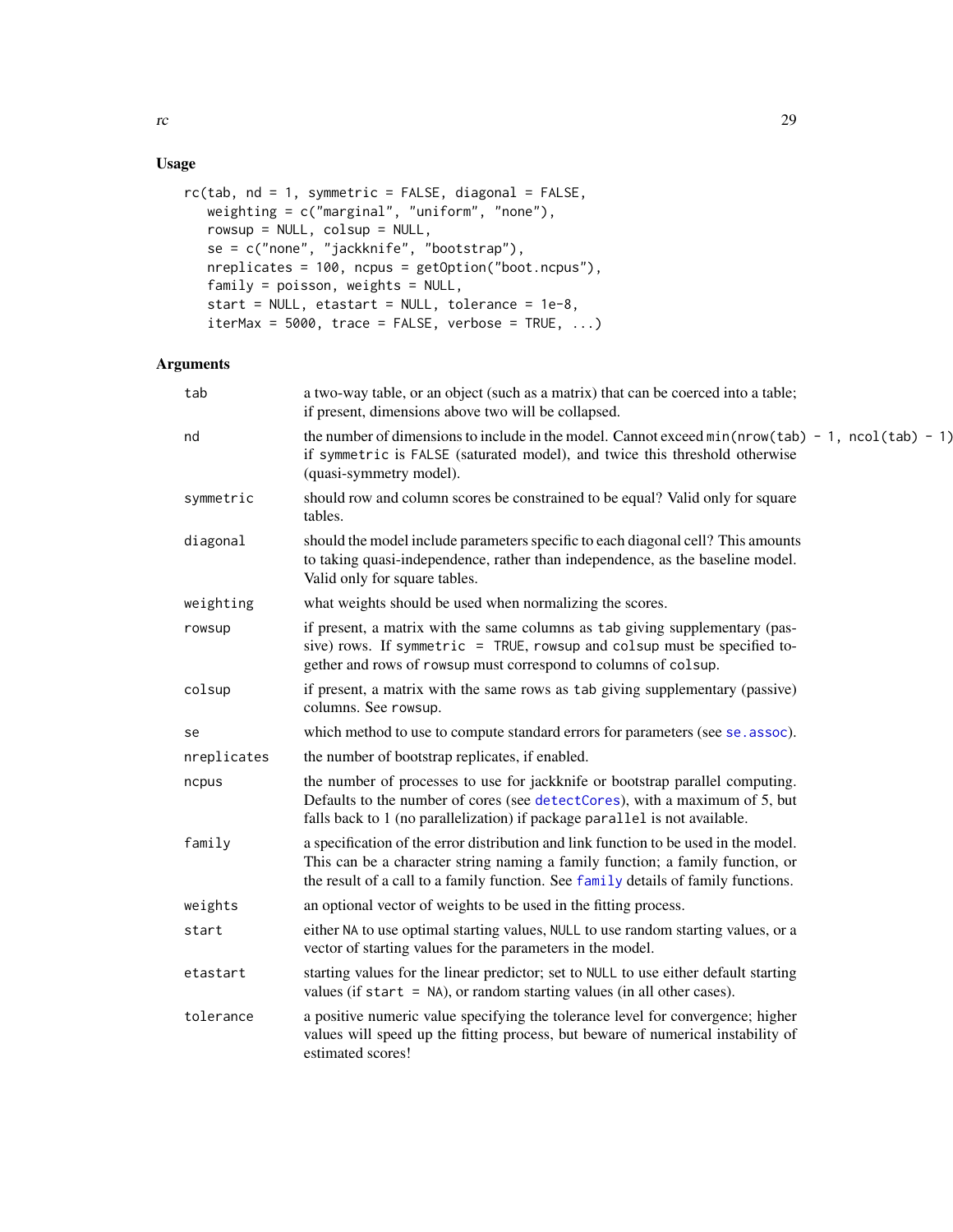## Usage

```
rc(tab, nd = 1, symmetric = FALSE, diagonal = FALSE,
   weighting = c("marginal", "uniform", "none"),
   rowsup = NULL, colsup = NULL,
   se = c("none", "jackknife", "bootstrap"),
   nreplicates = 100, ncpus = getOption("boot.ncpus"),
   family = poisson, weights = NULL,
   start = NULL, etastart = NULL, tolerance = 1e-8,
   iterMax = 5000, trace = FALSE, verbose = TRUE, ...)
```

## Arguments

| | |
|---|---|
| `tab` | a two-way table, or an object (such as a matrix) that can be coerced into a table; if present, dimensions above two will be collapsed. |
| `nd` | the number of dimensions to include in the model. Cannot exceed `min(nrow(tab) - 1, ncol(tab) - 1)` if `symmetric` is `FALSE` (saturated model), and twice this threshold otherwise (quasi-symmetry model). |
| `symmetric` | should row and column scores be constrained to be equal? Valid only for square tables. |
| `diagonal` | should the model include parameters specific to each diagonal cell? This amounts to taking quasi-independence, rather than independence, as the baseline model. Valid only for square tables. |
| `weighting` | what weights should be used when normalizing the scores. |
| `rowsup` | if present, a matrix with the same columns as `tab` giving supplementary (passive) rows. If `symmetric = TRUE`, `rowsup` and `colsup` must be specified together and rows of `rowsup` must correspond to columns of `colsup`. |
| `colsup` | if present, a matrix with the same rows as `tab` giving supplementary (passive) columns. See `rowsup`. |
| `se` | which method to use to compute standard errors for parameters (see `se.assoc`). |
| `nreplicates` | the number of bootstrap replicates, if enabled. |
| `ncpus` | the number of processes to use for jackknife or bootstrap parallel computing. Defaults to the number of cores (see `detectCores`), with a maximum of 5, but falls back to 1 (no parallelization) if package `parallel` is not available. |
| `family` | a specification of the error distribution and link function to be used in the model. This can be a character string naming a family function; a family function, or the result of a call to a family function. See `family` details of family functions. |
| `weights` | an optional vector of weights to be used in the fitting process. |
| `start` | either `NA` to use optimal starting values, `NULL` to use random starting values, or a vector of starting values for the parameters in the model. |
| `etastart` | starting values for the linear predictor; set to `NULL` to use either default starting values (if `start = NA`), or random starting values (in all other cases). |
| `tolerance` | a positive numeric value specifying the tolerance level for convergence; higher values will speed up the fitting process, but beware of numerical instability of estimated scores! |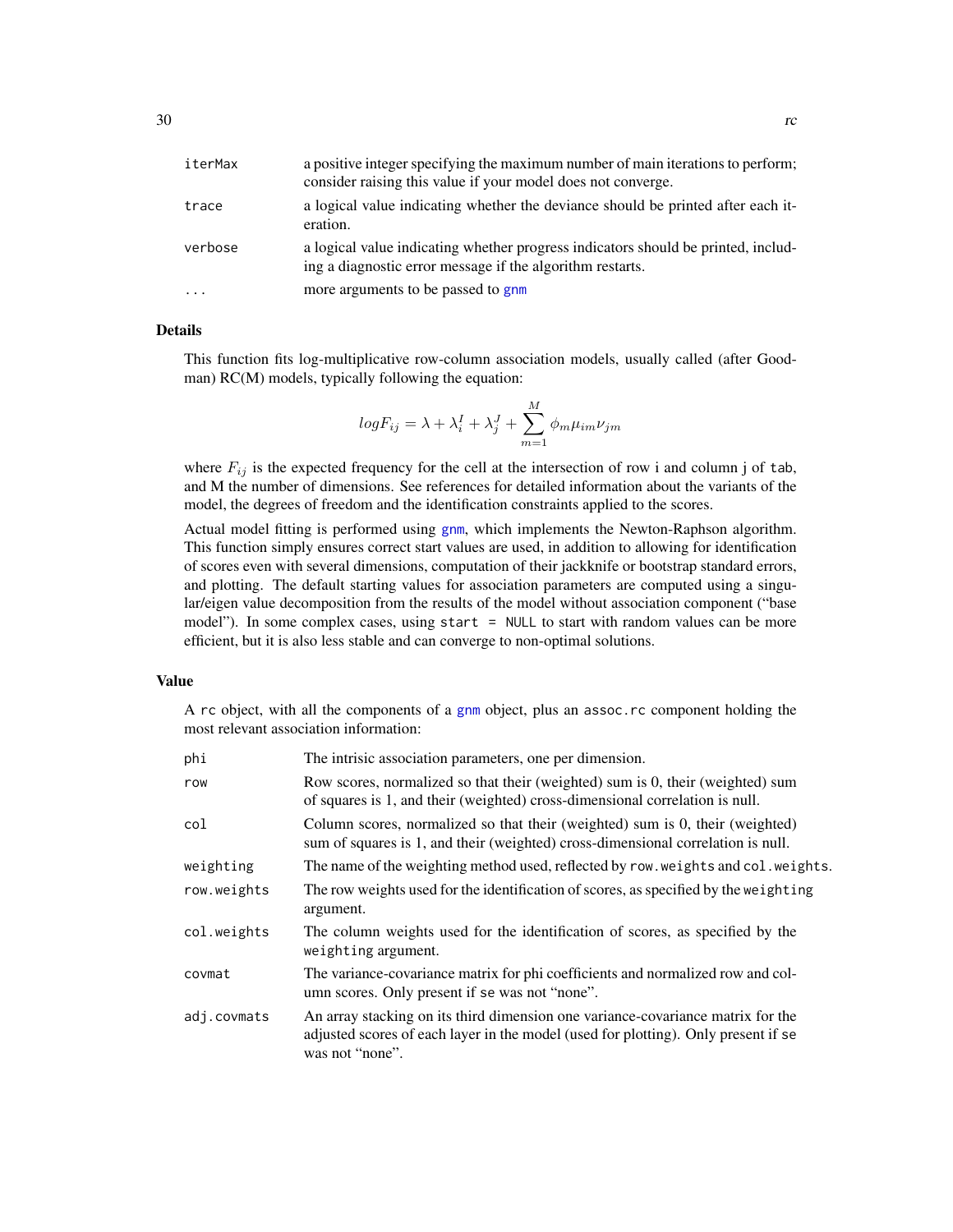| | |
|---|---|
| `iterMax` | a positive integer specifying the maximum number of main iterations to perform; consider raising this value if your model does not converge. |
| `trace` | a logical value indicating whether the deviance should be printed after each iteration. |
| `verbose` | a logical value indicating whether progress indicators should be printed, including a diagnostic error message if the algorithm restarts. |
| `...` | more arguments to be passed to `gnm` |

## Details

This function fits log-multiplicative row-column association models, usually called (after Goodman) RC(M) models, typically following the equation:

$$logF_{ij} = \lambda + \lambda_i^I + \lambda_j^J + \sum_{m=1}^{M} \phi_m \mu_{im} \nu_{jm}$$

where $F_{ij}$ is the expected frequency for the cell at the intersection of row i and column j of `tab`, and M the number of dimensions. See references for detailed information about the variants of the model, the degrees of freedom and the identification constraints applied to the scores.

Actual model fitting is performed using `gnm`, which implements the Newton-Raphson algorithm. This function simply ensures correct start values are used, in addition to allowing for identification of scores even with several dimensions, computation of their jackknife or bootstrap standard errors, and plotting. The default starting values for association parameters are computed using a singular/eigen value decomposition from the results of the model without association component ("base model"). In some complex cases, using `start = NULL` to start with random values can be more efficient, but it is also less stable and can converge to non-optimal solutions.

## Value

A `rc` object, with all the components of a `gnm` object, plus an `assoc.rc` component holding the most relevant association information:

| | |
|---|---|
| `phi` | The intrisic association parameters, one per dimension. |
| `row` | Row scores, normalized so that their (weighted) sum is 0, their (weighted) sum of squares is 1, and their (weighted) cross-dimensional correlation is null. |
| `col` | Column scores, normalized so that their (weighted) sum is 0, their (weighted) sum of squares is 1, and their (weighted) cross-dimensional correlation is null. |
| `weighting` | The name of the weighting method used, reflected by `row.weights` and `col.weights`. |
| `row.weights` | The row weights used for the identification of scores, as specified by the `weighting` argument. |
| `col.weights` | The column weights used for the identification of scores, as specified by the `weighting` argument. |
| `covmat` | The variance-covariance matrix for phi coefficients and normalized row and column scores. Only present if `se` was not "none". |
| `adj.covmats` | An array stacking on its third dimension one variance-covariance matrix for the adjusted scores of each layer in the model (used for plotting). Only present if `se` was not "none". |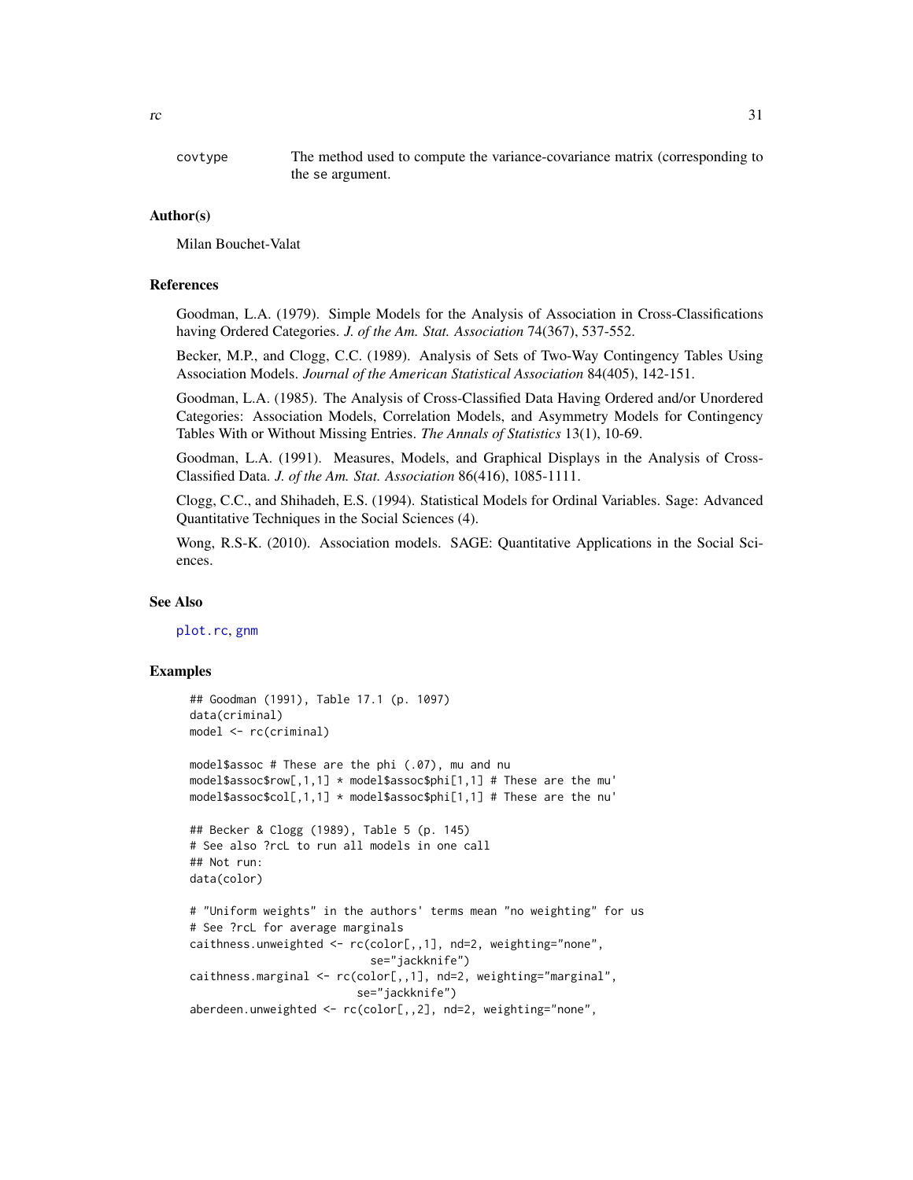covtype The method used to compute the variance-covariance matrix (corresponding to the se argument.

## Author(s)

Milan Bouchet-Valat

## References

Goodman, L.A. (1979). Simple Models for the Analysis of Association in Cross-Classifications having Ordered Categories. *J. of the Am. Stat. Association* 74(367), 537-552.

Becker, M.P., and Clogg, C.C. (1989). Analysis of Sets of Two-Way Contingency Tables Using Association Models. *Journal of the American Statistical Association* 84(405), 142-151.

Goodman, L.A. (1985). The Analysis of Cross-Classified Data Having Ordered and/or Unordered Categories: Association Models, Correlation Models, and Asymmetry Models for Contingency Tables With or Without Missing Entries. *The Annals of Statistics* 13(1), 10-69.

Goodman, L.A. (1991). Measures, Models, and Graphical Displays in the Analysis of Cross-Classified Data. *J. of the Am. Stat. Association* 86(416), 1085-1111.

Clogg, C.C., and Shihadeh, E.S. (1994). Statistical Models for Ordinal Variables. Sage: Advanced Quantitative Techniques in the Social Sciences (4).

Wong, R.S-K. (2010). Association models. SAGE: Quantitative Applications in the Social Sciences.

## See Also

plot.rc, gnm

## Examples

```
## Goodman (1991), Table 17.1 (p. 1097)
data(criminal)
model <- rc(criminal)

model$assoc # These are the phi (.07), mu and nu
model$assoc$row[,1,1] * model$assoc$phi[1,1] # These are the mu'
model$assoc$col[,1,1] * model$assoc$phi[1,1] # These are the nu'

## Becker & Clogg (1989), Table 5 (p. 145)
# See also ?rcL to run all models in one call
## Not run:
data(color)

# "Uniform weights" in the authors' terms mean "no weighting" for us
# See ?rcL for average marginals
caithness.unweighted <- rc(color[,,1], nd=2, weighting="none",
                           se="jackknife")
caithness.marginal <- rc(color[,,1], nd=2, weighting="marginal",
                         se="jackknife")
aberdeen.unweighted <- rc(color[,,2], nd=2, weighting="none",
```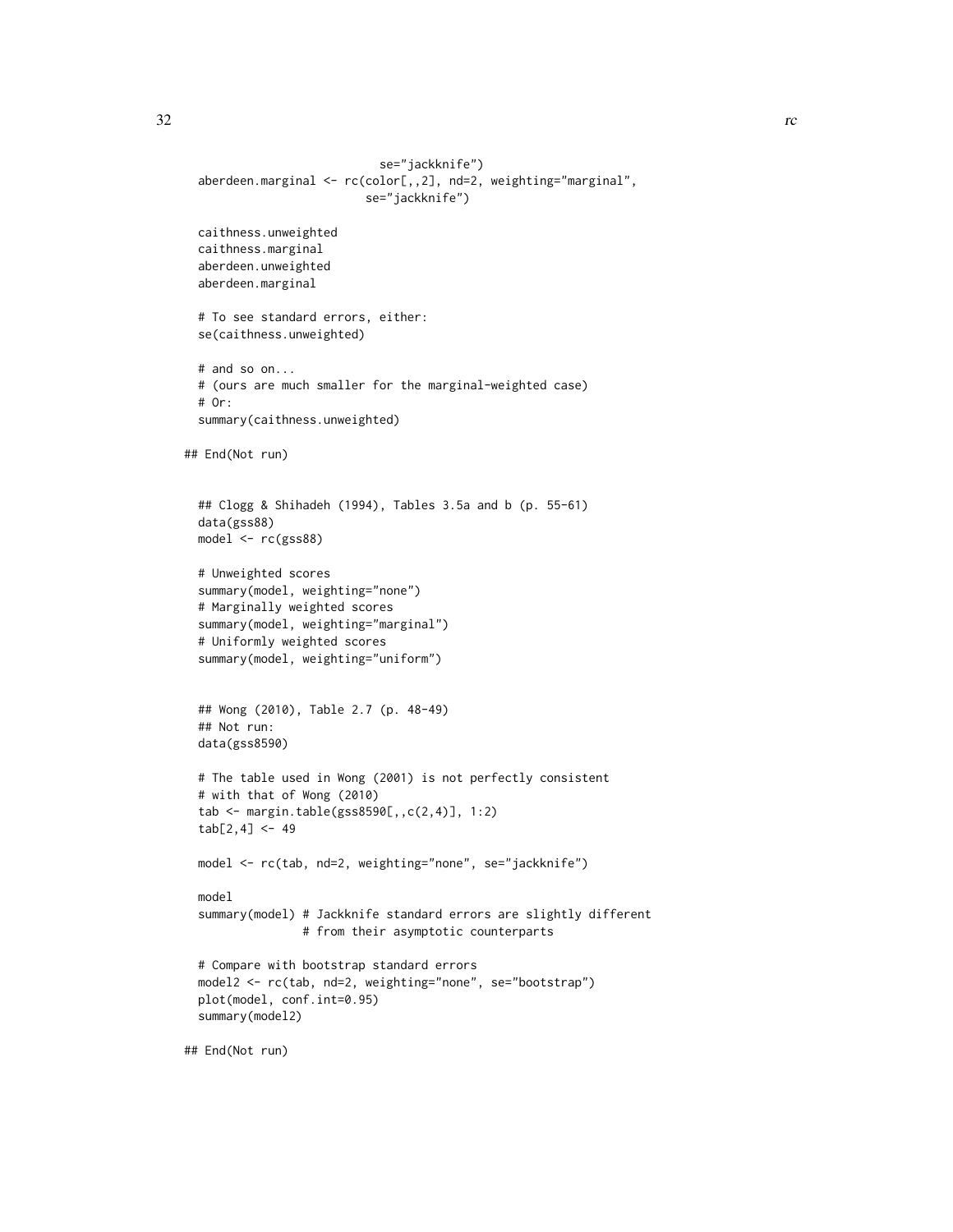```
                          se="jackknife")
  aberdeen.marginal <- rc(color[,,2], nd=2, weighting="marginal",
                         se="jackknife")

  caithness.unweighted
  caithness.marginal
  aberdeen.unweighted
  aberdeen.marginal

  # To see standard errors, either:
  se(caithness.unweighted)

  # and so on...
  # (ours are much smaller for the marginal-weighted case)
  # Or:
  summary(caithness.unweighted)

## End(Not run)


  ## Clogg & Shihadeh (1994), Tables 3.5a and b (p. 55-61)
  data(gss88)
  model <- rc(gss88)

  # Unweighted scores
  summary(model, weighting="none")
  # Marginally weighted scores
  summary(model, weighting="marginal")
  # Uniformly weighted scores
  summary(model, weighting="uniform")


  ## Wong (2010), Table 2.7 (p. 48-49)
  ## Not run:
  data(gss8590)

  # The table used in Wong (2001) is not perfectly consistent
  # with that of Wong (2010)
  tab <- margin.table(gss8590[,,c(2,4)], 1:2)
  tab[2,4] <- 49

  model <- rc(tab, nd=2, weighting="none", se="jackknife")

  model
  summary(model) # Jackknife standard errors are slightly different
                 # from their asymptotic counterparts

  # Compare with bootstrap standard errors
  model2 <- rc(tab, nd=2, weighting="none", se="bootstrap")
  plot(model, conf.int=0.95)
  summary(model2)

## End(Not run)
```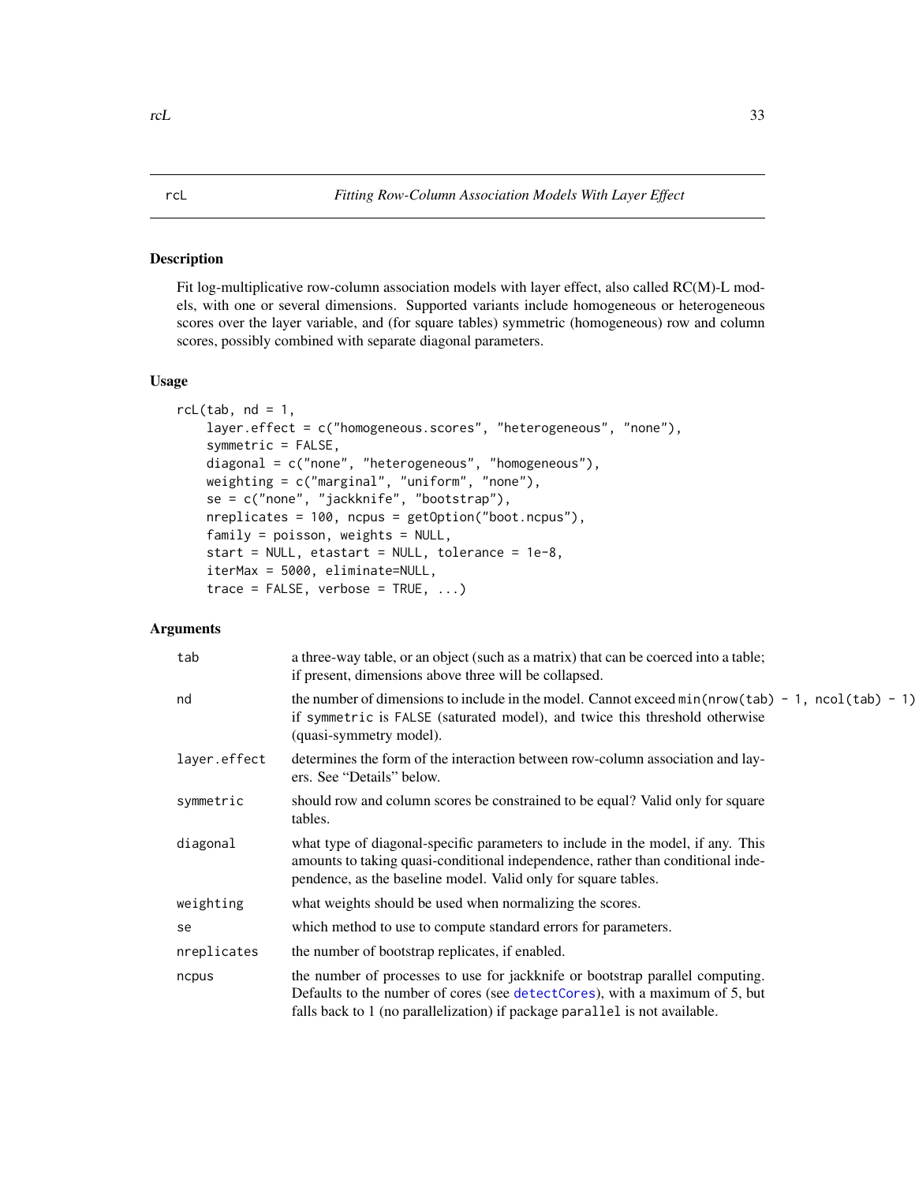## rcL — Fitting Row-Column Association Models With Layer Effect

### Description

Fit log-multiplicative row-column association models with layer effect, also called RC(M)-L models, with one or several dimensions. Supported variants include homogeneous or heterogeneous scores over the layer variable, and (for square tables) symmetric (homogeneous) row and column scores, possibly combined with separate diagonal parameters.

### Usage

```
rcL(tab, nd = 1,
    layer.effect = c("homogeneous.scores", "heterogeneous", "none"),
    symmetric = FALSE,
    diagonal = c("none", "heterogeneous", "homogeneous"),
    weighting = c("marginal", "uniform", "none"),
    se = c("none", "jackknife", "bootstrap"),
    nreplicates = 100, ncpus = getOption("boot.ncpus"),
    family = poisson, weights = NULL,
    start = NULL, etastart = NULL, tolerance = 1e-8,
    iterMax = 5000, eliminate=NULL,
    trace = FALSE, verbose = TRUE, ...)
```

### Arguments

| Argument | Description |
| --- | --- |
| `tab` | a three-way table, or an object (such as a matrix) that can be coerced into a table; if present, dimensions above three will be collapsed. |
| `nd` | the number of dimensions to include in the model. Cannot exceed `min(nrow(tab) - 1, ncol(tab) - 1)` if `symmetric` is `FALSE` (saturated model), and twice this threshold otherwise (quasi-symmetry model). |
| `layer.effect` | determines the form of the interaction between row-column association and layers. See "Details" below. |
| `symmetric` | should row and column scores be constrained to be equal? Valid only for square tables. |
| `diagonal` | what type of diagonal-specific parameters to include in the model, if any. This amounts to taking quasi-conditional independence, rather than conditional independence, as the baseline model. Valid only for square tables. |
| `weighting` | what weights should be used when normalizing the scores. |
| `se` | which method to use to compute standard errors for parameters. |
| `nreplicates` | the number of bootstrap replicates, if enabled. |
| `ncpus` | the number of processes to use for jackknife or bootstrap parallel computing. Defaults to the number of cores (see `detectCores`), with a maximum of 5, but falls back to 1 (no parallelization) if package `parallel` is not available. |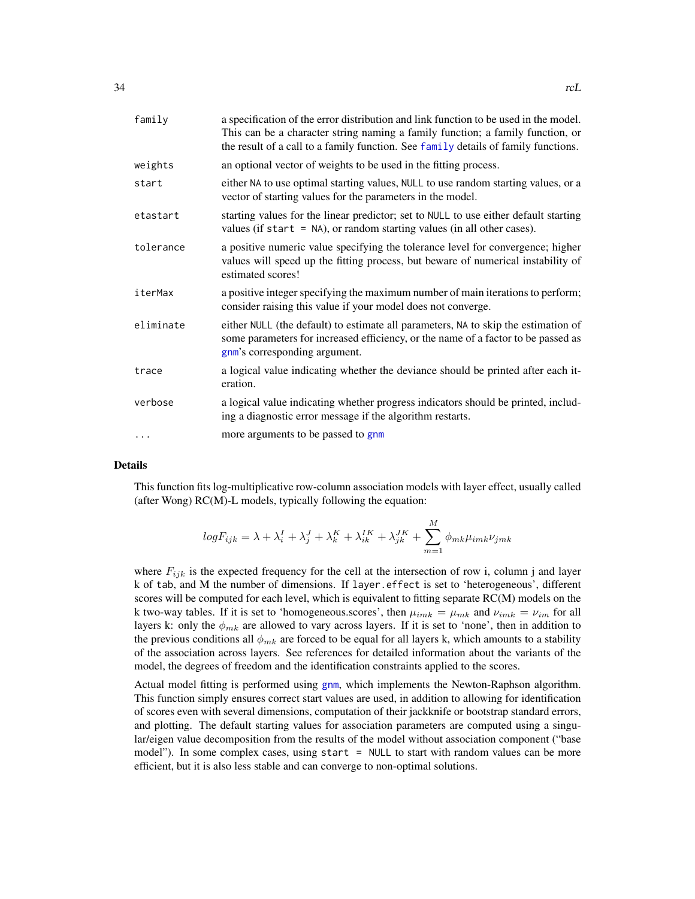| | |
|---|---|
| family | a specification of the error distribution and link function to be used in the model. This can be a character string naming a family function; a family function, or the result of a call to a family function. See family details of family functions. |
| weights | an optional vector of weights to be used in the fitting process. |
| start | either NA to use optimal starting values, NULL to use random starting values, or a vector of starting values for the parameters in the model. |
| etastart | starting values for the linear predictor; set to NULL to use either default starting values (if start = NA), or random starting values (in all other cases). |
| tolerance | a positive numeric value specifying the tolerance level for convergence; higher values will speed up the fitting process, but beware of numerical instability of estimated scores! |
| iterMax | a positive integer specifying the maximum number of main iterations to perform; consider raising this value if your model does not converge. |
| eliminate | either NULL (the default) to estimate all parameters, NA to skip the estimation of some parameters for increased efficiency, or the name of a factor to be passed as gnm's corresponding argument. |
| trace | a logical value indicating whether the deviance should be printed after each iteration. |
| verbose | a logical value indicating whether progress indicators should be printed, including a diagnostic error message if the algorithm restarts. |
| ... | more arguments to be passed to gnm |

## Details

This function fits log-multiplicative row-column association models with layer effect, usually called (after Wong) RC(M)-L models, typically following the equation:

$$logF_{ijk} = \lambda + \lambda_i^I + \lambda_j^J + \lambda_k^K + \lambda_{ik}^{IK} + \lambda_{jk}^{JK} + \sum_{m=1}^{M} \phi_{mk}\mu_{imk}\nu_{jmk}$$

where $F_{ijk}$ is the expected frequency for the cell at the intersection of row i, column j and layer k of tab, and M the number of dimensions. If layer.effect is set to 'heterogeneous', different scores will be computed for each level, which is equivalent to fitting separate RC(M) models on the k two-way tables. If it is set to 'homogeneous.scores', then $\mu_{imk} = \mu_{mk}$ and $\nu_{imk} = \nu_{im}$ for all layers k: only the $\phi_{mk}$ are allowed to vary across layers. If it is set to 'none', then in addition to the previous conditions all $\phi_{mk}$ are forced to be equal for all layers k, which amounts to a stability of the association across layers. See references for detailed information about the variants of the model, the degrees of freedom and the identification constraints applied to the scores.

Actual model fitting is performed using gnm, which implements the Newton-Raphson algorithm. This function simply ensures correct start values are used, in addition to allowing for identification of scores even with several dimensions, computation of their jackknife or bootstrap standard errors, and plotting. The default starting values for association parameters are computed using a singular/eigen value decomposition from the results of the model without association component ("base model"). In some complex cases, using start = NULL to start with random values can be more efficient, but it is also less stable and can converge to non-optimal solutions.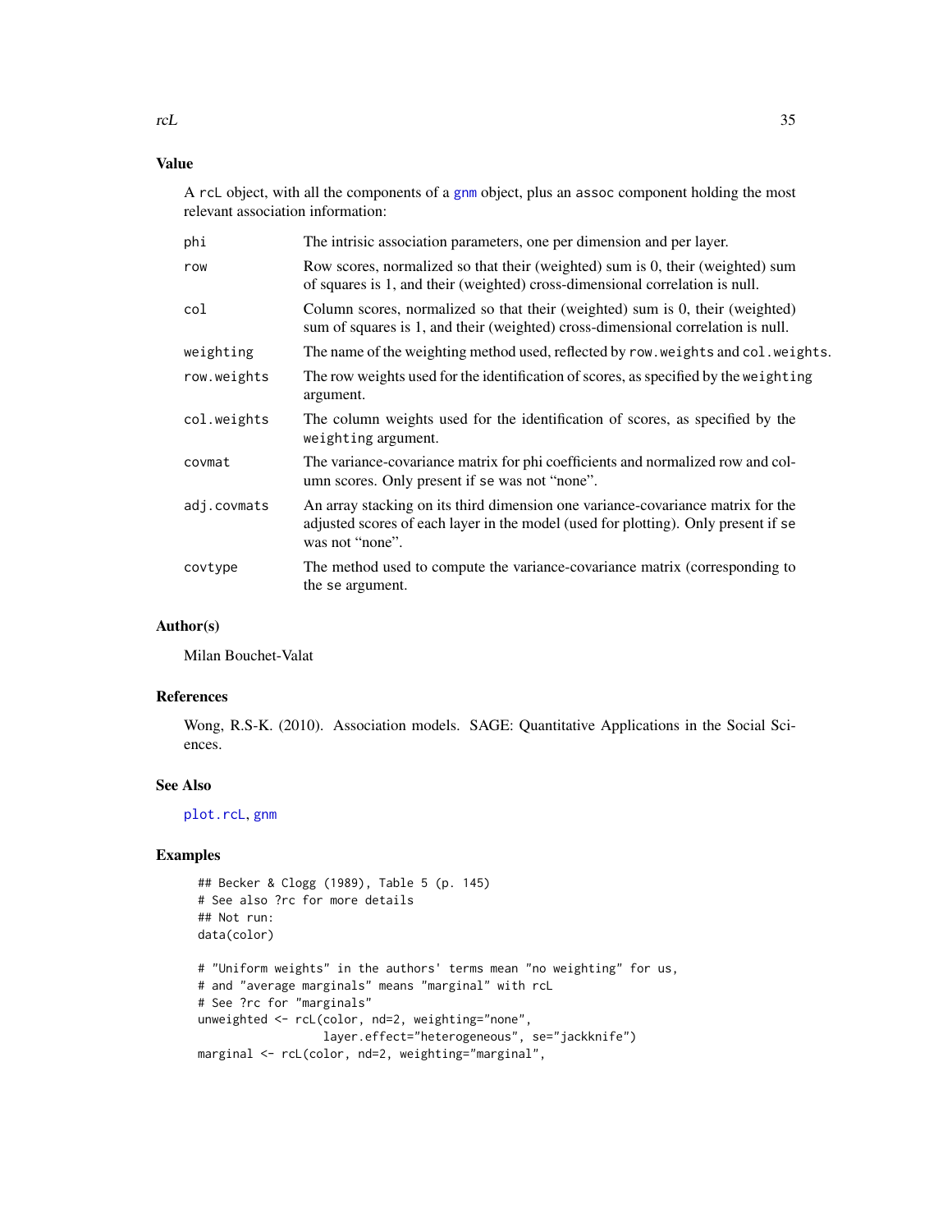## Value

A rcL object, with all the components of a gnm object, plus an assoc component holding the most relevant association information:

| | |
|---|---|
| phi | The intrisic association parameters, one per dimension and per layer. |
| row | Row scores, normalized so that their (weighted) sum is 0, their (weighted) sum of squares is 1, and their (weighted) cross-dimensional correlation is null. |
| col | Column scores, normalized so that their (weighted) sum is 0, their (weighted) sum of squares is 1, and their (weighted) cross-dimensional correlation is null. |
| weighting | The name of the weighting method used, reflected by row.weights and col.weights. |
| row.weights | The row weights used for the identification of scores, as specified by the weighting argument. |
| col.weights | The column weights used for the identification of scores, as specified by the weighting argument. |
| covmat | The variance-covariance matrix for phi coefficients and normalized row and column scores. Only present if se was not "none". |
| adj.covmats | An array stacking on its third dimension one variance-covariance matrix for the adjusted scores of each layer in the model (used for plotting). Only present if se was not "none". |
| covtype | The method used to compute the variance-covariance matrix (corresponding to the se argument. |

## Author(s)

Milan Bouchet-Valat

## References

Wong, R.S-K. (2010). Association models. SAGE: Quantitative Applications in the Social Sciences.

## See Also

plot.rcL, gnm

## Examples

```
## Becker & Clogg (1989), Table 5 (p. 145)
# See also ?rc for more details
## Not run:
data(color)

# "Uniform weights" in the authors' terms mean "no weighting" for us,
# and "average marginals" means "marginal" with rcL
# See ?rc for "marginals"
unweighted <- rcL(color, nd=2, weighting="none",
                  layer.effect="heterogeneous", se="jackknife")
marginal <- rcL(color, nd=2, weighting="marginal",
```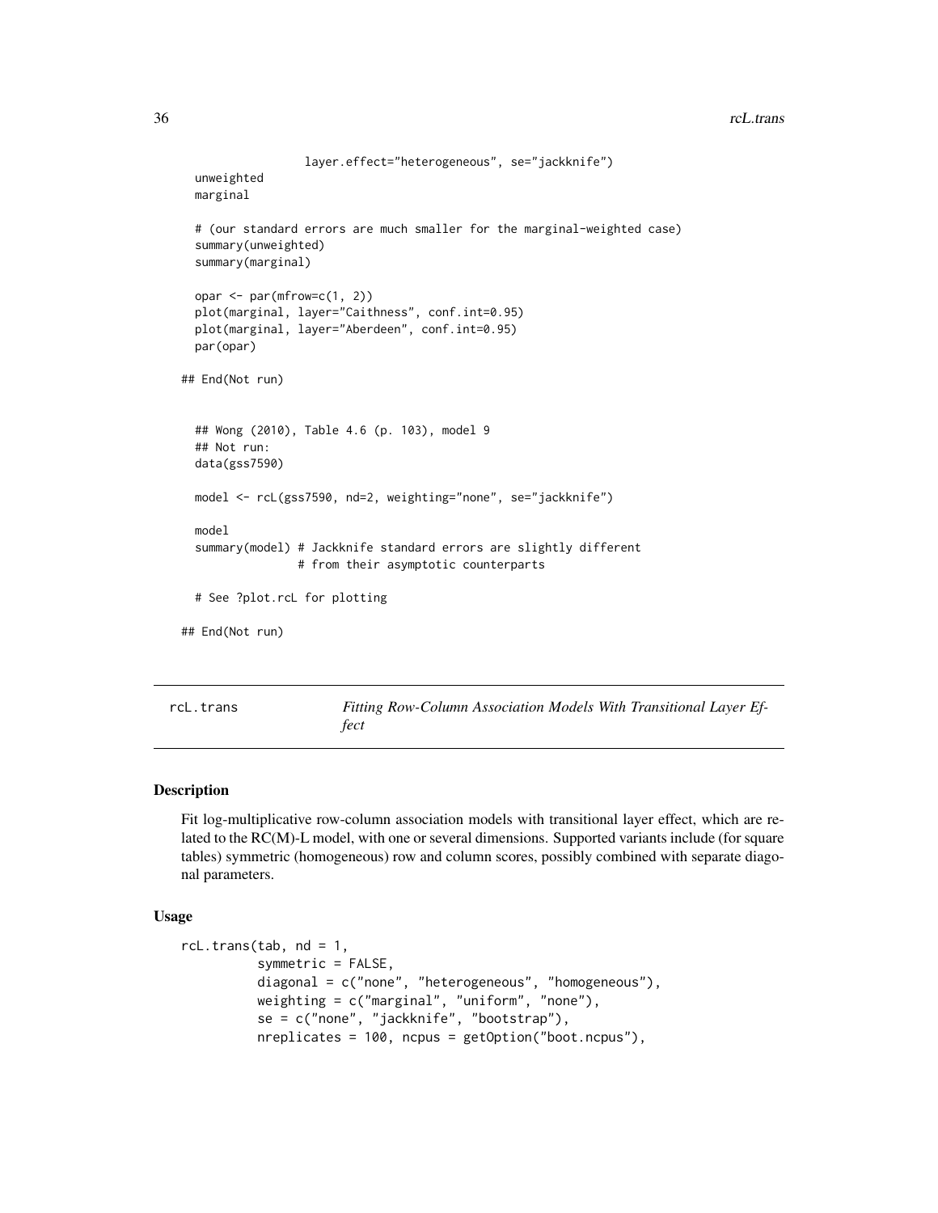```
                 layer.effect="heterogeneous", se="jackknife")
  unweighted
  marginal

  # (our standard errors are much smaller for the marginal-weighted case)
  summary(unweighted)
  summary(marginal)

  opar <- par(mfrow=c(1, 2))
  plot(marginal, layer="Caithness", conf.int=0.95)
  plot(marginal, layer="Aberdeen", conf.int=0.95)
  par(opar)

## End(Not run)


  ## Wong (2010), Table 4.6 (p. 103), model 9
  ## Not run:
  data(gss7590)

  model <- rcL(gss7590, nd=2, weighting="none", se="jackknife")

  model
  summary(model) # Jackknife standard errors are slightly different
                 # from their asymptotic counterparts

  # See ?plot.rcL for plotting

## End(Not run)
```

## rcL.trans *Fitting Row-Column Association Models With Transitional Layer Effect*

### Description

Fit log-multiplicative row-column association models with transitional layer effect, which are related to the RC(M)-L model, with one or several dimensions. Supported variants include (for square tables) symmetric (homogeneous) row and column scores, possibly combined with separate diagonal parameters.

### Usage

```
rcL.trans(tab, nd = 1,
          symmetric = FALSE,
          diagonal = c("none", "heterogeneous", "homogeneous"),
          weighting = c("marginal", "uniform", "none"),
          se = c("none", "jackknife", "bootstrap"),
          nreplicates = 100, ncpus = getOption("boot.ncpus"),
```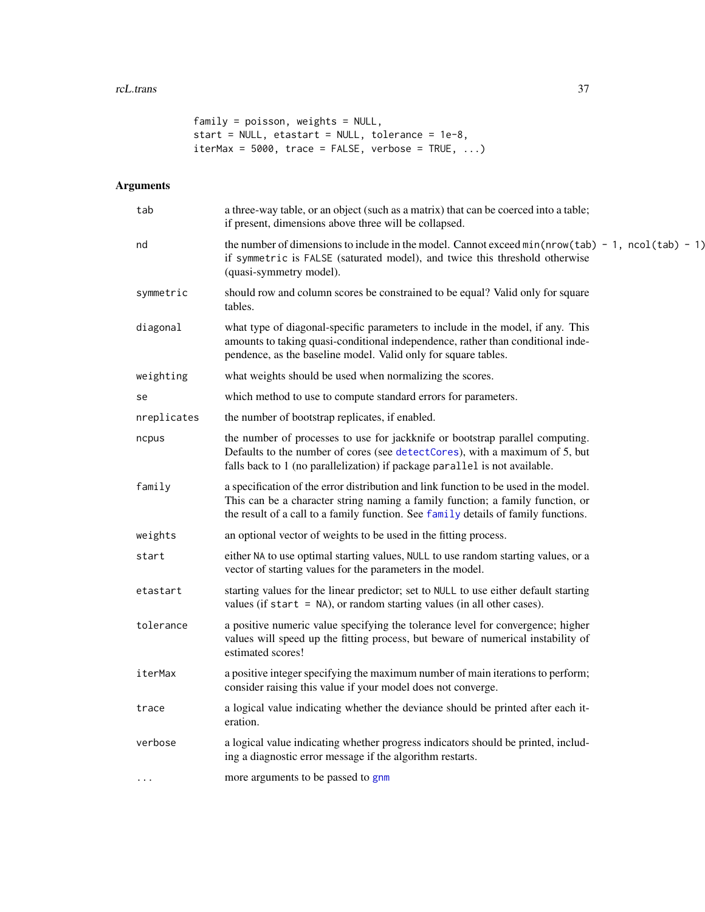```
        family = poisson, weights = NULL,
        start = NULL, etastart = NULL, tolerance = 1e-8,
        iterMax = 5000, trace = FALSE, verbose = TRUE, ...)
```

## Arguments

| | |
|---|---|
| `tab` | a three-way table, or an object (such as a matrix) that can be coerced into a table; if present, dimensions above three will be collapsed. |
| `nd` | the number of dimensions to include in the model. Cannot exceed `min(nrow(tab) - 1, ncol(tab) - 1)` if `symmetric` is `FALSE` (saturated model), and twice this threshold otherwise (quasi-symmetry model). |
| `symmetric` | should row and column scores be constrained to be equal? Valid only for square tables. |
| `diagonal` | what type of diagonal-specific parameters to include in the model, if any. This amounts to taking quasi-conditional independence, rather than conditional independence, as the baseline model. Valid only for square tables. |
| `weighting` | what weights should be used when normalizing the scores. |
| `se` | which method to use to compute standard errors for parameters. |
| `nreplicates` | the number of bootstrap replicates, if enabled. |
| `ncpus` | the number of processes to use for jackknife or bootstrap parallel computing. Defaults to the number of cores (see `detectCores`), with a maximum of 5, but falls back to 1 (no parallelization) if package `parallel` is not available. |
| `family` | a specification of the error distribution and link function to be used in the model. This can be a character string naming a family function; a family function, or the result of a call to a family function. See `family` details of family functions. |
| `weights` | an optional vector of weights to be used in the fitting process. |
| `start` | either `NA` to use optimal starting values, `NULL` to use random starting values, or a vector of starting values for the parameters in the model. |
| `etastart` | starting values for the linear predictor; set to `NULL` to use either default starting values (if `start = NA`), or random starting values (in all other cases). |
| `tolerance` | a positive numeric value specifying the tolerance level for convergence; higher values will speed up the fitting process, but beware of numerical instability of estimated scores! |
| `iterMax` | a positive integer specifying the maximum number of main iterations to perform; consider raising this value if your model does not converge. |
| `trace` | a logical value indicating whether the deviance should be printed after each iteration. |
| `verbose` | a logical value indicating whether progress indicators should be printed, including a diagnostic error message if the algorithm restarts. |
| `...` | more arguments to be passed to `gnm` |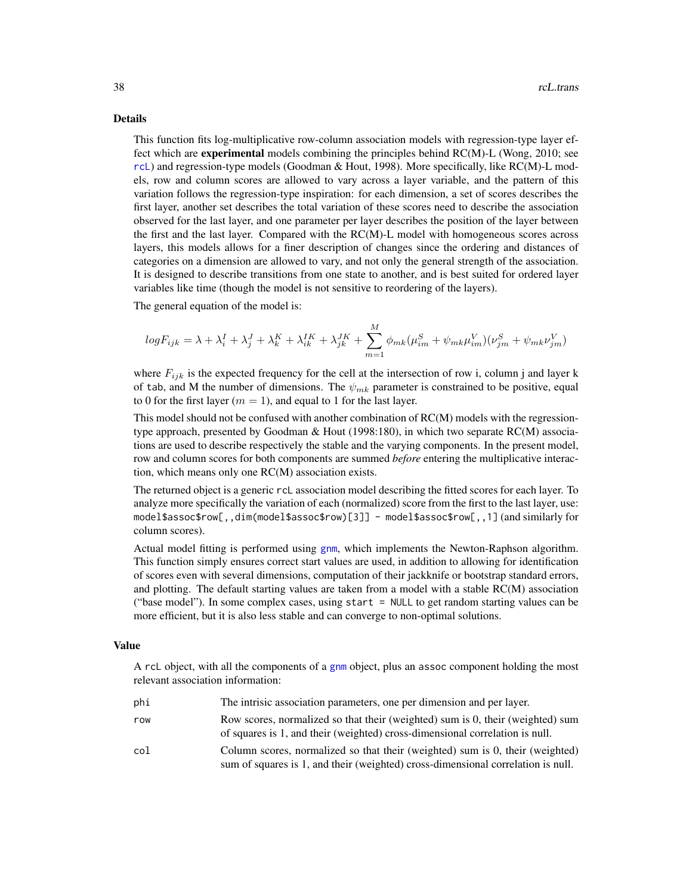## Details

This function fits log-multiplicative row-column association models with regression-type layer effect which are **experimental** models combining the principles behind RC(M)-L (Wong, 2010; see rcL) and regression-type models (Goodman & Hout, 1998). More specifically, like RC(M)-L models, row and column scores are allowed to vary across a layer variable, and the pattern of this variation follows the regression-type inspiration: for each dimension, a set of scores describes the first layer, another set describes the total variation of these scores need to describe the association observed for the last layer, and one parameter per layer describes the position of the layer between the first and the last layer. Compared with the RC(M)-L model with homogeneous scores across layers, this models allows for a finer description of changes since the ordering and distances of categories on a dimension are allowed to vary, and not only the general strength of the association. It is designed to describe transitions from one state to another, and is best suited for ordered layer variables like time (though the model is not sensitive to reordering of the layers).

The general equation of the model is:

$$logF_{ijk} = \lambda + \lambda_i^I + \lambda_j^J + \lambda_k^K + \lambda_{ik}^{IK} + \lambda_{jk}^{JK} + \sum_{m=1}^{M} \phi_{mk}(\mu_{im}^S + \psi_{mk}\mu_{im}^V)(\nu_{jm}^S + \psi_{mk}\nu_{jm}^V)$$

where $F_{ijk}$ is the expected frequency for the cell at the intersection of row i, column j and layer k of `tab`, and M the number of dimensions. The $\psi_{mk}$ parameter is constrained to be positive, equal to 0 for the first layer ($m = 1$), and equal to 1 for the last layer.

This model should not be confused with another combination of RC(M) models with the regression-type approach, presented by Goodman & Hout (1998:180), in which two separate RC(M) associations are used to describe respectively the stable and the varying components. In the present model, row and column scores for both components are summed *before* entering the multiplicative interaction, which means only one RC(M) association exists.

The returned object is a generic `rcL` association model describing the fitted scores for each layer. To analyze more specifically the variation of each (normalized) score from the first to the last layer, use: `model$assoc$row[,,dim(model$assoc$row)[3]] - model$assoc$row[,,1]` (and similarly for column scores).

Actual model fitting is performed using gnm, which implements the Newton-Raphson algorithm. This function simply ensures correct start values are used, in addition to allowing for identification of scores even with several dimensions, computation of their jackknife or bootstrap standard errors, and plotting. The default starting values are taken from a model with a stable RC(M) association ("base model"). In some complex cases, using `start = NULL` to get random starting values can be more efficient, but it is also less stable and can converge to non-optimal solutions.

## Value

A `rcL` object, with all the components of a gnm object, plus an `assoc` component holding the most relevant association information:

| | |
|---|---|
| phi | The intrisic association parameters, one per dimension and per layer. |
| row | Row scores, normalized so that their (weighted) sum is 0, their (weighted) sum of squares is 1, and their (weighted) cross-dimensional correlation is null. |
| col | Column scores, normalized so that their (weighted) sum is 0, their (weighted) sum of squares is 1, and their (weighted) cross-dimensional correlation is null. |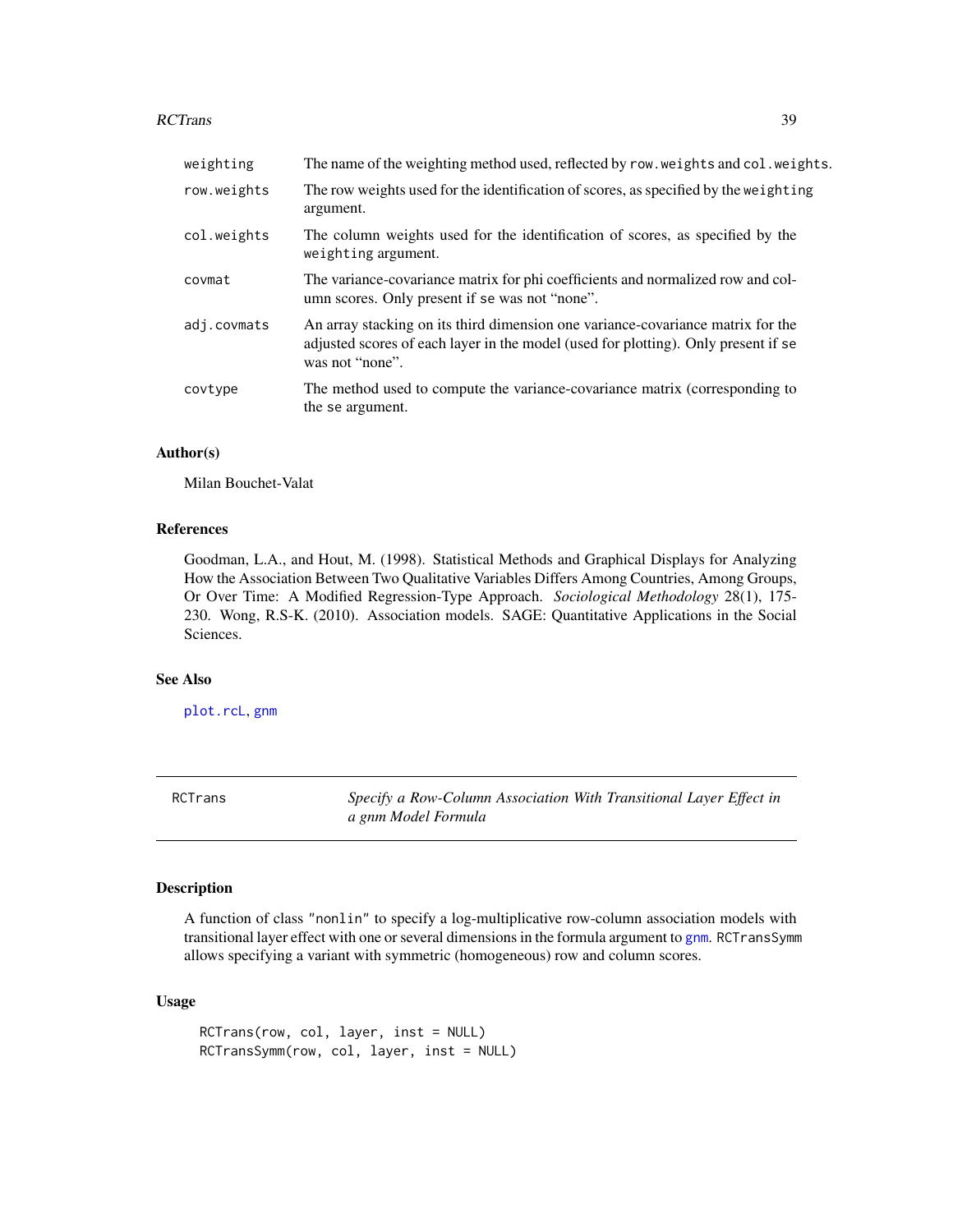| | |
|---|---|
| weighting | The name of the weighting method used, reflected by row.weights and col.weights. |
| row.weights | The row weights used for the identification of scores, as specified by the weighting argument. |
| col.weights | The column weights used for the identification of scores, as specified by the weighting argument. |
| covmat | The variance-covariance matrix for phi coefficients and normalized row and column scores. Only present if se was not "none". |
| adj.covmats | An array stacking on its third dimension one variance-covariance matrix for the adjusted scores of each layer in the model (used for plotting). Only present if se was not "none". |
| covtype | The method used to compute the variance-covariance matrix (corresponding to the se argument. |

## Author(s)

Milan Bouchet-Valat

## References

Goodman, L.A., and Hout, M. (1998). Statistical Methods and Graphical Displays for Analyzing How the Association Between Two Qualitative Variables Differs Among Countries, Among Groups, Or Over Time: A Modified Regression-Type Approach. *Sociological Methodology* 28(1), 175-230. Wong, R.S-K. (2010). Association models. SAGE: Quantitative Applications in the Social Sciences.

## See Also

plot.rcL, gnm

---

# RCTrans — *Specify a Row-Column Association With Transitional Layer Effect in a gnm Model Formula*

## Description

A function of class "nonlin" to specify a log-multiplicative row-column association models with transitional layer effect with one or several dimensions in the formula argument to gnm. RCTransSymm allows specifying a variant with symmetric (homogeneous) row and column scores.

## Usage

```
RCTrans(row, col, layer, inst = NULL)
RCTransSymm(row, col, layer, inst = NULL)
```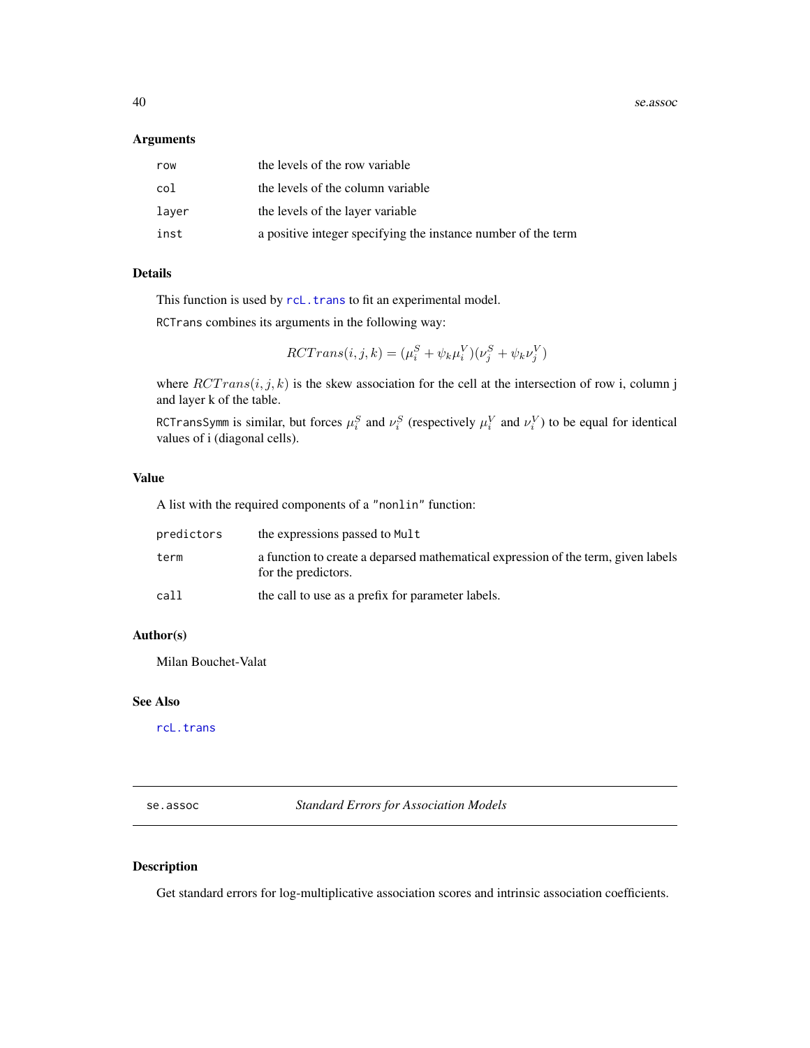### Arguments

| | |
|---|---|
| `row` | the levels of the row variable |
| `col` | the levels of the column variable |
| `layer` | the levels of the layer variable |
| `inst` | a positive integer specifying the instance number of the term |

### Details

This function is used by `rcL.trans` to fit an experimental model.

`RCTrans` combines its arguments in the following way:

$$RCTrans(i, j, k) = (\mu_i^S + \psi_k \mu_i^V)(\nu_j^S + \psi_k \nu_j^V)$$

where $RCTrans(i, j, k)$ is the skew association for the cell at the intersection of row i, column j and layer k of the table.

`RCTransSymm` is similar, but forces $\mu_i^S$ and $\nu_i^S$ (respectively $\mu_i^V$ and $\nu_i^V$) to be equal for identical values of i (diagonal cells).

### Value

A list with the required components of a `"nonlin"` function:

| | |
|---|---|
| `predictors` | the expressions passed to `Mult` |
| `term` | a function to create a deparsed mathematical expression of the term, given labels for the predictors. |
| `call` | the call to use as a prefix for parameter labels. |

### Author(s)

Milan Bouchet-Valat

### See Also

`rcL.trans`

---

## se.assoc — *Standard Errors for Association Models*

### Description

Get standard errors for log-multiplicative association scores and intrinsic association coefficients.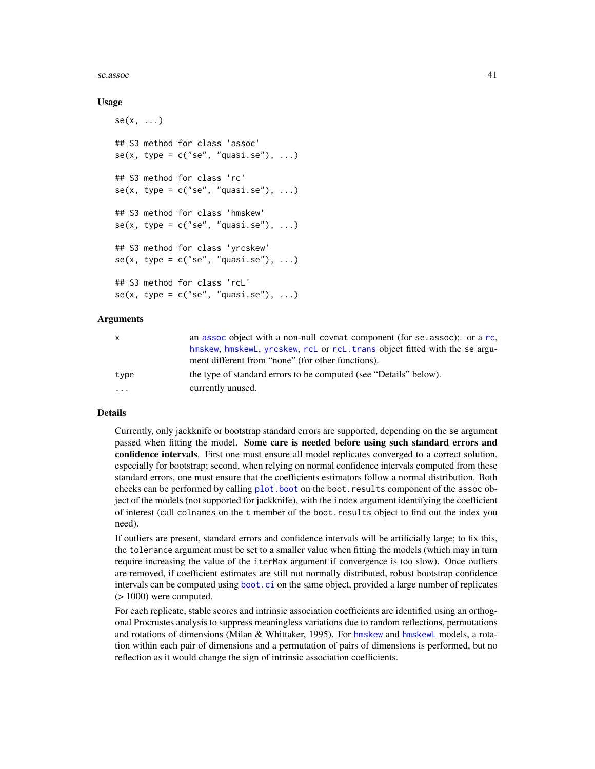## Usage

```
se(x, ...)

## S3 method for class 'assoc'
se(x, type = c("se", "quasi.se"), ...)

## S3 method for class 'rc'
se(x, type = c("se", "quasi.se"), ...)

## S3 method for class 'hmskew'
se(x, type = c("se", "quasi.se"), ...)

## S3 method for class 'yrcskew'
se(x, type = c("se", "quasi.se"), ...)

## S3 method for class 'rcL'
se(x, type = c("se", "quasi.se"), ...)
```

## Arguments

| | |
|---|---|
| `x` | an `assoc` object with a non-null `covmat` component (for `se.assoc`);. or a `rc`, `hmskew`, `hmskewL`, `yrcskew`, `rcL` or `rcL.trans` object fitted with the `se` argument different from "none" (for other functions). |
| `type` | the type of standard errors to be computed (see "Details" below). |
| `...` | currently unused. |

## Details

Currently, only jackknife or bootstrap standard errors are supported, depending on the `se` argument passed when fitting the model. **Some care is needed before using such standard errors and confidence intervals**. First one must ensure all model replicates converged to a correct solution, especially for bootstrap; second, when relying on normal confidence intervals computed from these standard errors, one must ensure that the coefficients estimators follow a normal distribution. Both checks can be performed by calling `plot.boot` on the `boot.results` component of the `assoc` object of the models (not supported for jackknife), with the `index` argument identifying the coefficient of interest (call `colnames` on the `t` member of the `boot.results` object to find out the index you need).

If outliers are present, standard errors and confidence intervals will be artificially large; to fix this, the `tolerance` argument must be set to a smaller value when fitting the models (which may in turn require increasing the value of the `iterMax` argument if convergence is too slow). Once outliers are removed, if coefficient estimates are still not normally distributed, robust bootstrap confidence intervals can be computed using `boot.ci` on the same object, provided a large number of replicates (> 1000) were computed.

For each replicate, stable scores and intrinsic association coefficients are identified using an orthogonal Procrustes analysis to suppress meaningless variations due to random reflections, permutations and rotations of dimensions (Milan & Whittaker, 1995). For `hmskew` and `hmskewL` models, a rotation within each pair of dimensions and a permutation of pairs of dimensions is performed, but no reflection as it would change the sign of intrinsic association coefficients.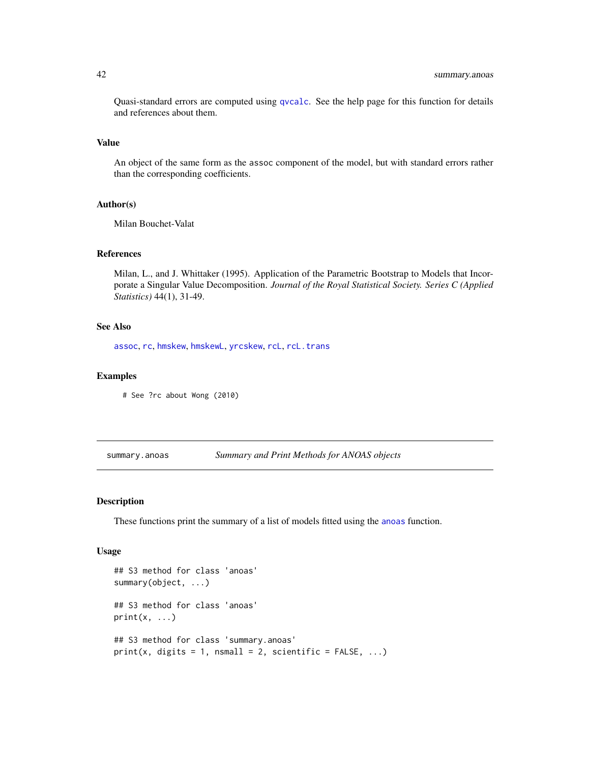Quasi-standard errors are computed using `qvcalc`. See the help page for this function for details and references about them.

### Value

An object of the same form as the `assoc` component of the model, but with standard errors rather than the corresponding coefficients.

### Author(s)

Milan Bouchet-Valat

### References

Milan, L., and J. Whittaker (1995). Application of the Parametric Bootstrap to Models that Incorporate a Singular Value Decomposition. *Journal of the Royal Statistical Society. Series C (Applied Statistics)* 44(1), 31-49.

### See Also

`assoc`, `rc`, `hmskew`, `hmskewL`, `yrcskew`, `rcL`, `rcL.trans`

### Examples

```
# See ?rc about Wong (2010)
```

---

## summary.anoas — *Summary and Print Methods for ANOAS objects*

### Description

These functions print the summary of a list of models fitted using the `anoas` function.

### Usage

```
## S3 method for class 'anoas'
summary(object, ...)

## S3 method for class 'anoas'
print(x, ...)

## S3 method for class 'summary.anoas'
print(x, digits = 1, nsmall = 2, scientific = FALSE, ...)
```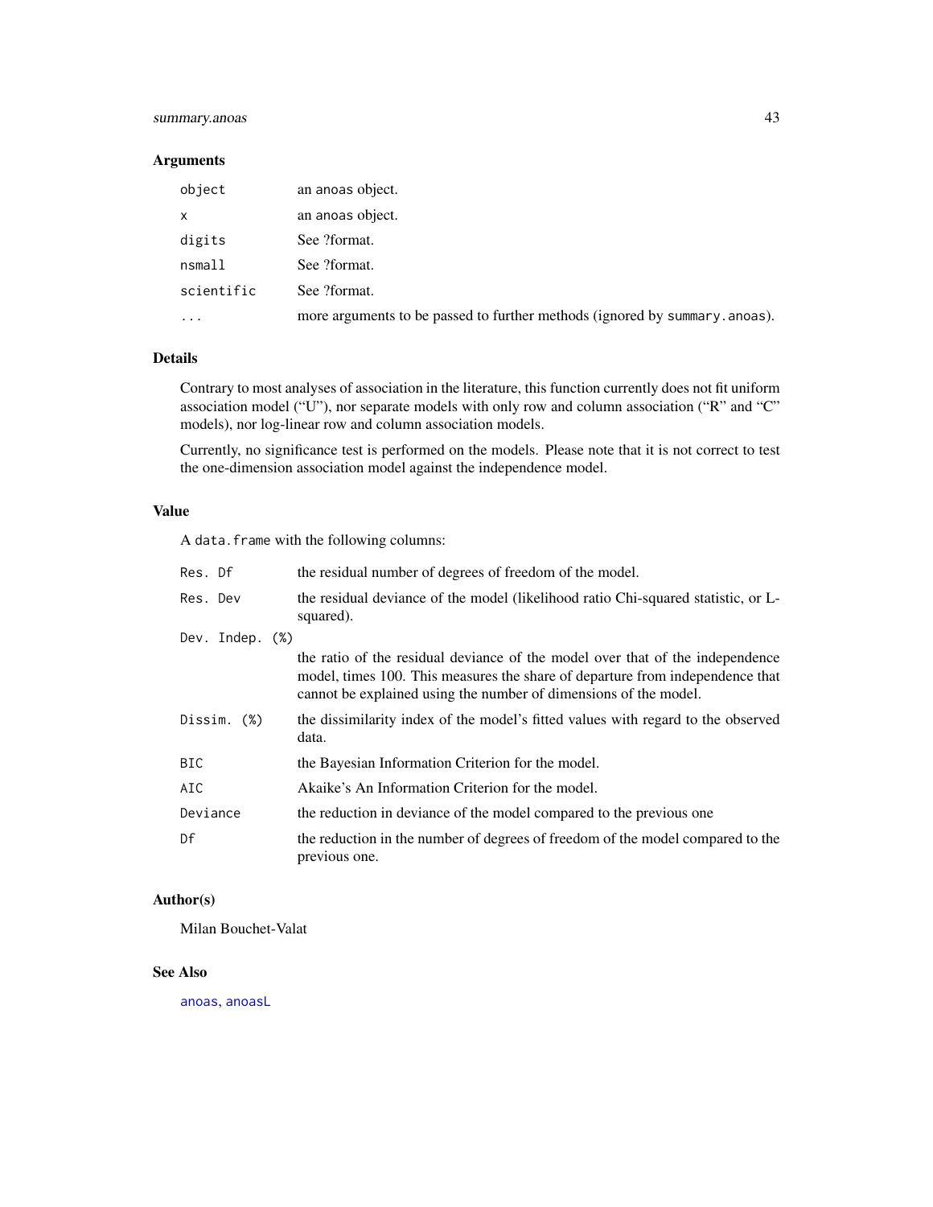### Arguments

| | |
|---|---|
| `object` | an anoas object. |
| `x` | an anoas object. |
| `digits` | See ?format. |
| `nsmall` | See ?format. |
| `scientific` | See ?format. |
| `...` | more arguments to be passed to further methods (ignored by `summary.anoas`). |

### Details

Contrary to most analyses of association in the literature, this function currently does not fit uniform association model ("U"), nor separate models with only row and column association ("R" and "C" models), nor log-linear row and column association models.

Currently, no significance test is performed on the models. Please note that it is not correct to test the one-dimension association model against the independence model.

### Value

A `data.frame` with the following columns:

| | |
|---|---|
| `Res. Df` | the residual number of degrees of freedom of the model. |
| `Res. Dev` | the residual deviance of the model (likelihood ratio Chi-squared statistic, or L-squared). |
| `Dev. Indep. (%)` | the ratio of the residual deviance of the model over that of the independence model, times 100. This measures the share of departure from independence that cannot be explained using the number of dimensions of the model. |
| `Dissim. (%)` | the dissimilarity index of the model's fitted values with regard to the observed data. |
| `BIC` | the Bayesian Information Criterion for the model. |
| `AIC` | Akaike's An Information Criterion for the model. |
| `Deviance` | the reduction in deviance of the model compared to the previous one |
| `Df` | the reduction in the number of degrees of freedom of the model compared to the previous one. |

### Author(s)

Milan Bouchet-Valat

### See Also

`anoas`, `anoasL`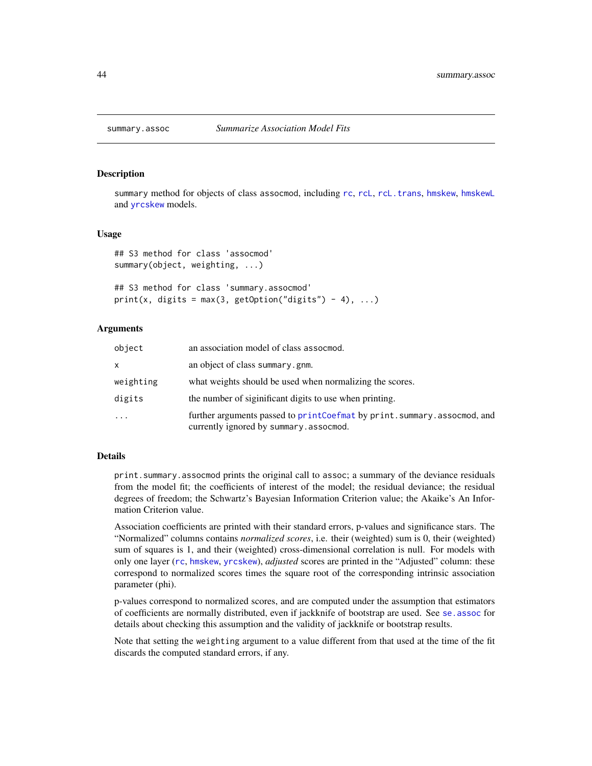# summary.assoc *Summarize Association Model Fits*

## Description

summary method for objects of class assocmod, including rc, rcL, rcL.trans, hmskew, hmskewL and yrcskew models.

## Usage

```
## S3 method for class 'assocmod'
summary(object, weighting, ...)

## S3 method for class 'summary.assocmod'
print(x, digits = max(3, getOption("digits") - 4), ...)
```

## Arguments

| | |
|---|---|
| object | an association model of class assocmod. |
| x | an object of class summary.gnm. |
| weighting | what weights should be used when normalizing the scores. |
| digits | the number of siginificant digits to use when printing. |
| ... | further arguments passed to printCoefmat by print.summary.assocmod, and currently ignored by summary.assocmod. |

## Details

print.summary.assocmod prints the original call to assoc; a summary of the deviance residuals from the model fit; the coefficients of interest of the model; the residual deviance; the residual degrees of freedom; the Schwartz's Bayesian Information Criterion value; the Akaike's An Information Criterion value.

Association coefficients are printed with their standard errors, p-values and significance stars. The "Normalized" columns contains *normalized scores*, i.e. their (weighted) sum is 0, their (weighted) sum of squares is 1, and their (weighted) cross-dimensional correlation is null. For models with only one layer (rc, hmskew, yrcskew), *adjusted* scores are printed in the "Adjusted" column: these correspond to normalized scores times the square root of the corresponding intrinsic association parameter (phi).

p-values correspond to normalized scores, and are computed under the assumption that estimators of coefficients are normally distributed, even if jackknife of bootstrap are used. See se.assoc for details about checking this assumption and the validity of jackknife or bootstrap results.

Note that setting the weighting argument to a value different from that used at the time of the fit discards the computed standard errors, if any.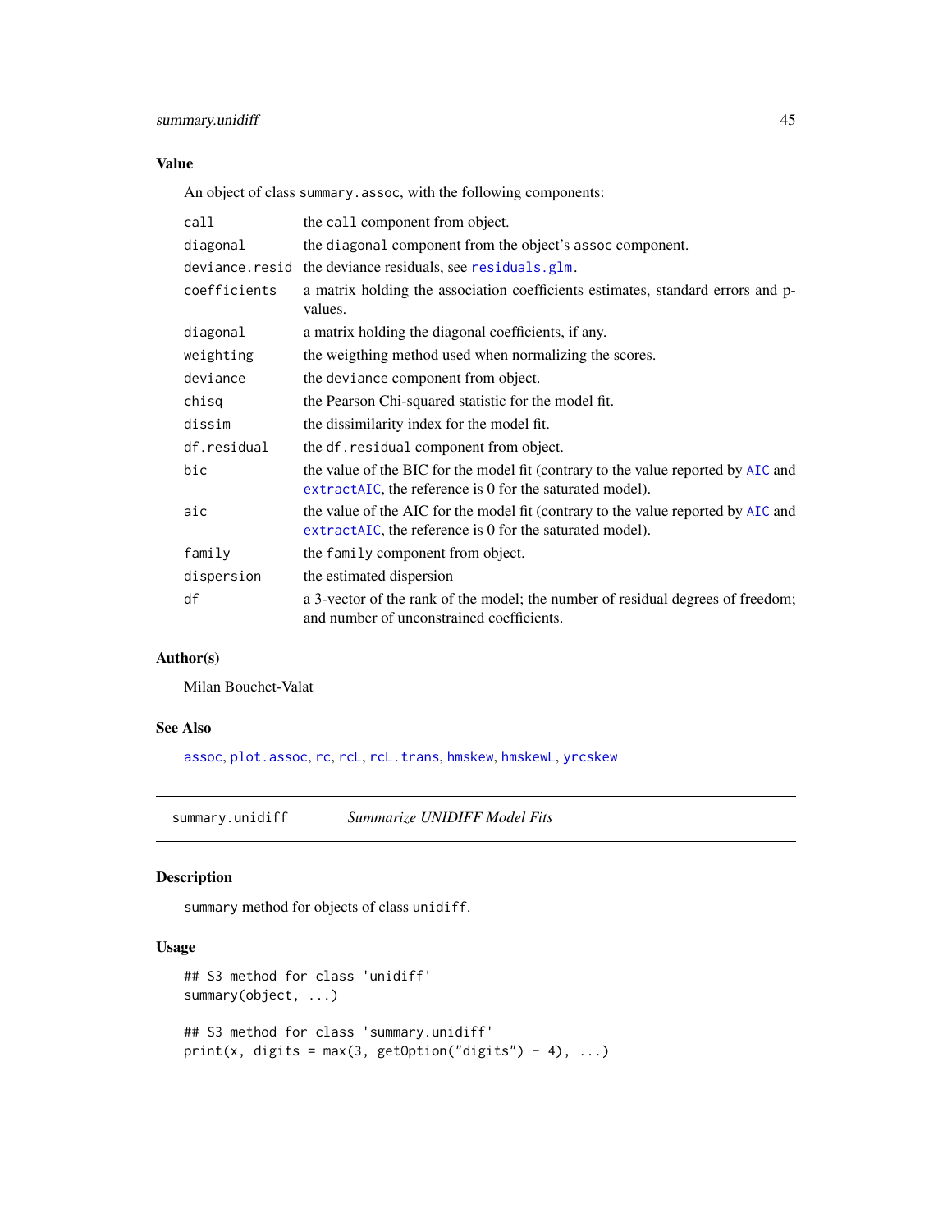### Value

An object of class `summary.assoc`, with the following components:

| | |
|---|---|
| `call` | the `call` component from object. |
| `diagonal` | the `diagonal` component from the object's `assoc` component. |
| `deviance.resid` | the deviance residuals, see `residuals.glm`. |
| `coefficients` | a matrix holding the association coefficients estimates, standard errors and p-values. |
| `diagonal` | a matrix holding the diagonal coefficients, if any. |
| `weighting` | the weigthing method used when normalizing the scores. |
| `deviance` | the `deviance` component from object. |
| `chisq` | the Pearson Chi-squared statistic for the model fit. |
| `dissim` | the dissimilarity index for the model fit. |
| `df.residual` | the `df.residual` component from object. |
| `bic` | the value of the BIC for the model fit (contrary to the value reported by `AIC` and `extractAIC`, the reference is 0 for the saturated model). |
| `aic` | the value of the AIC for the model fit (contrary to the value reported by `AIC` and `extractAIC`, the reference is 0 for the saturated model). |
| `family` | the `family` component from object. |
| `dispersion` | the estimated dispersion |
| `df` | a 3-vector of the rank of the model; the number of residual degrees of freedom; and number of unconstrained coefficients. |

### Author(s)

Milan Bouchet-Valat

### See Also

`assoc`, `plot.assoc`, `rc`, `rcL`, `rcL.trans`, `hmskew`, `hmskewL`, `yrcskew`

---

## summary.unidiff — *Summarize UNIDIFF Model Fits*

### Description

`summary` method for objects of class `unidiff`.

### Usage

```
## S3 method for class 'unidiff'
summary(object, ...)

## S3 method for class 'summary.unidiff'
print(x, digits = max(3, getOption("digits") - 4), ...)
```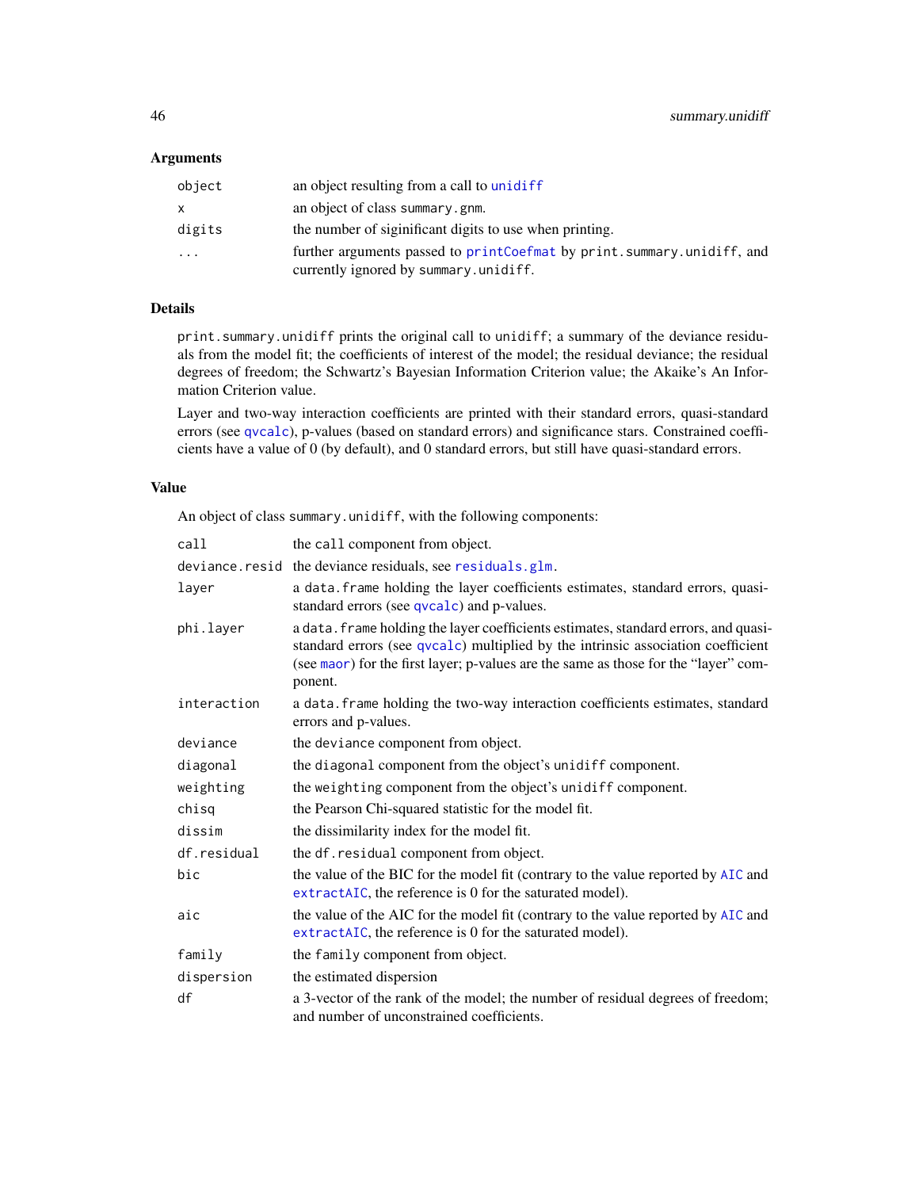## Arguments

| | |
|---|---|
| `object` | an object resulting from a call to `unidiff` |
| `x` | an object of class `summary.gnm`. |
| `digits` | the number of siginificant digits to use when printing. |
| `...` | further arguments passed to `printCoefmat` by `print.summary.unidiff`, and currently ignored by `summary.unidiff`. |

## Details

`print.summary.unidiff` prints the original call to `unidiff`; a summary of the deviance residuals from the model fit; the coefficients of interest of the model; the residual deviance; the residual degrees of freedom; the Schwartz's Bayesian Information Criterion value; the Akaike's An Information Criterion value.

Layer and two-way interaction coefficients are printed with their standard errors, quasi-standard errors (see `qvcalc`), p-values (based on standard errors) and significance stars. Constrained coefficients have a value of 0 (by default), and 0 standard errors, but still have quasi-standard errors.

## Value

An object of class `summary.unidiff`, with the following components:

| | |
|---|---|
| `call` | the `call` component from object. |
| `deviance.resid` | the deviance residuals, see `residuals.glm`. |
| `layer` | a `data.frame` holding the layer coefficients estimates, standard errors, quasi-standard errors (see `qvcalc`) and p-values. |
| `phi.layer` | a `data.frame` holding the layer coefficients estimates, standard errors, and quasi-standard errors (see `qvcalc`) multiplied by the intrinsic association coefficient (see `maor`) for the first layer; p-values are the same as those for the "layer" component. |
| `interaction` | a `data.frame` holding the two-way interaction coefficients estimates, standard errors and p-values. |
| `deviance` | the `deviance` component from object. |
| `diagonal` | the `diagonal` component from the object's `unidiff` component. |
| `weighting` | the `weighting` component from the object's `unidiff` component. |
| `chisq` | the Pearson Chi-squared statistic for the model fit. |
| `dissim` | the dissimilarity index for the model fit. |
| `df.residual` | the `df.residual` component from object. |
| `bic` | the value of the BIC for the model fit (contrary to the value reported by `AIC` and `extractAIC`, the reference is 0 for the saturated model). |
| `aic` | the value of the AIC for the model fit (contrary to the value reported by `AIC` and `extractAIC`, the reference is 0 for the saturated model). |
| `family` | the `family` component from object. |
| `dispersion` | the estimated dispersion |
| `df` | a 3-vector of the rank of the model; the number of residual degrees of freedom; and number of unconstrained coefficients. |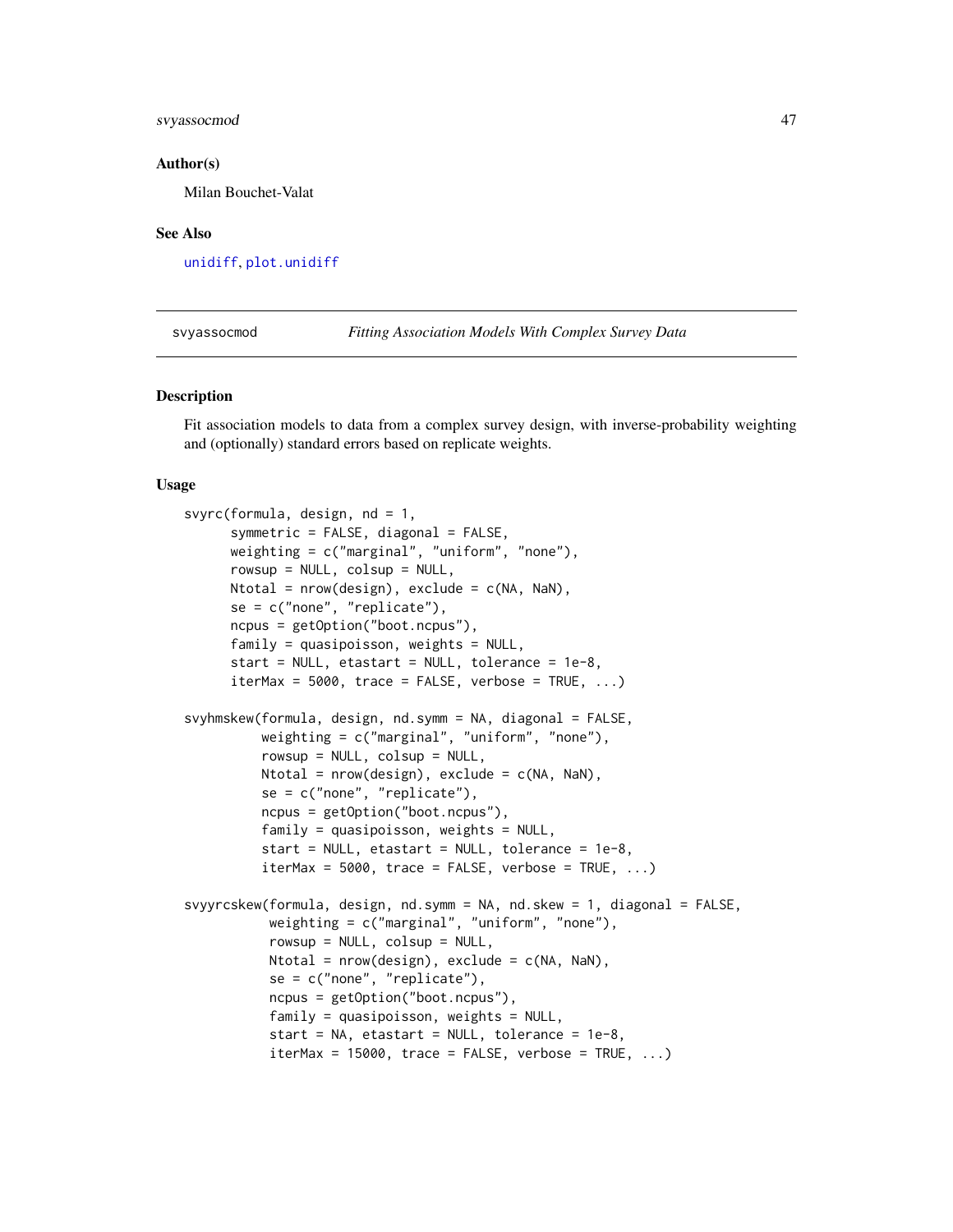### Author(s)

Milan Bouchet-Valat

### See Also

`unidiff`, `plot.unidiff`

---

## svyassocmod — *Fitting Association Models With Complex Survey Data*

---

### Description

Fit association models to data from a complex survey design, with inverse-probability weighting and (optionally) standard errors based on replicate weights.

### Usage

```
svyrc(formula, design, nd = 1,
      symmetric = FALSE, diagonal = FALSE,
      weighting = c("marginal", "uniform", "none"),
      rowsup = NULL, colsup = NULL,
      Ntotal = nrow(design), exclude = c(NA, NaN),
      se = c("none", "replicate"),
      ncpus = getOption("boot.ncpus"),
      family = quasipoisson, weights = NULL,
      start = NULL, etastart = NULL, tolerance = 1e-8,
      iterMax = 5000, trace = FALSE, verbose = TRUE, ...)

svyhmskew(formula, design, nd.symm = NA, diagonal = FALSE,
          weighting = c("marginal", "uniform", "none"),
          rowsup = NULL, colsup = NULL,
          Ntotal = nrow(design), exclude = c(NA, NaN),
          se = c("none", "replicate"),
          ncpus = getOption("boot.ncpus"),
          family = quasipoisson, weights = NULL,
          start = NULL, etastart = NULL, tolerance = 1e-8,
          iterMax = 5000, trace = FALSE, verbose = TRUE, ...)

svyyrcskew(formula, design, nd.symm = NA, nd.skew = 1, diagonal = FALSE,
           weighting = c("marginal", "uniform", "none"),
           rowsup = NULL, colsup = NULL,
           Ntotal = nrow(design), exclude = c(NA, NaN),
           se = c("none", "replicate"),
           ncpus = getOption("boot.ncpus"),
           family = quasipoisson, weights = NULL,
           start = NA, etastart = NULL, tolerance = 1e-8,
           iterMax = 15000, trace = FALSE, verbose = TRUE, ...)
```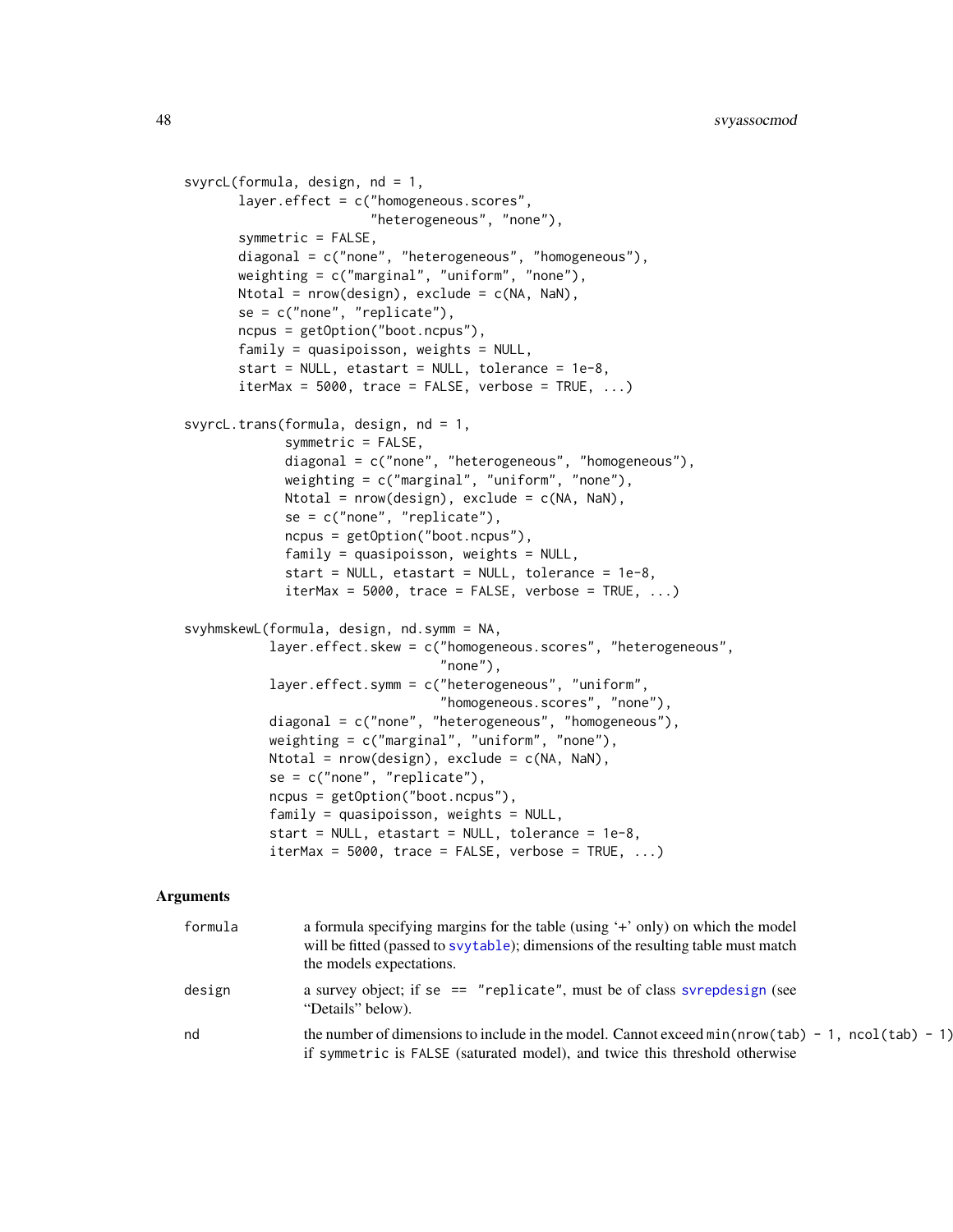```
svyrcL(formula, design, nd = 1,
       layer.effect = c("homogeneous.scores",
                        "heterogeneous", "none"),
       symmetric = FALSE,
       diagonal = c("none", "heterogeneous", "homogeneous"),
       weighting = c("marginal", "uniform", "none"),
       Ntotal = nrow(design), exclude = c(NA, NaN),
       se = c("none", "replicate"),
       ncpus = getOption("boot.ncpus"),
       family = quasipoisson, weights = NULL,
       start = NULL, etastart = NULL, tolerance = 1e-8,
       iterMax = 5000, trace = FALSE, verbose = TRUE, ...)

svyrcL.trans(formula, design, nd = 1,
             symmetric = FALSE,
             diagonal = c("none", "heterogeneous", "homogeneous"),
             weighting = c("marginal", "uniform", "none"),
             Ntotal = nrow(design), exclude = c(NA, NaN),
             se = c("none", "replicate"),
             ncpus = getOption("boot.ncpus"),
             family = quasipoisson, weights = NULL,
             start = NULL, etastart = NULL, tolerance = 1e-8,
             iterMax = 5000, trace = FALSE, verbose = TRUE, ...)

svyhmskewL(formula, design, nd.symm = NA,
           layer.effect.skew = c("homogeneous.scores", "heterogeneous",
                                 "none"),
           layer.effect.symm = c("heterogeneous", "uniform",
                                 "homogeneous.scores", "none"),
           diagonal = c("none", "heterogeneous", "homogeneous"),
           weighting = c("marginal", "uniform", "none"),
           Ntotal = nrow(design), exclude = c(NA, NaN),
           se = c("none", "replicate"),
           ncpus = getOption("boot.ncpus"),
           family = quasipoisson, weights = NULL,
           start = NULL, etastart = NULL, tolerance = 1e-8,
           iterMax = 5000, trace = FALSE, verbose = TRUE, ...)
```

## Arguments

| | |
|---|---|
| `formula` | a formula specifying margins for the table (using '+' only) on which the model will be fitted (passed to `svytable`); dimensions of the resulting table must match the models expectations. |
| `design` | a survey object; if `se == "replicate"`, must be of class `svrepdesign` (see "Details" below). |
| `nd` | the number of dimensions to include in the model. Cannot exceed `min(nrow(tab) - 1, ncol(tab) - 1)` if `symmetric` is `FALSE` (saturated model), and twice this threshold otherwise |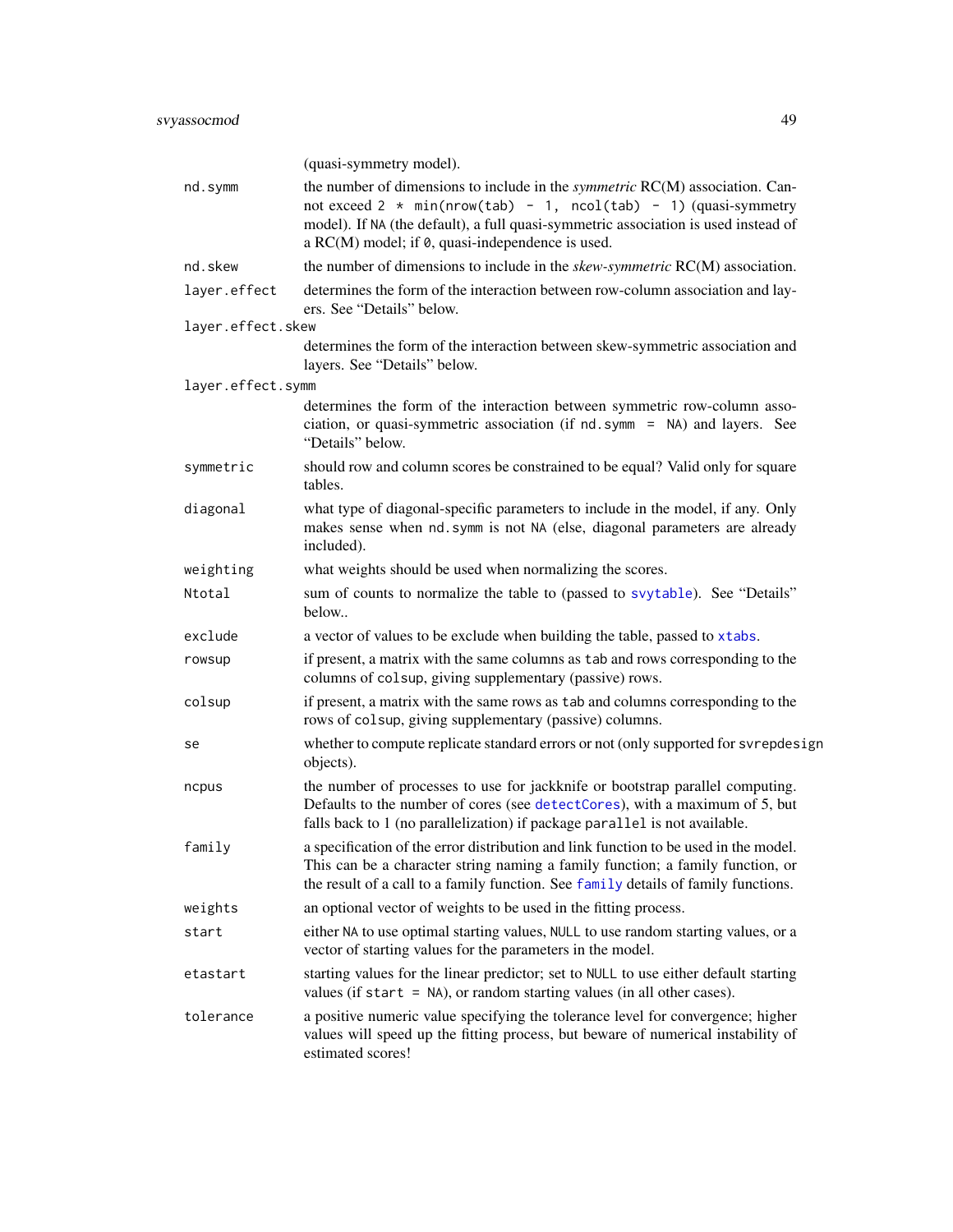(quasi-symmetry model).

| | |
|---|---|
| `nd.symm` | the number of dimensions to include in the *symmetric* RC(M) association. Cannot exceed `2 * min(nrow(tab) - 1, ncol(tab) - 1)` (quasi-symmetry model). If `NA` (the default), a full quasi-symmetric association is used instead of a RC(M) model; if `0`, quasi-independence is used. |
| `nd.skew` | the number of dimensions to include in the *skew-symmetric* RC(M) association. |
| `layer.effect` | determines the form of the interaction between row-column association and layers. See "Details" below. |
| `layer.effect.skew` | determines the form of the interaction between skew-symmetric association and layers. See "Details" below. |
| `layer.effect.symm` | determines the form of the interaction between symmetric row-column association, or quasi-symmetric association (if `nd.symm = NA`) and layers. See "Details" below. |
| `symmetric` | should row and column scores be constrained to be equal? Valid only for square tables. |
| `diagonal` | what type of diagonal-specific parameters to include in the model, if any. Only makes sense when `nd.symm` is not `NA` (else, diagonal parameters are already included). |
| `weighting` | what weights should be used when normalizing the scores. |
| `Ntotal` | sum of counts to normalize the table to (passed to `svytable`). See "Details" below.. |
| `exclude` | a vector of values to be exclude when building the table, passed to `xtabs`. |
| `rowsup` | if present, a matrix with the same columns as `tab` and rows corresponding to the columns of `colsup`, giving supplementary (passive) rows. |
| `colsup` | if present, a matrix with the same rows as `tab` and columns corresponding to the rows of `colsup`, giving supplementary (passive) columns. |
| `se` | whether to compute replicate standard errors or not (only supported for `svrepdesign` objects). |
| `ncpus` | the number of processes to use for jackknife or bootstrap parallel computing. Defaults to the number of cores (see `detectCores`), with a maximum of 5, but falls back to 1 (no parallelization) if package `parallel` is not available. |
| `family` | a specification of the error distribution and link function to be used in the model. This can be a character string naming a family function; a family function, or the result of a call to a family function. See `family` details of family functions. |
| `weights` | an optional vector of weights to be used in the fitting process. |
| `start` | either `NA` to use optimal starting values, `NULL` to use random starting values, or a vector of starting values for the parameters in the model. |
| `etastart` | starting values for the linear predictor; set to `NULL` to use either default starting values (if `start = NA`), or random starting values (in all other cases). |
| `tolerance` | a positive numeric value specifying the tolerance level for convergence; higher values will speed up the fitting process, but beware of numerical instability of estimated scores! |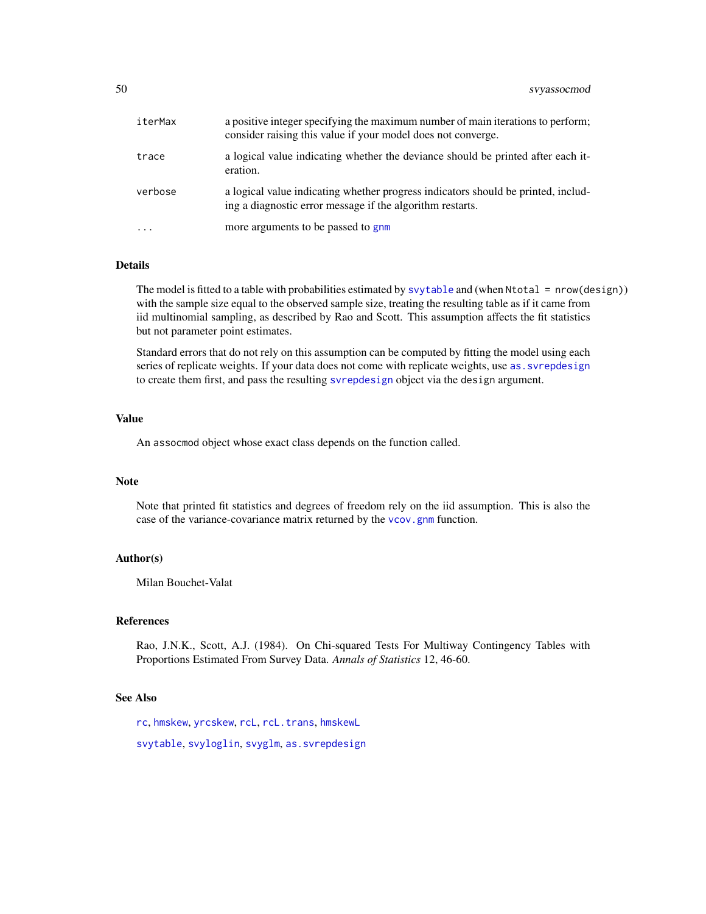| | |
|---|---|
| `iterMax` | a positive integer specifying the maximum number of main iterations to perform; consider raising this value if your model does not converge. |
| `trace` | a logical value indicating whether the deviance should be printed after each iteration. |
| `verbose` | a logical value indicating whether progress indicators should be printed, including a diagnostic error message if the algorithm restarts. |
| `...` | more arguments to be passed to `gnm` |

### Details

The model is fitted to a table with probabilities estimated by `svytable` and (when `Ntotal = nrow(design)`) with the sample size equal to the observed sample size, treating the resulting table as if it came from iid multinomial sampling, as described by Rao and Scott. This assumption affects the fit statistics but not parameter point estimates.

Standard errors that do not rely on this assumption can be computed by fitting the model using each series of replicate weights. If your data does not come with replicate weights, use `as.svrepdesign` to create them first, and pass the resulting `svrepdesign` object via the `design` argument.

### Value

An `assocmod` object whose exact class depends on the function called.

### Note

Note that printed fit statistics and degrees of freedom rely on the iid assumption. This is also the case of the variance-covariance matrix returned by the `vcov.gnm` function.

### Author(s)

Milan Bouchet-Valat

### References

Rao, J.N.K., Scott, A.J. (1984). On Chi-squared Tests For Multiway Contingency Tables with Proportions Estimated From Survey Data. *Annals of Statistics* 12, 46-60.

### See Also

`rc`, `hmskew`, `yrcskew`, `rcL`, `rcL.trans`, `hmskewL`

`svytable`, `svyloglin`, `svyglm`, `as.svrepdesign`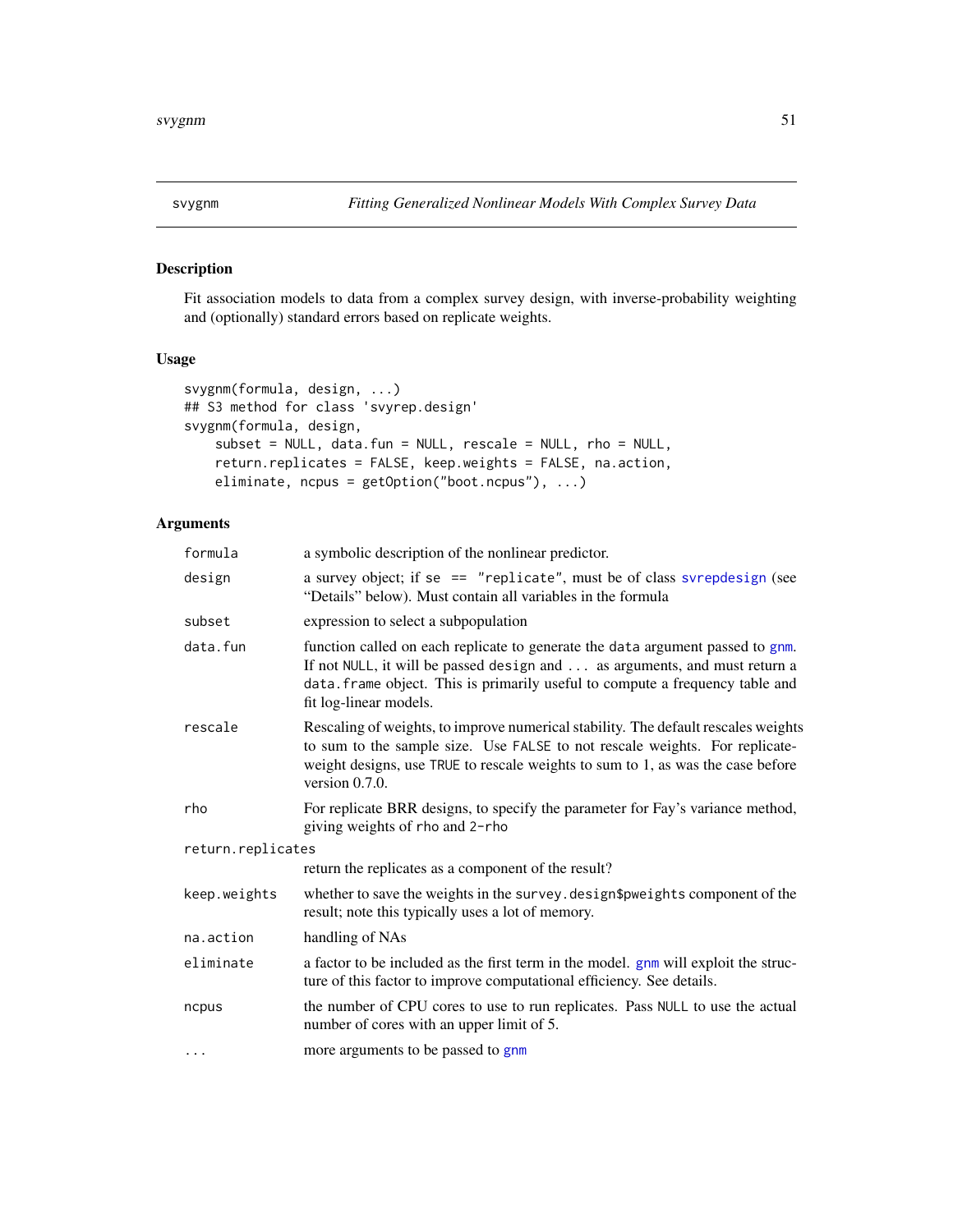## svygnm — Fitting Generalized Nonlinear Models With Complex Survey Data

### Description

Fit association models to data from a complex survey design, with inverse-probability weighting and (optionally) standard errors based on replicate weights.

### Usage

```
svygnm(formula, design, ...)
## S3 method for class 'svyrep.design'
svygnm(formula, design,
    subset = NULL, data.fun = NULL, rescale = NULL, rho = NULL,
    return.replicates = FALSE, keep.weights = FALSE, na.action,
    eliminate, ncpus = getOption("boot.ncpus"), ...)
```

### Arguments

| Argument | Description |
|---|---|
| `formula` | a symbolic description of the nonlinear predictor. |
| `design` | a survey object; if `se == "replicate"`, must be of class `svrepdesign` (see "Details" below). Must contain all variables in the formula |
| `subset` | expression to select a subpopulation |
| `data.fun` | function called on each replicate to generate the `data` argument passed to `gnm`. If not `NULL`, it will be passed `design` and `...` as arguments, and must return a `data.frame` object. This is primarily useful to compute a frequency table and fit log-linear models. |
| `rescale` | Rescaling of weights, to improve numerical stability. The default rescales weights to sum to the sample size. Use `FALSE` to not rescale weights. For replicate-weight designs, use `TRUE` to rescale weights to sum to 1, as was the case before version 0.7.0. |
| `rho` | For replicate BRR designs, to specify the parameter for Fay's variance method, giving weights of `rho` and `2-rho` |
| `return.replicates` | return the replicates as a component of the result? |
| `keep.weights` | whether to save the weights in the `survey.design$pweights` component of the result; note this typically uses a lot of memory. |
| `na.action` | handling of NAs |
| `eliminate` | a factor to be included as the first term in the model. `gnm` will exploit the structure of this factor to improve computational efficiency. See details. |
| `ncpus` | the number of CPU cores to use to run replicates. Pass `NULL` to use the actual number of cores with an upper limit of 5. |
| `...` | more arguments to be passed to `gnm` |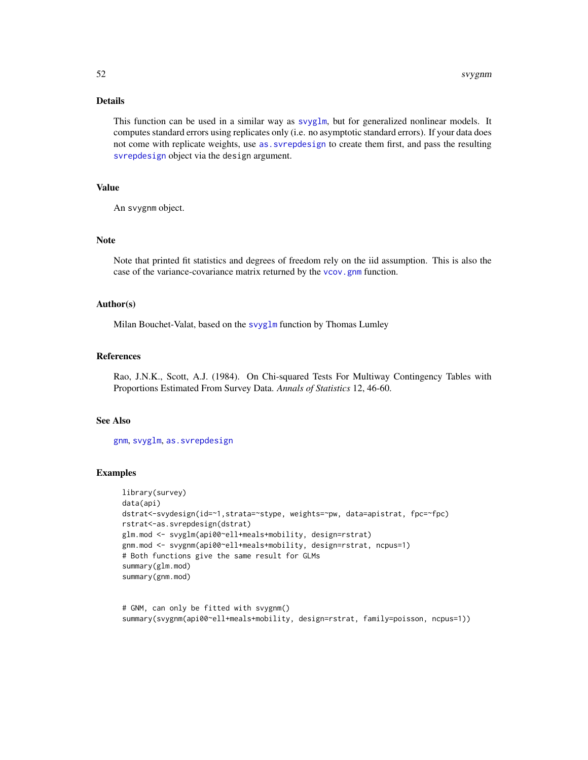## Details

This function can be used in a similar way as `svyglm`, but for generalized nonlinear models. It computes standard errors using replicates only (i.e. no asymptotic standard errors). If your data does not come with replicate weights, use `as.svrepdesign` to create them first, and pass the resulting `svrepdesign` object via the `design` argument.

## Value

An `svygnm` object.

## Note

Note that printed fit statistics and degrees of freedom rely on the iid assumption. This is also the case of the variance-covariance matrix returned by the `vcov.gnm` function.

## Author(s)

Milan Bouchet-Valat, based on the `svyglm` function by Thomas Lumley

## References

Rao, J.N.K., Scott, A.J. (1984). On Chi-squared Tests For Multiway Contingency Tables with Proportions Estimated From Survey Data. *Annals of Statistics* 12, 46-60.

## See Also

`gnm`, `svyglm`, `as.svrepdesign`

## Examples

```
library(survey)
data(api)
dstrat<-svydesign(id=~1,strata=~stype, weights=~pw, data=apistrat, fpc=~fpc)
rstrat<-as.svrepdesign(dstrat)
glm.mod <- svyglm(api00~ell+meals+mobility, design=rstrat)
gnm.mod <- svygnm(api00~ell+meals+mobility, design=rstrat, ncpus=1)
# Both functions give the same result for GLMs
summary(glm.mod)
summary(gnm.mod)


# GNM, can only be fitted with svygnm()
summary(svygnm(api00~ell+meals+mobility, design=rstrat, family=poisson, ncpus=1))
```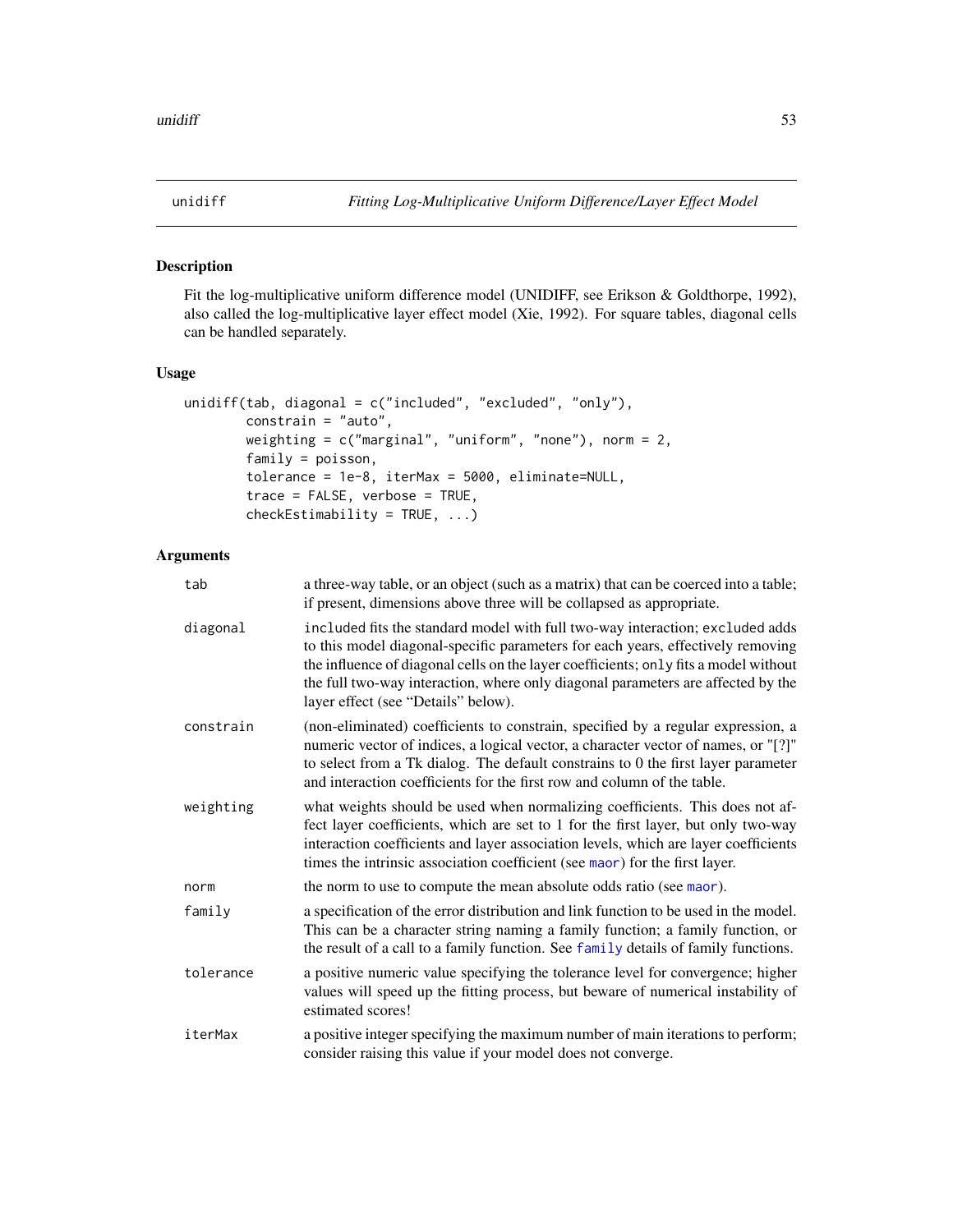unidiff — *Fitting Log-Multiplicative Uniform Difference/Layer Effect Model*

## Description

Fit the log-multiplicative uniform difference model (UNIDIFF, see Erikson & Goldthorpe, 1992), also called the log-multiplicative layer effect model (Xie, 1992). For square tables, diagonal cells can be handled separately.

## Usage

```
unidiff(tab, diagonal = c("included", "excluded", "only"),
        constrain = "auto",
        weighting = c("marginal", "uniform", "none"), norm = 2,
        family = poisson,
        tolerance = 1e-8, iterMax = 5000, eliminate=NULL,
        trace = FALSE, verbose = TRUE,
        checkEstimability = TRUE, ...)
```

## Arguments

| | |
|---|---|
| `tab` | a three-way table, or an object (such as a matrix) that can be coerced into a table; if present, dimensions above three will be collapsed as appropriate. |
| `diagonal` | `included` fits the standard model with full two-way interaction; `excluded` adds to this model diagonal-specific parameters for each years, effectively removing the influence of diagonal cells on the layer coefficients; `only` fits a model without the full two-way interaction, where only diagonal parameters are affected by the layer effect (see "Details" below). |
| `constrain` | (non-eliminated) coefficients to constrain, specified by a regular expression, a numeric vector of indices, a logical vector, a character vector of names, or "[?]" to select from a Tk dialog. The default constrains to 0 the first layer parameter and interaction coefficients for the first row and column of the table. |
| `weighting` | what weights should be used when normalizing coefficients. This does not affect layer coefficients, which are set to 1 for the first layer, but only two-way interaction coefficients and layer association levels, which are layer coefficients times the intrinsic association coefficient (see `maor`) for the first layer. |
| `norm` | the norm to use to compute the mean absolute odds ratio (see `maor`). |
| `family` | a specification of the error distribution and link function to be used in the model. This can be a character string naming a family function; a family function, or the result of a call to a family function. See `family` details of family functions. |
| `tolerance` | a positive numeric value specifying the tolerance level for convergence; higher values will speed up the fitting process, but beware of numerical instability of estimated scores! |
| `iterMax` | a positive integer specifying the maximum number of main iterations to perform; consider raising this value if your model does not converge. |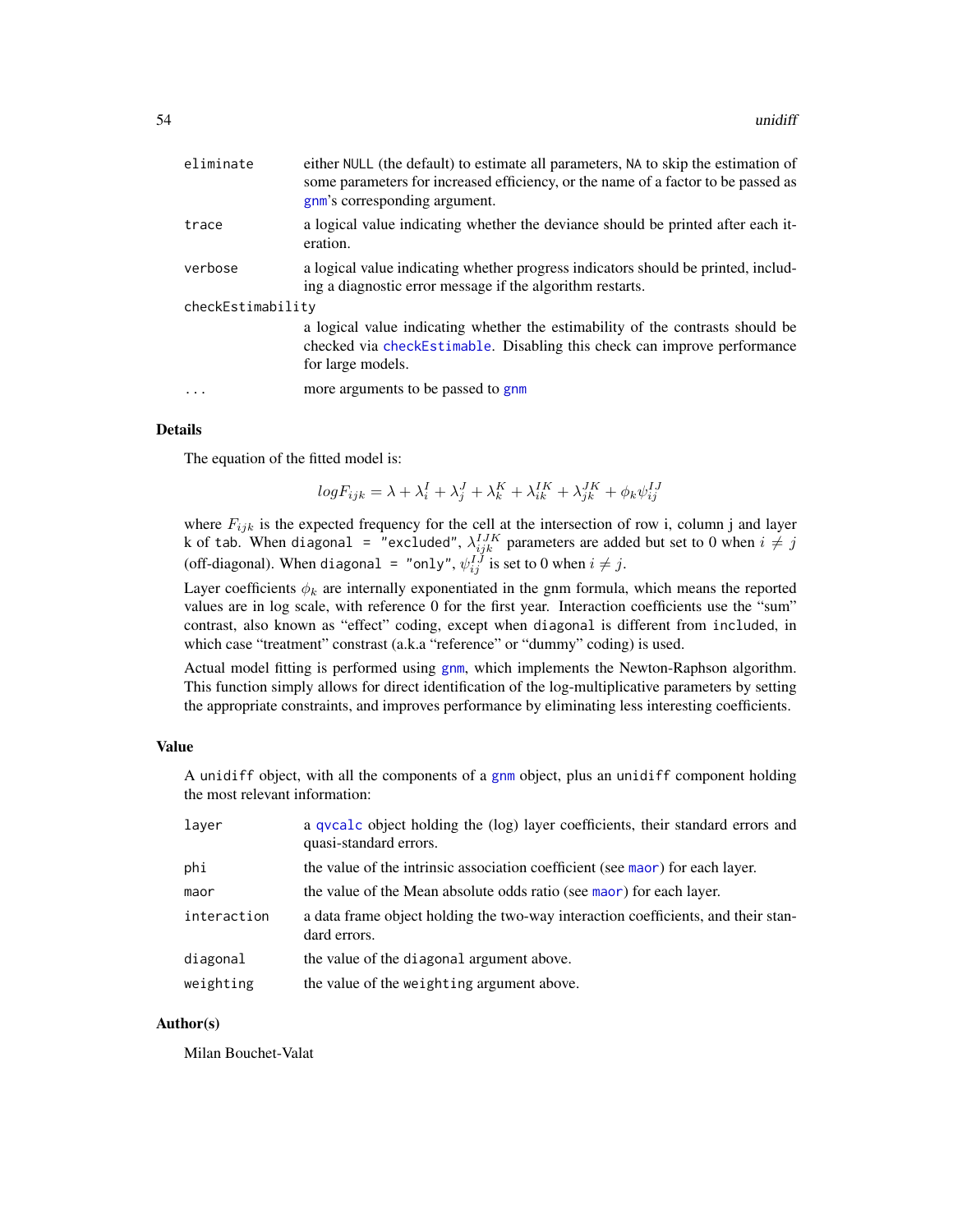| | |
|---|---|
| `eliminate` | either `NULL` (the default) to estimate all parameters, `NA` to skip the estimation of some parameters for increased efficiency, or the name of a factor to be passed as `gnm`'s corresponding argument. |
| `trace` | a logical value indicating whether the deviance should be printed after each iteration. |
| `verbose` | a logical value indicating whether progress indicators should be printed, including a diagnostic error message if the algorithm restarts. |
| `checkEstimability` | a logical value indicating whether the estimability of the contrasts should be checked via `checkEstimable`. Disabling this check can improve performance for large models. |
| `...` | more arguments to be passed to `gnm` |

## Details

The equation of the fitted model is:

$$logF_{ijk} = \lambda + \lambda_i^I + \lambda_j^J + \lambda_k^K + \lambda_{ik}^{IK} + \lambda_{jk}^{JK} + \phi_k \psi_{ij}^{IJ}$$

where $F_{ijk}$ is the expected frequency for the cell at the intersection of row i, column j and layer k of `tab`. When `diagonal = "excluded"`, $\lambda_{ijk}^{IJK}$ parameters are added but set to 0 when $i \neq j$ (off-diagonal). When `diagonal = "only"`, $\psi_{ij}^{IJ}$ is set to 0 when $i \neq j$.

Layer coefficients $\phi_k$ are internally exponentiated in the gnm formula, which means the reported values are in log scale, with reference 0 for the first year. Interaction coefficients use the "sum" contrast, also known as "effect" coding, except when `diagonal` is different from `included`, in which case "treatment" constrast (a.k.a "reference" or "dummy" coding) is used.

Actual model fitting is performed using `gnm`, which implements the Newton-Raphson algorithm. This function simply allows for direct identification of the log-multiplicative parameters by setting the appropriate constraints, and improves performance by eliminating less interesting coefficients.

## Value

A `unidiff` object, with all the components of a `gnm` object, plus an `unidiff` component holding the most relevant information:

| | |
|---|---|
| `layer` | a `qvcalc` object holding the (log) layer coefficients, their standard errors and quasi-standard errors. |
| `phi` | the value of the intrinsic association coefficient (see `maor`) for each layer. |
| `maor` | the value of the Mean absolute odds ratio (see `maor`) for each layer. |
| `interaction` | a data frame object holding the two-way interaction coefficients, and their standard errors. |
| `diagonal` | the value of the `diagonal` argument above. |
| `weighting` | the value of the `weighting` argument above. |

## Author(s)

Milan Bouchet-Valat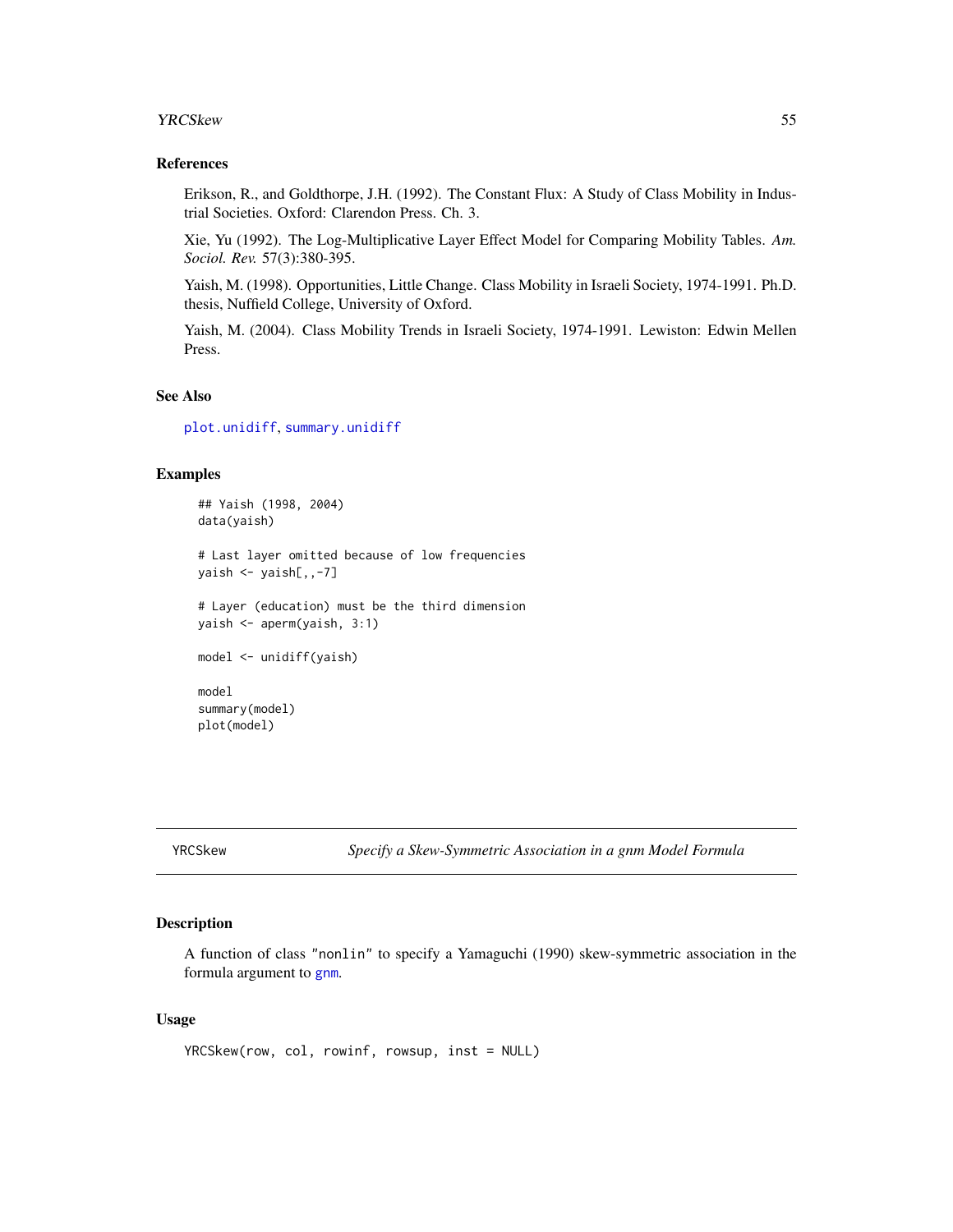## References

Erikson, R., and Goldthorpe, J.H. (1992). The Constant Flux: A Study of Class Mobility in Industrial Societies. Oxford: Clarendon Press. Ch. 3.

Xie, Yu (1992). The Log-Multiplicative Layer Effect Model for Comparing Mobility Tables. *Am. Sociol. Rev.* 57(3):380-395.

Yaish, M. (1998). Opportunities, Little Change. Class Mobility in Israeli Society, 1974-1991. Ph.D. thesis, Nuffield College, University of Oxford.

Yaish, M. (2004). Class Mobility Trends in Israeli Society, 1974-1991. Lewiston: Edwin Mellen Press.

## See Also

`plot.unidiff`, `summary.unidiff`

## Examples

```
## Yaish (1998, 2004)
data(yaish)

# Last layer omitted because of low frequencies
yaish <- yaish[,,-7]

# Layer (education) must be the third dimension
yaish <- aperm(yaish, 3:1)

model <- unidiff(yaish)

model
summary(model)
plot(model)
```

---

# YRCSkew — *Specify a Skew-Symmetric Association in a gnm Model Formula*

## Description

A function of class "nonlin" to specify a Yamaguchi (1990) skew-symmetric association in the formula argument to `gnm`.

## Usage

```
YRCSkew(row, col, rowinf, rowsup, inst = NULL)
```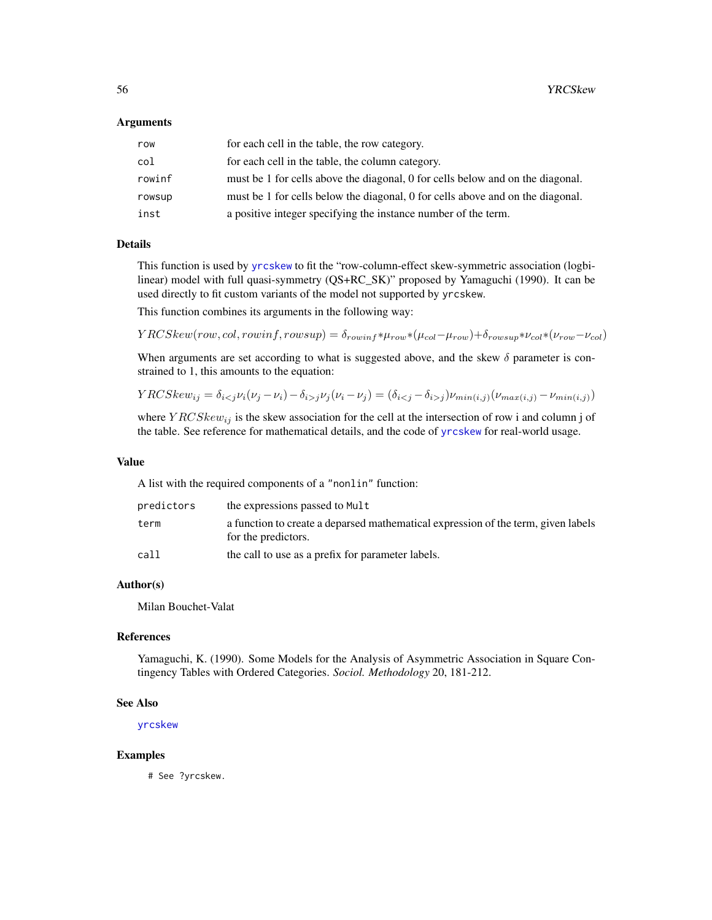### Arguments

| | |
|---|---|
| `row` | for each cell in the table, the row category. |
| `col` | for each cell in the table, the column category. |
| `rowinf` | must be 1 for cells above the diagonal, 0 for cells below and on the diagonal. |
| `rowsup` | must be 1 for cells below the diagonal, 0 for cells above and on the diagonal. |
| `inst` | a positive integer specifying the instance number of the term. |

### Details

This function is used by `yrcskew` to fit the "row-column-effect skew-symmetric association (log-bilinear) model with full quasi-symmetry (QS+RC_SK)" proposed by Yamaguchi (1990). It can be used directly to fit custom variants of the model not supported by `yrcskew`.

This function combines its arguments in the following way:

$$YRCSkew(row, col, rowinf, rowsup) = \delta_{rowinf} * \mu_{row} * (\mu_{col} - \mu_{row}) + \delta_{rowsup} * \nu_{col} * (\nu_{row} - \nu_{col})$$

When arguments are set according to what is suggested above, and the skew $\delta$ parameter is constrained to 1, this amounts to the equation:

$$YRCSkew_{ij} = \delta_{i<j} \nu_i (\nu_j - \nu_i) - \delta_{i>j} \nu_j (\nu_i - \nu_j) = (\delta_{i<j} - \delta_{i>j}) \nu_{min(i,j)} (\nu_{max(i,j)} - \nu_{min(i,j)})$$

where $YRCSkew_{ij}$ is the skew association for the cell at the intersection of row i and column j of the table. See reference for mathematical details, and the code of `yrcskew` for real-world usage.

### Value

A list with the required components of a `"nonlin"` function:

| | |
|---|---|
| `predictors` | the expressions passed to `Mult` |
| `term` | a function to create a deparsed mathematical expression of the term, given labels for the predictors. |
| `call` | the call to use as a prefix for parameter labels. |

### Author(s)

Milan Bouchet-Valat

### References

Yamaguchi, K. (1990). Some Models for the Analysis of Asymmetric Association in Square Contingency Tables with Ordered Categories. *Sociol. Methodology* 20, 181-212.

### See Also

`yrcskew`

### Examples

```
# See ?yrcskew.
```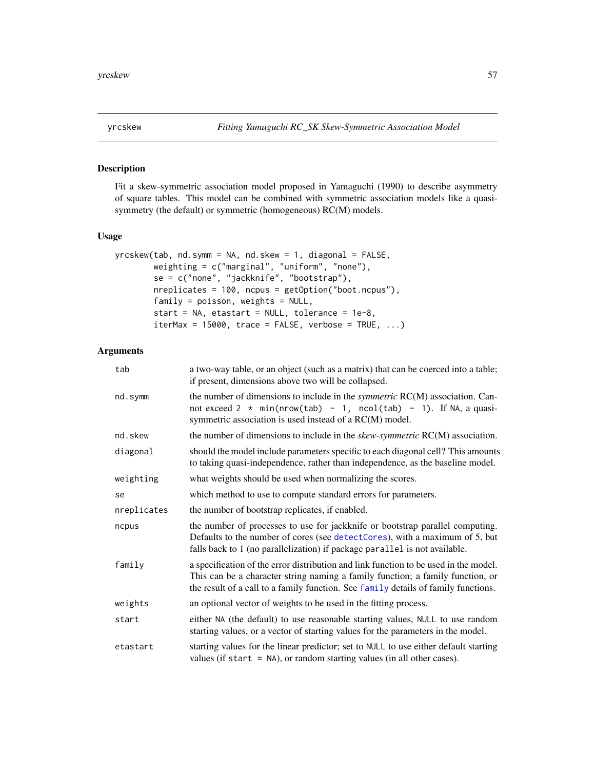yrcskew *Fitting Yamaguchi RC_SK Skew-Symmetric Association Model*

## Description

Fit a skew-symmetric association model proposed in Yamaguchi (1990) to describe asymmetry of square tables. This model can be combined with symmetric association models like a quasi-symmetry (the default) or symmetric (homogeneous) RC(M) models.

## Usage

```
yrcskew(tab, nd.symm = NA, nd.skew = 1, diagonal = FALSE,
        weighting = c("marginal", "uniform", "none"),
        se = c("none", "jackknife", "bootstrap"),
        nreplicates = 100, ncpus = getOption("boot.ncpus"),
        family = poisson, weights = NULL,
        start = NA, etastart = NULL, tolerance = 1e-8,
        iterMax = 15000, trace = FALSE, verbose = TRUE, ...)
```

## Arguments

| | |
|---|---|
| `tab` | a two-way table, or an object (such as a matrix) that can be coerced into a table; if present, dimensions above two will be collapsed. |
| `nd.symm` | the number of dimensions to include in the *symmetric* RC(M) association. Cannot exceed `2 * min(nrow(tab) - 1, ncol(tab) - 1)`. If `NA`, a quasi-symmetric association is used instead of a RC(M) model. |
| `nd.skew` | the number of dimensions to include in the *skew-symmetric* RC(M) association. |
| `diagonal` | should the model include parameters specific to each diagonal cell? This amounts to taking quasi-independence, rather than independence, as the baseline model. |
| `weighting` | what weights should be used when normalizing the scores. |
| `se` | which method to use to compute standard errors for parameters. |
| `nreplicates` | the number of bootstrap replicates, if enabled. |
| `ncpus` | the number of processes to use for jackknife or bootstrap parallel computing. Defaults to the number of cores (see `detectCores`), with a maximum of 5, but falls back to 1 (no parallelization) if package `parallel` is not available. |
| `family` | a specification of the error distribution and link function to be used in the model. This can be a character string naming a family function; a family function, or the result of a call to a family function. See `family` details of family functions. |
| `weights` | an optional vector of weights to be used in the fitting process. |
| `start` | either `NA` (the default) to use reasonable starting values, `NULL` to use random starting values, or a vector of starting values for the parameters in the model. |
| `etastart` | starting values for the linear predictor; set to `NULL` to use either default starting values (if `start = NA`), or random starting values (in all other cases). |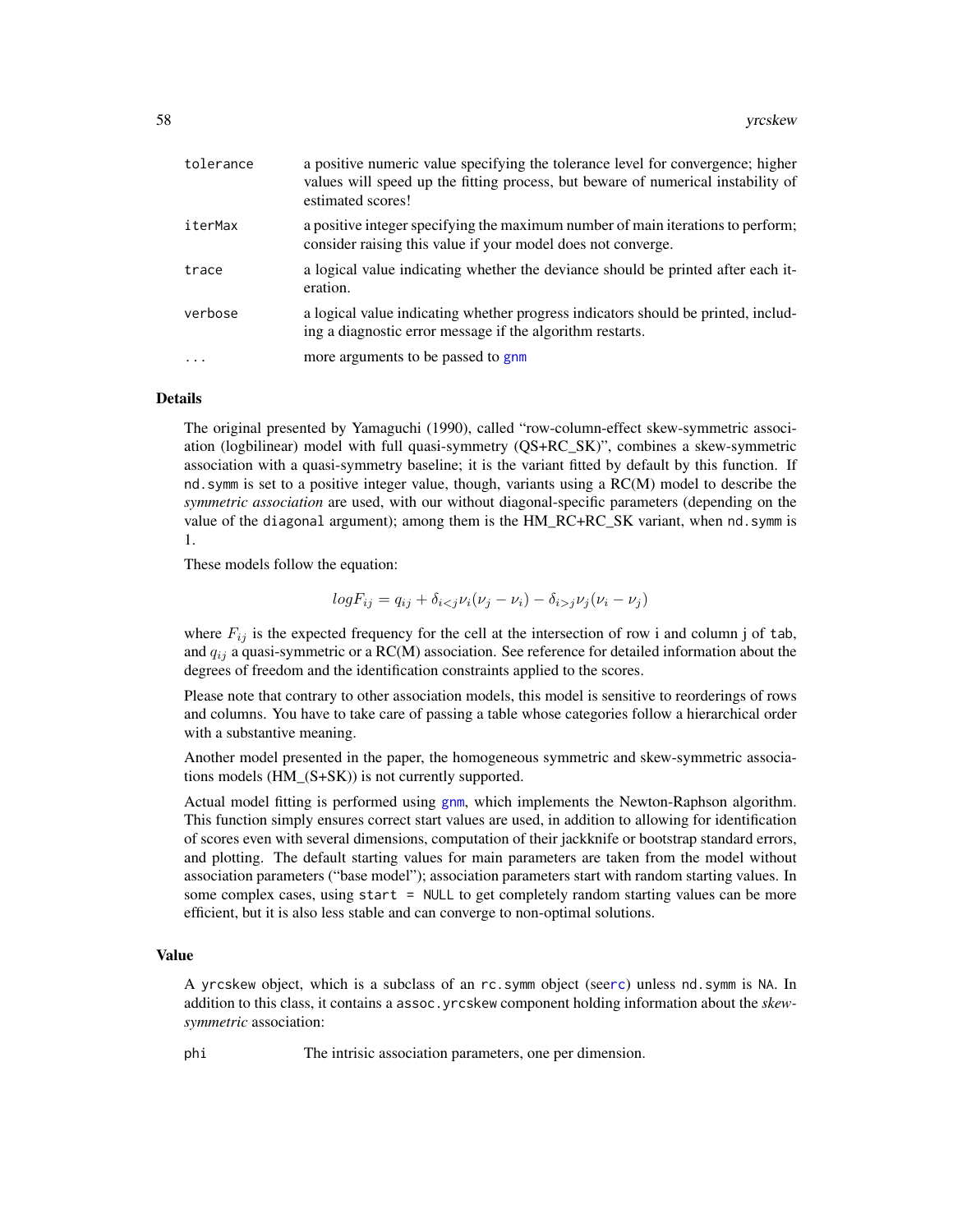| | |
|---|---|
| tolerance | a positive numeric value specifying the tolerance level for convergence; higher values will speed up the fitting process, but beware of numerical instability of estimated scores! |
| iterMax | a positive integer specifying the maximum number of main iterations to perform; consider raising this value if your model does not converge. |
| trace | a logical value indicating whether the deviance should be printed after each iteration. |
| verbose | a logical value indicating whether progress indicators should be printed, including a diagnostic error message if the algorithm restarts. |
| ... | more arguments to be passed to gnm |

## Details

The original presented by Yamaguchi (1990), called "row-column-effect skew-symmetric association (logbilinear) model with full quasi-symmetry (QS+RC_SK)", combines a skew-symmetric association with a quasi-symmetry baseline; it is the variant fitted by default by this function. If nd.symm is set to a positive integer value, though, variants using a RC(M) model to describe the *symmetric association* are used, with our without diagonal-specific parameters (depending on the value of the diagonal argument); among them is the HM_RC+RC_SK variant, when nd.symm is 1.

These models follow the equation:

$$logF_{ij} = q_{ij} + \delta_{i<j}\nu_i(\nu_j - \nu_i) - \delta_{i>j}\nu_j(\nu_i - \nu_j)$$

where $F_{ij}$ is the expected frequency for the cell at the intersection of row i and column j of tab, and $q_{ij}$ a quasi-symmetric or a RC(M) association. See reference for detailed information about the degrees of freedom and the identification constraints applied to the scores.

Please note that contrary to other association models, this model is sensitive to reorderings of rows and columns. You have to take care of passing a table whose categories follow a hierarchical order with a substantive meaning.

Another model presented in the paper, the homogeneous symmetric and skew-symmetric associations models (HM_(S+SK)) is not currently supported.

Actual model fitting is performed using gnm, which implements the Newton-Raphson algorithm. This function simply ensures correct start values are used, in addition to allowing for identification of scores even with several dimensions, computation of their jackknife or bootstrap standard errors, and plotting. The default starting values for main parameters are taken from the model without association parameters ("base model"); association parameters start with random starting values. In some complex cases, using start = NULL to get completely random starting values can be more efficient, but it is also less stable and can converge to non-optimal solutions.

## Value

A yrcskew object, which is a subclass of an rc.symm object (seerc) unless nd.symm is NA. In addition to this class, it contains a assoc.yrcskew component holding information about the *skew-symmetric* association:

| | |
|---|---|
| phi | The intrisic association parameters, one per dimension. |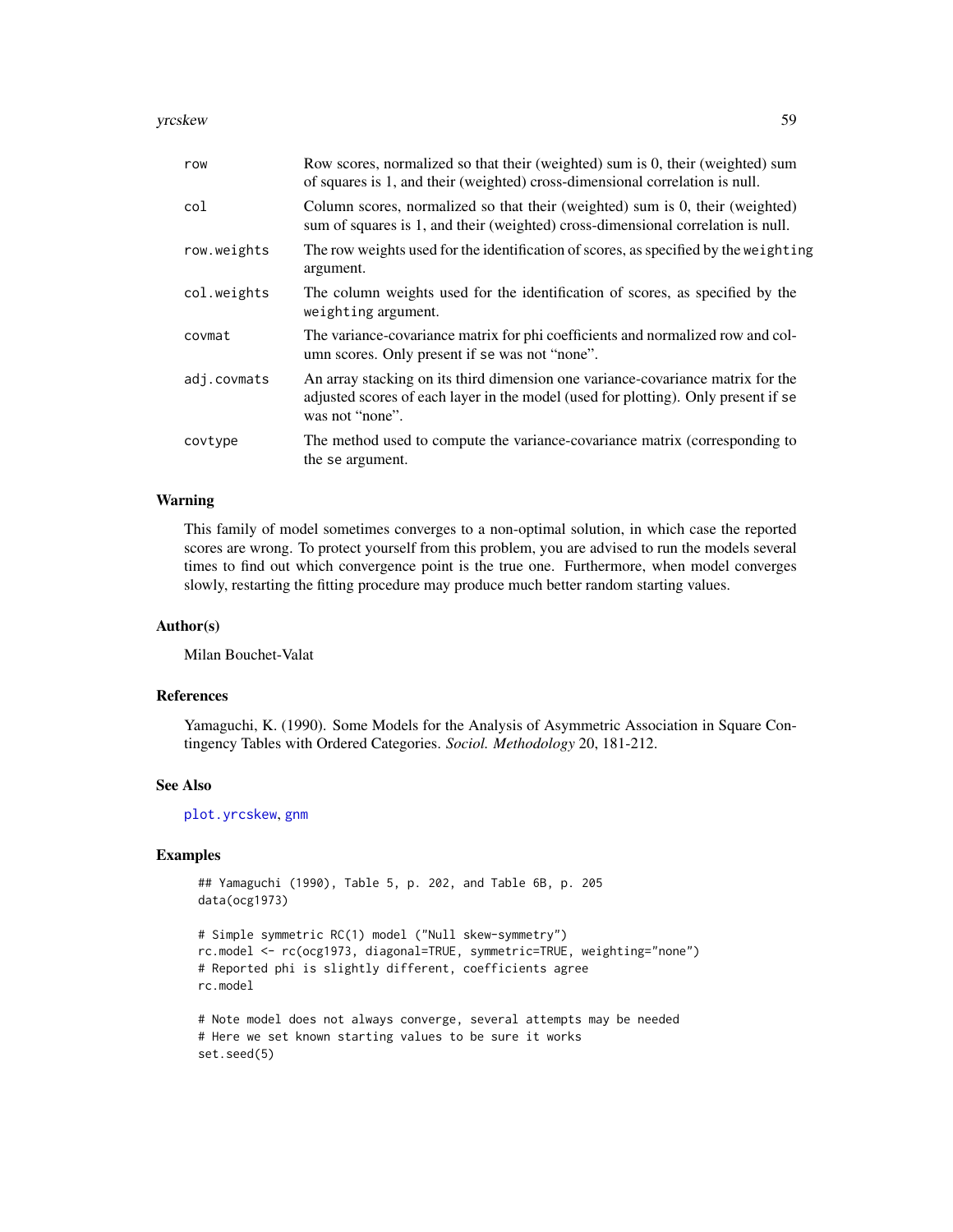| | |
|---|---|
| `row` | Row scores, normalized so that their (weighted) sum is 0, their (weighted) sum of squares is 1, and their (weighted) cross-dimensional correlation is null. |
| `col` | Column scores, normalized so that their (weighted) sum is 0, their (weighted) sum of squares is 1, and their (weighted) cross-dimensional correlation is null. |
| `row.weights` | The row weights used for the identification of scores, as specified by the `weighting` argument. |
| `col.weights` | The column weights used for the identification of scores, as specified by the `weighting` argument. |
| `covmat` | The variance-covariance matrix for phi coefficients and normalized row and column scores. Only present if `se` was not "none". |
| `adj.covmats` | An array stacking on its third dimension one variance-covariance matrix for the adjusted scores of each layer in the model (used for plotting). Only present if `se` was not "none". |
| `covtype` | The method used to compute the variance-covariance matrix (corresponding to the `se` argument. |

## Warning

This family of model sometimes converges to a non-optimal solution, in which case the reported scores are wrong. To protect yourself from this problem, you are advised to run the models several times to find out which convergence point is the true one. Furthermore, when model converges slowly, restarting the fitting procedure may produce much better random starting values.

## Author(s)

Milan Bouchet-Valat

## References

Yamaguchi, K. (1990). Some Models for the Analysis of Asymmetric Association in Square Contingency Tables with Ordered Categories. *Sociol. Methodology* 20, 181-212.

## See Also

`plot.yrcskew`, `gnm`

## Examples

```
## Yamaguchi (1990), Table 5, p. 202, and Table 6B, p. 205
data(ocg1973)

# Simple symmetric RC(1) model ("Null skew-symmetry")
rc.model <- rc(ocg1973, diagonal=TRUE, symmetric=TRUE, weighting="none")
# Reported phi is slightly different, coefficients agree
rc.model

# Note model does not always converge, several attempts may be needed
# Here we set known starting values to be sure it works
set.seed(5)
```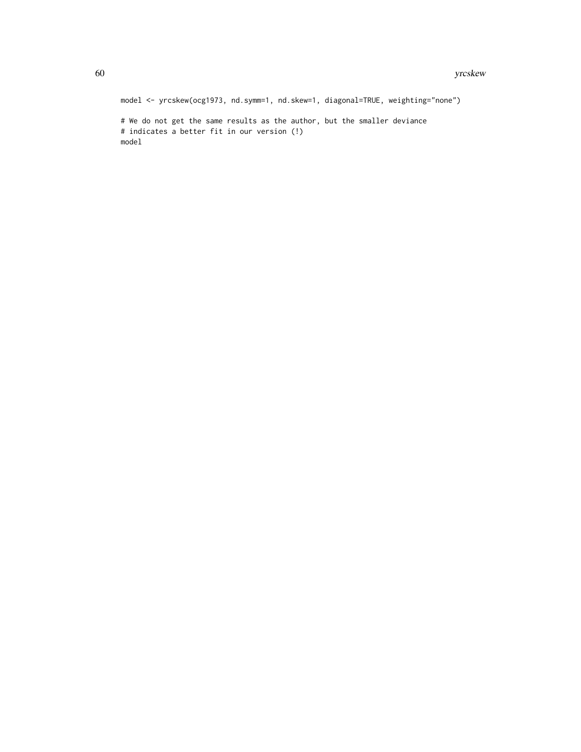```
model <- yrcskew(ocg1973, nd.symm=1, nd.skew=1, diagonal=TRUE, weighting="none")

# We do not get the same results as the author, but the smaller deviance
# indicates a better fit in our version (!)
model
```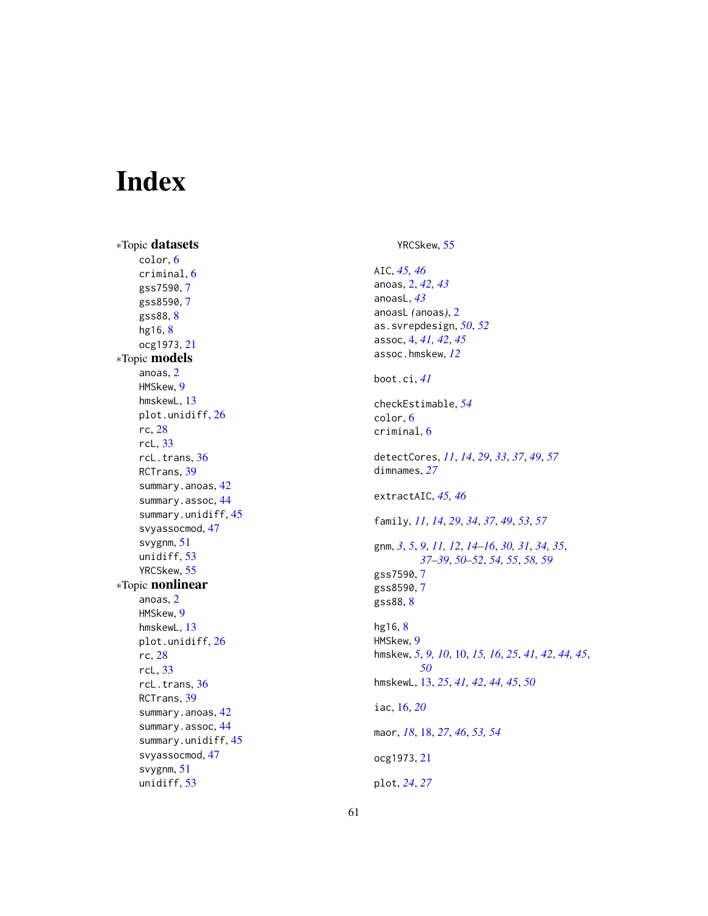# Index

∗Topic **datasets**

- color, 6
- criminal, 6
- gss7590, 7
- gss8590, 7
- gss88, 8
- hg16, 8
- ocg1973, 21

∗Topic **models**

- anoas, 2
- HMSkew, 9
- hmskewL, 13
- plot.unidiff, 26
- rc, 28
- rcL, 33
- rcL.trans, 36
- RCTrans, 39
- summary.anoas, 42
- summary.assoc, 44
- summary.unidiff, 45
- svyassocmod, 47
- svygnm, 51
- unidiff, 53
- YRCSkew, 55

∗Topic **nonlinear**

- anoas, 2
- HMSkew, 9
- hmskewL, 13
- plot.unidiff, 26
- rc, 28
- rcL, 33
- rcL.trans, 36
- RCTrans, 39
- summary.anoas, 42
- summary.assoc, 44
- summary.unidiff, 45
- svyassocmod, 47
- svygnm, 51
- unidiff, 53
- YRCSkew, 55

AIC, *45, 46*
anoas, 2, *42, 43*
anoasL, *43*
anoasL *(anoas)*, 2
as.svrepdesign, *50*, *52*
assoc, 4, *41, 42*, *45*
assoc.hmskew, *12*

boot.ci, *41*

checkEstimable, *54*
color, 6
criminal, 6

detectCores, *11*, *14*, *29*, *33*, *37*, *49*, *57*
dimnames, *27*

extractAIC, *45, 46*

family, *11*, *14*, *29*, *34*, *37*, *49*, *53*, *57*

gnm, *3*, *5*, *9*, *11, 12*, *14–16*, *30, 31*, *34, 35*, *37–39*, *50–52*, *54, 55*, *58, 59*
gss7590, 7
gss8590, 7
gss88, 8

hg16, 8
HMSkew, 9
hmskew, *5*, *9, 10*, 10, *15, 16*, *25*, *41, 42*, *44, 45*, *50*
hmskewL, 13, *25*, *41, 42*, *44, 45*, *50*

iac, 16, *20*

maor, *18*, 18, *27*, *46*, *53, 54*

ocg1973, 21

plot, *24*, *27*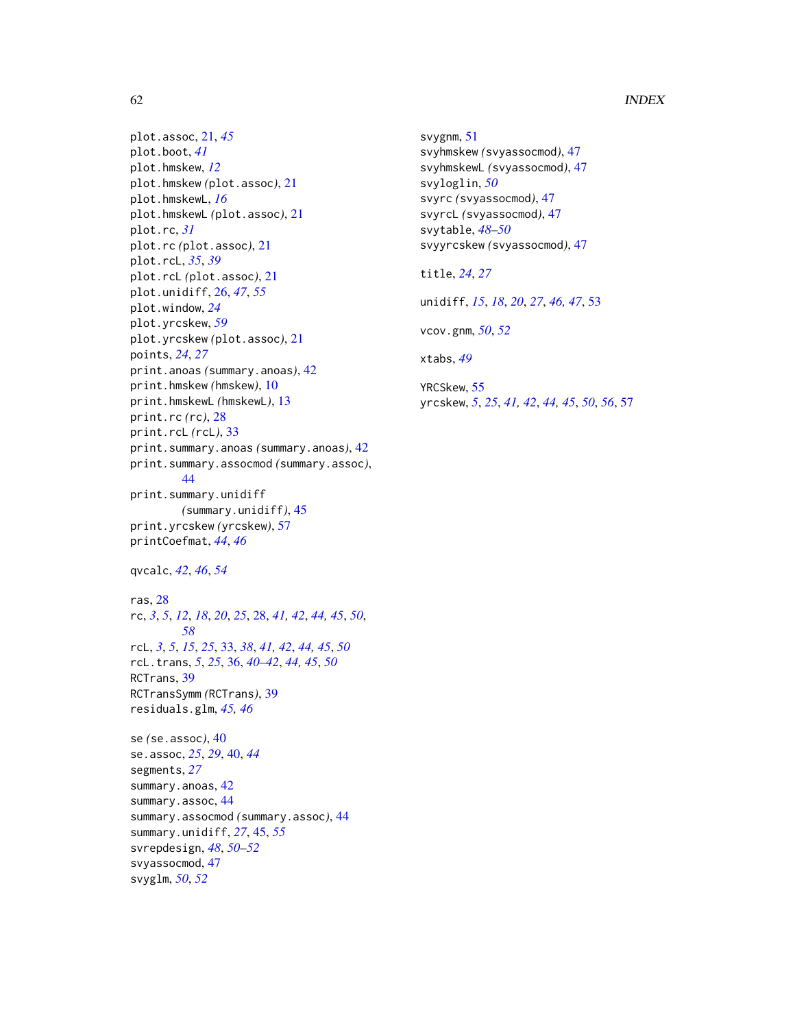plot.assoc, 21, *45*
plot.boot, *41*
plot.hmskew, *12*
plot.hmskew *(*plot.assoc*)*, 21
plot.hmskewL, *16*
plot.hmskewL *(*plot.assoc*)*, 21
plot.rc, *31*
plot.rc *(*plot.assoc*)*, 21
plot.rcL, *35*, *39*
plot.rcL *(*plot.assoc*)*, 21
plot.unidiff, 26, *47*, *55*
plot.window, *24*
plot.yrcskew, *59*
plot.yrcskew *(*plot.assoc*)*, 21
points, *24*, *27*
print.anoas *(*summary.anoas*)*, 42
print.hmskew *(*hmskew*)*, 10
print.hmskewL *(*hmskewL*)*, 13
print.rc *(*rc*)*, 28
print.rcL *(*rcL*)*, 33
print.summary.anoas *(*summary.anoas*)*, 42
print.summary.assocmod *(*summary.assoc*)*, 44
print.summary.unidiff *(*summary.unidiff*)*, 45
print.yrcskew *(*yrcskew*)*, 57
printCoefmat, *44*, *46*

qvcalc, *42*, *46*, *54*

ras, 28
rc, *3*, *5*, *12*, *18*, *20*, *25*, 28, *41, 42*, *44, 45*, *50*, *58*
rcL, *3*, *5*, *15*, *25*, 33, *38*, *41, 42*, *44, 45*, *50*
rcL.trans, *5*, *25*, 36, *40–42*, *44, 45*, *50*
RCTrans, 39
RCTransSymm *(*RCTrans*)*, 39
residuals.glm, *45, 46*

se *(*se.assoc*)*, 40
se.assoc, *25*, *29*, 40, *44*
segments, *27*
summary.anoas, 42
summary.assoc, 44
summary.assocmod *(*summary.assoc*)*, 44
summary.unidiff, *27*, 45, *55*
svrepdesign, *48*, *50–52*
svyassocmod, 47
svyglm, *50*, *52*
svygnm, 51
svyhmskew *(*svyassocmod*)*, 47
svyhmskewL *(*svyassocmod*)*, 47
svyloglin, *50*
svyrc *(*svyassocmod*)*, 47
svyrcL *(*svyassocmod*)*, 47
svytable, *48–50*
svyyrcskew *(*svyassocmod*)*, 47

title, *24*, *27*

unidiff, *15*, *18*, *20*, *27*, *46, 47*, 53

vcov.gnm, *50*, *52*

xtabs, *49*

YRCSkew, 55
yrcskew, *5*, *25*, *41, 42*, *44, 45*, *50*, *56*, 57